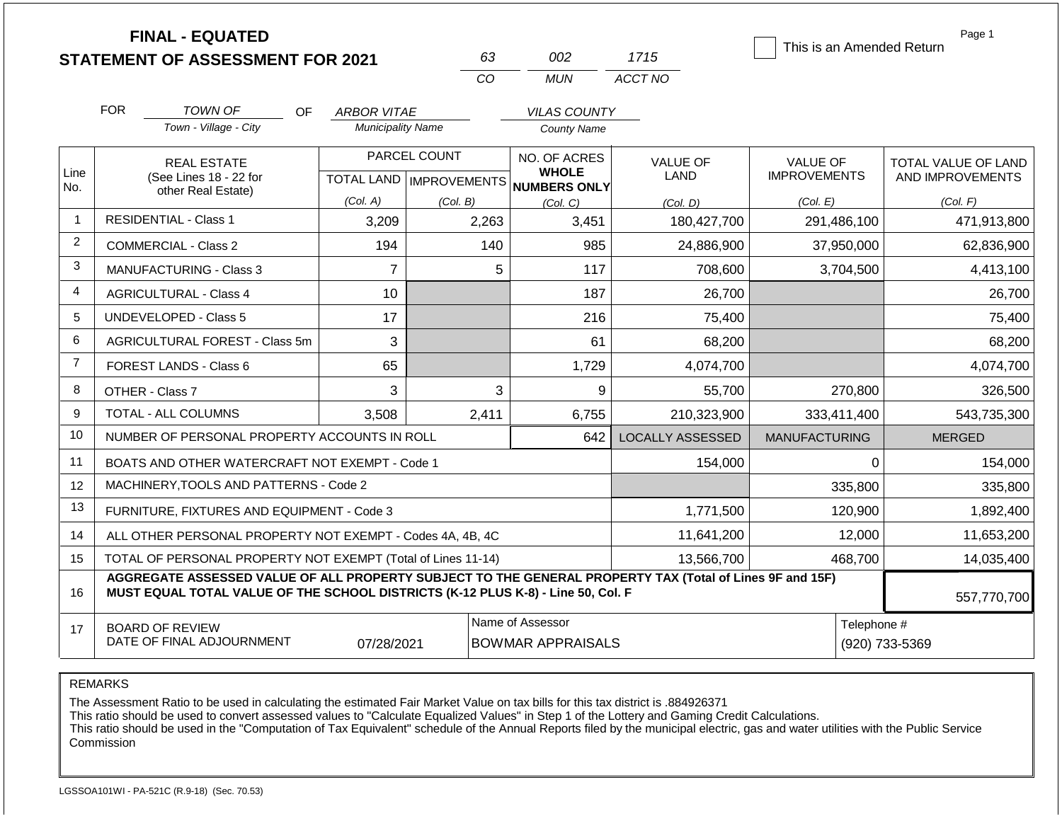# FINAL - EQUATED
# STATEMENT OF ASSESSMENT FOR 2021

| 63 | 002 | 1715 |
|---|---|---|
| CO | MUN | ACCT NO |

☐ This is an Amended Return

FOR *TOWN OF* (Town - Village - City) OF *ARBOR VITAE* (Municipality Name) *VILAS COUNTY* (County Name)

| Line No. | REAL ESTATE (See Lines 18 - 22 for other Real Estate) | PARCEL COUNT TOTAL LAND (Col. A) | PARCEL COUNT IMPROVEMENTS (Col. B) | NO. OF ACRES WHOLE NUMBERS ONLY (Col. C) | VALUE OF LAND (Col. D) | VALUE OF IMPROVEMENTS (Col. E) | TOTAL VALUE OF LAND AND IMPROVEMENTS (Col. F) |
|---|---|---|---|---|---|---|---|
| 1 | RESIDENTIAL - Class 1 | 3,209 | 2,263 | 3,451 | 180,427,700 | 291,486,100 | 471,913,800 |
| 2 | COMMERCIAL - Class 2 | 194 | 140 | 985 | 24,886,900 | 37,950,000 | 62,836,900 |
| 3 | MANUFACTURING - Class 3 | 7 | 5 | 117 | 708,600 | 3,704,500 | 4,413,100 |
| 4 | AGRICULTURAL - Class 4 | 10 | | 187 | 26,700 | | 26,700 |
| 5 | UNDEVELOPED - Class 5 | 17 | | 216 | 75,400 | | 75,400 |
| 6 | AGRICULTURAL FOREST - Class 5m | 3 | | 61 | 68,200 | | 68,200 |
| 7 | FOREST LANDS - Class 6 | 65 | | 1,729 | 4,074,700 | | 4,074,700 |
| 8 | OTHER - Class 7 | 3 | 3 | 9 | 55,700 | 270,800 | 326,500 |
| 9 | TOTAL - ALL COLUMNS | 3,508 | 2,411 | 6,755 | 210,323,900 | 333,411,400 | 543,735,300 |
| 10 | NUMBER OF PERSONAL PROPERTY ACCOUNTS IN ROLL | | | 642 | LOCALLY ASSESSED | MANUFACTURING | MERGED |
| 11 | BOATS AND OTHER WATERCRAFT NOT EXEMPT - Code 1 | | | | 154,000 | 0 | 154,000 |
| 12 | MACHINERY,TOOLS AND PATTERNS - Code 2 | | | | | 335,800 | 335,800 |
| 13 | FURNITURE, FIXTURES AND EQUIPMENT - Code 3 | | | | 1,771,500 | 120,900 | 1,892,400 |
| 14 | ALL OTHER PERSONAL PROPERTY NOT EXEMPT - Codes 4A, 4B, 4C | | | | 11,641,200 | 12,000 | 11,653,200 |
| 15 | TOTAL OF PERSONAL PROPERTY NOT EXEMPT (Total of Lines 11-14) | | | | 13,566,700 | 468,700 | 14,035,400 |
| 16 | **AGGREGATE ASSESSED VALUE OF ALL PROPERTY SUBJECT TO THE GENERAL PROPERTY TAX (Total of Lines 9F and 15F) MUST EQUAL TOTAL VALUE OF THE SCHOOL DISTRICTS (K-12 PLUS K-8) - Line 50, Col. F** | | | | | | 557,770,700 |
| 17 | BOARD OF REVIEW DATE OF FINAL ADJOURNMENT | 07/28/2021 | | Name of Assessor: BOWMAR APPRAISALS | | Telephone #: (920) 733-5369 | |

REMARKS

The Assessment Ratio to be used in calculating the estimated Fair Market Value on tax bills for this tax district is .884926371
This ratio should be used to convert assessed values to "Calculate Equalized Values" in Step 1 of the Lottery and Gaming Credit Calculations.
This ratio should be used in the "Computation of Tax Equivalent" schedule of the Annual Reports filed by the municipal electric, gas and water utilities with the Public Service Commission

LGSSOA101WI - PA-521C (R.9-18) (Sec. 70.53)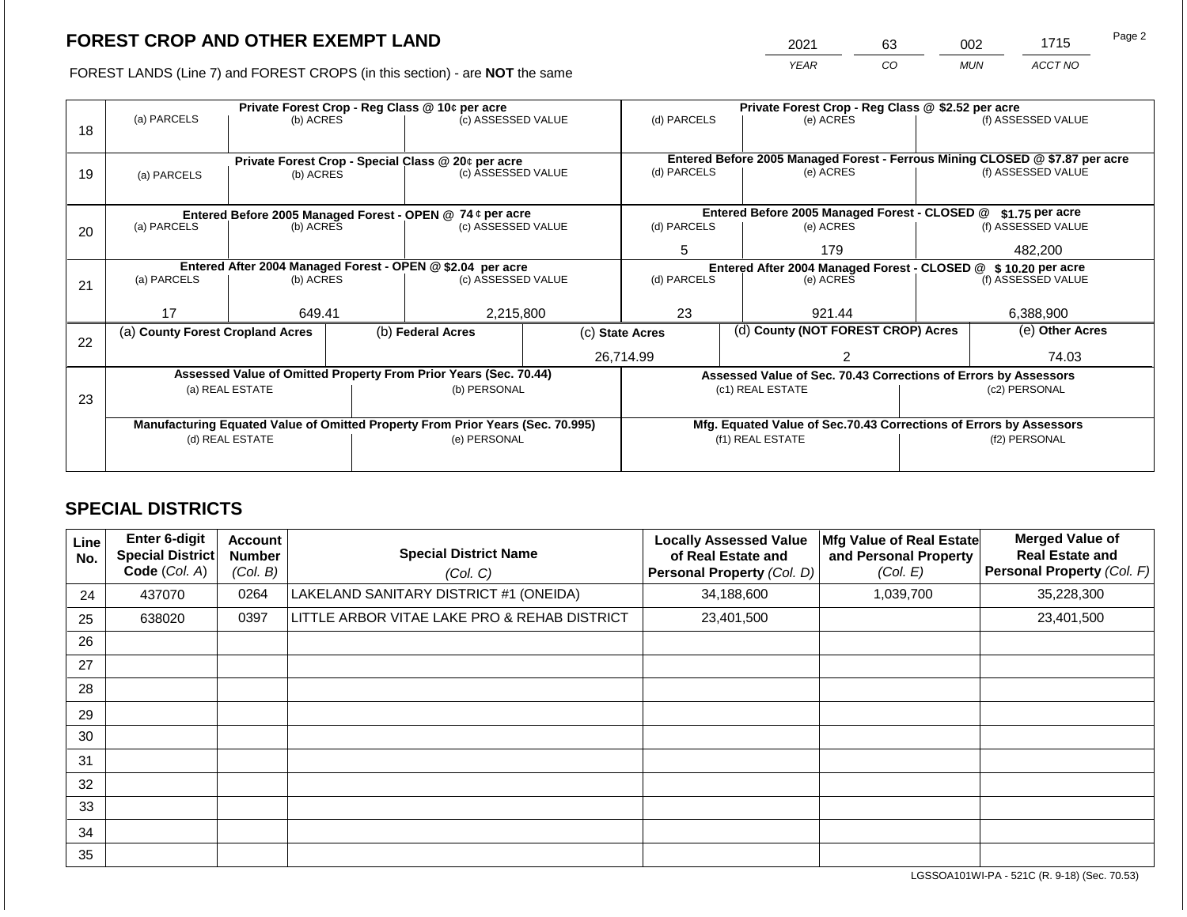# FOREST CROP AND OTHER EXEMPT LAND

| 2021 | 63 | 002 | 1715 |
|---|---|---|---|
| YEAR | CO | MUN | ACCT NO |

FOREST LANDS (Line 7) and FOREST CROPS (in this section) - are **NOT** the same

| Line | Private Forest Crop - Reg Class @ 10¢ per acre | | | Private Forest Crop - Reg Class @ $2.52 per acre | | |
|---|---|---|---|---|---|---|
| | (a) PARCELS | (b) ACRES | (c) ASSESSED VALUE | (d) PARCELS | (e) ACRES | (f) ASSESSED VALUE |
| 18 | | | | | | |
| | **Private Forest Crop - Special Class @ 20¢ per acre** | | | **Entered Before 2005 Managed Forest - Ferrous Mining CLOSED @ $7.87 per acre** | | |
| | (a) PARCELS | (b) ACRES | (c) ASSESSED VALUE | (d) PARCELS | (e) ACRES | (f) ASSESSED VALUE |
| 19 | | | | | | |
| | **Entered Before 2005 Managed Forest - OPEN @ 74 ¢ per acre** | | | **Entered Before 2005 Managed Forest - CLOSED @ $1.75 per acre** | | |
| | (a) PARCELS | (b) ACRES | (c) ASSESSED VALUE | (d) PARCELS | (e) ACRES | (f) ASSESSED VALUE |
| 20 | | | | 5 | 179 | 482,200 |
| | **Entered After 2004 Managed Forest - OPEN @ $2.04 per acre** | | | **Entered After 2004 Managed Forest - CLOSED @ $ 10.20 per acre** | | |
| | (a) PARCELS | (b) ACRES | (c) ASSESSED VALUE | (d) PARCELS | (e) ACRES | (f) ASSESSED VALUE |
| 21 | 17 | 649.41 | 2,215,800 | 23 | 921.44 | 6,388,900 |

| Line | (a) County Forest Cropland Acres | (b) Federal Acres | (c) State Acres | (d) County (NOT FOREST CROP) Acres | (e) Other Acres |
|---|---|---|---|---|---|
| 22 | | | 26,714.99 | 2 | 74.03 |

| Line | Assessed Value of Omitted Property From Prior Years (Sec. 70.44) | | Assessed Value of Sec. 70.43 Corrections of Errors by Assessors | |
|---|---|---|---|---|
| | (a) REAL ESTATE | (b) PERSONAL | (c1) REAL ESTATE | (c2) PERSONAL |
| 23 | | | | |
| | **Manufacturing Equated Value of Omitted Property From Prior Years (Sec. 70.995)** | | **Mfg. Equated Value of Sec.70.43 Corrections of Errors by Assessors** | |
| | (d) REAL ESTATE | (e) PERSONAL | (f1) REAL ESTATE | (f2) PERSONAL |
| | | | | |

## SPECIAL DISTRICTS

| Line No. | Enter 6-digit Special District Code (Col. A) | Account Number (Col. B) | Special District Name (Col. C) | Locally Assessed Value of Real Estate and Personal Property (Col. D) | Mfg Value of Real Estate and Personal Property (Col. E) | Merged Value of Real Estate and Personal Property (Col. F) |
|---|---|---|---|---|---|---|
| 24 | 437070 | 0264 | LAKELAND SANITARY DISTRICT #1 (ONEIDA) | 34,188,600 | 1,039,700 | 35,228,300 |
| 25 | 638020 | 0397 | LITTLE ARBOR VITAE LAKE PRO & REHAB DISTRICT | 23,401,500 | | 23,401,500 |
| 26 | | | | | | |
| 27 | | | | | | |
| 28 | | | | | | |
| 29 | | | | | | |
| 30 | | | | | | |
| 31 | | | | | | |
| 32 | | | | | | |
| 33 | | | | | | |
| 34 | | | | | | |
| 35 | | | | | | |

LGSSOA101WI-PA - 521C (R. 9-18) (Sec. 70.53)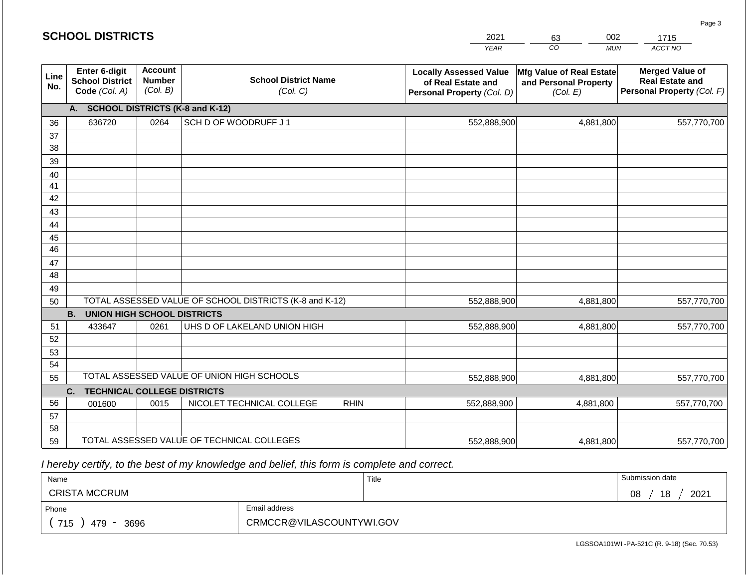# SCHOOL DISTRICTS

| 2021 | 63 | 002 | 1715 |
|---|---|---|---|
| *YEAR* | *CO* | *MUN* | *ACCT NO* |

| Line No. | Enter 6-digit School District Code *(Col. A)* | Account Number *(Col. B)* | School District Name *(Col. C)* | Locally Assessed Value of Real Estate and Personal Property *(Col. D)* | Mfg Value of Real Estate and Personal Property *(Col. E)* | Merged Value of Real Estate and Personal Property *(Col. F)* |
|---|---|---|---|---|---|---|
| | **A. SCHOOL DISTRICTS (K-8 and K-12)** | | | | | |
| 36 | 636720 | 0264 | SCH D OF WOODRUFF J 1 | 552,888,900 | 4,881,800 | 557,770,700 |
| 37 | | | | | | |
| 38 | | | | | | |
| 39 | | | | | | |
| 40 | | | | | | |
| 41 | | | | | | |
| 42 | | | | | | |
| 43 | | | | | | |
| 44 | | | | | | |
| 45 | | | | | | |
| 46 | | | | | | |
| 47 | | | | | | |
| 48 | | | | | | |
| 49 | | | | | | |
| 50 | TOTAL ASSESSED VALUE OF SCHOOL DISTRICTS (K-8 and K-12) | | | 552,888,900 | 4,881,800 | 557,770,700 |
| | **B. UNION HIGH SCHOOL DISTRICTS** | | | | | |
| 51 | 433647 | 0261 | UHS D OF LAKELAND UNION HIGH | 552,888,900 | 4,881,800 | 557,770,700 |
| 52 | | | | | | |
| 53 | | | | | | |
| 54 | | | | | | |
| 55 | TOTAL ASSESSED VALUE OF UNION HIGH SCHOOLS | | | 552,888,900 | 4,881,800 | 557,770,700 |
| | **C. TECHNICAL COLLEGE DISTRICTS** | | | | | |
| 56 | 001600 | 0015 | NICOLET TECHNICAL COLLEGE RHIN | 552,888,900 | 4,881,800 | 557,770,700 |
| 57 | | | | | | |
| 58 | | | | | | |
| 59 | TOTAL ASSESSED VALUE OF TECHNICAL COLLEGES | | | 552,888,900 | 4,881,800 | 557,770,700 |

*I hereby certify, to the best of my knowledge and belief, this form is complete and correct.*

| Name | Title | Submission date |
|---|---|---|
| CRISTA MCCRUM | | 08 / 18 / 2021 |
| Phone | Email address | |
| ( 715 ) 479 - 3696 | CRMCCR@VILASCOUNTYWI.GOV | |

LGSSOA101WI -PA-521C (R. 9-18) (Sec. 70.53)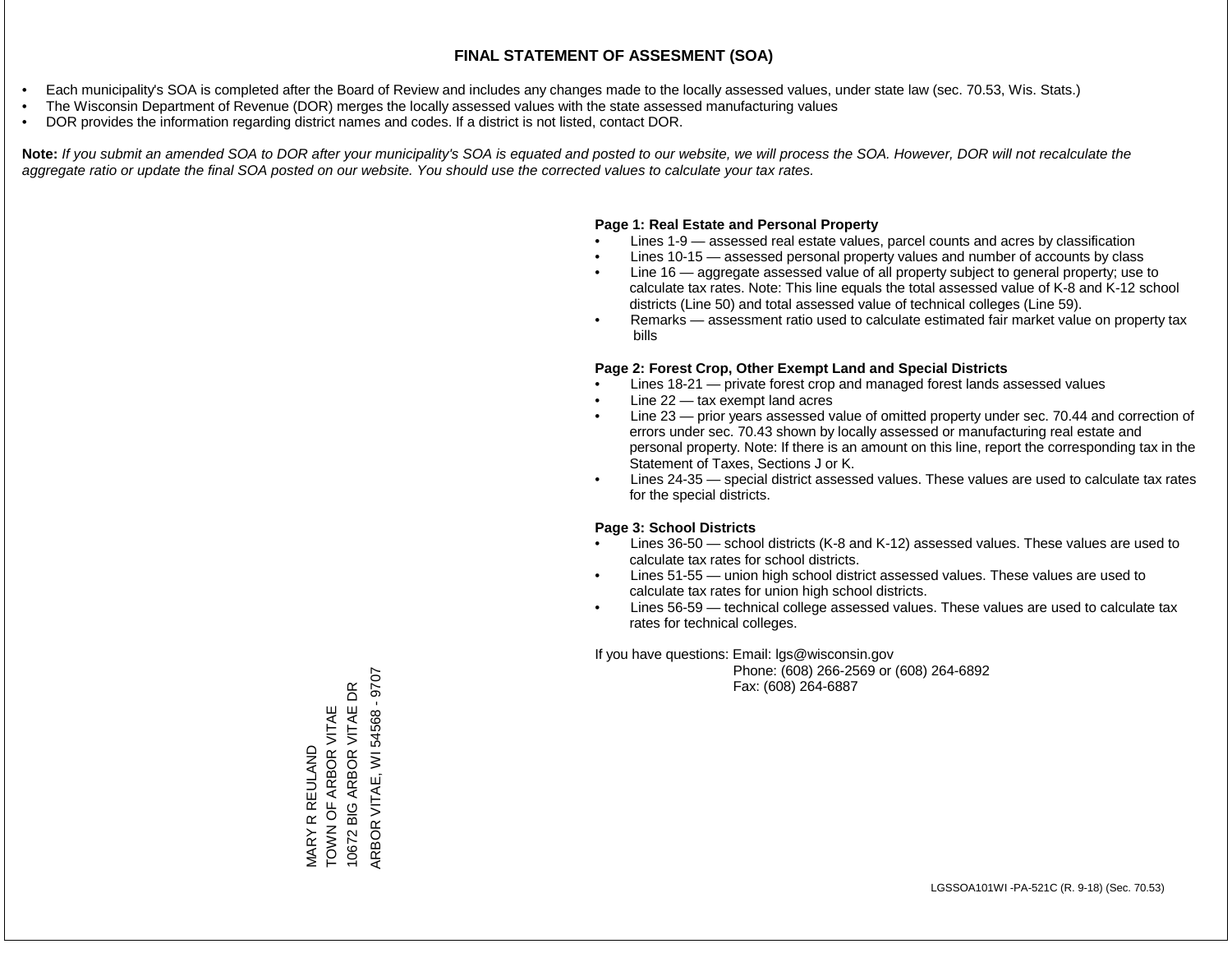# FINAL STATEMENT OF ASSESMENT (SOA)

- Each municipality's SOA is completed after the Board of Review and includes any changes made to the locally assessed values, under state law (sec. 70.53, Wis. Stats.)
- The Wisconsin Department of Revenue (DOR) merges the locally assessed values with the state assessed manufacturing values
- DOR provides the information regarding district names and codes. If a district is not listed, contact DOR.

**Note:** *If you submit an amended SOA to DOR after your municipality's SOA is equated and posted to our website, we will process the SOA. However, DOR will not recalculate the aggregate ratio or update the final SOA posted on our website. You should use the corrected values to calculate your tax rates.*

**Page 1: Real Estate and Personal Property**

- Lines 1-9 — assessed real estate values, parcel counts and acres by classification
- Lines 10-15 — assessed personal property values and number of accounts by class
- Line 16 — aggregate assessed value of all property subject to general property; use to calculate tax rates. Note: This line equals the total assessed value of K-8 and K-12 school districts (Line 50) and total assessed value of technical colleges (Line 59).
- Remarks — assessment ratio used to calculate estimated fair market value on property tax bills

**Page 2: Forest Crop, Other Exempt Land and Special Districts**

- Lines 18-21 — private forest crop and managed forest lands assessed values
- Line 22 — tax exempt land acres
- Line 23 — prior years assessed value of omitted property under sec. 70.44 and correction of errors under sec. 70.43 shown by locally assessed or manufacturing real estate and personal property. Note: If there is an amount on this line, report the corresponding tax in the Statement of Taxes, Sections J or K.
- Lines 24-35 — special district assessed values. These values are used to calculate tax rates for the special districts.

**Page 3: School Districts**

- Lines 36-50 — school districts (K-8 and K-12) assessed values. These values are used to calculate tax rates for school districts.
- Lines 51-55 — union high school district assessed values. These values are used to calculate tax rates for union high school districts.
- Lines 56-59 — technical college assessed values. These values are used to calculate tax rates for technical colleges.

If you have questions: Email: lgs@wisconsin.gov
Phone: (608) 266-2569 or (608) 264-6892
Fax: (608) 264-6887

MARY R REULAND
TOWN OF ARBOR VITAE
10672 BIG ARBOR VITAE DR
ARBOR VITAE, WI 54568 - 9707

LGSSOA101WI -PA-521C (R. 9-18) (Sec. 70.53)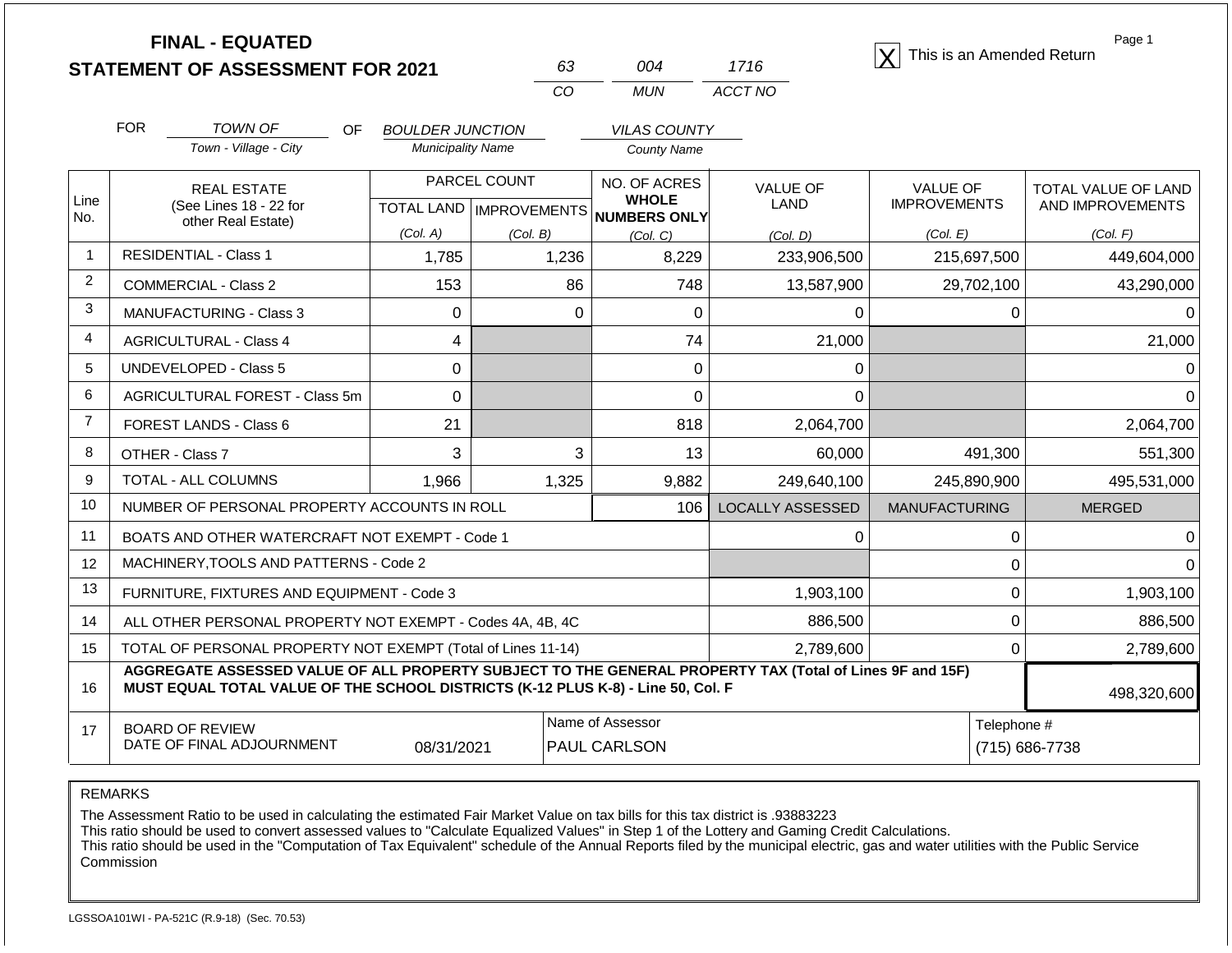# FINAL - EQUATED
## STATEMENT OF ASSESSMENT FOR 2021

| 63 | 004 | 1716 |
|---|---|---|
| CO | MUN | ACCT NO |

[X] This is an Amended Return

FOR *TOWN OF* (Town - Village - City) OF *BOULDER JUNCTION* (Municipality Name) *VILAS COUNTY* (County Name)

| Line No. | REAL ESTATE (See Lines 18 - 22 for other Real Estate) | PARCEL COUNT TOTAL LAND (Col. A) | PARCEL COUNT IMPROVEMENTS (Col. B) | NO. OF ACRES WHOLE NUMBERS ONLY (Col. C) | VALUE OF LAND (Col. D) | VALUE OF IMPROVEMENTS (Col. E) | TOTAL VALUE OF LAND AND IMPROVEMENTS (Col. F) |
|---|---|---|---|---|---|---|---|
| 1 | RESIDENTIAL - Class 1 | 1,785 | 1,236 | 8,229 | 233,906,500 | 215,697,500 | 449,604,000 |
| 2 | COMMERCIAL - Class 2 | 153 | 86 | 748 | 13,587,900 | 29,702,100 | 43,290,000 |
| 3 | MANUFACTURING - Class 3 | 0 | 0 | 0 | 0 | 0 | 0 |
| 4 | AGRICULTURAL - Class 4 | 4 | | 74 | 21,000 | | 21,000 |
| 5 | UNDEVELOPED - Class 5 | 0 | | 0 | 0 | | 0 |
| 6 | AGRICULTURAL FOREST - Class 5m | 0 | | 0 | 0 | | 0 |
| 7 | FOREST LANDS - Class 6 | 21 | | 818 | 2,064,700 | | 2,064,700 |
| 8 | OTHER - Class 7 | 3 | 3 | 13 | 60,000 | 491,300 | 551,300 |
| 9 | TOTAL - ALL COLUMNS | 1,966 | 1,325 | 9,882 | 249,640,100 | 245,890,900 | 495,531,000 |
| 10 | NUMBER OF PERSONAL PROPERTY ACCOUNTS IN ROLL | | | 106 | LOCALLY ASSESSED | MANUFACTURING | MERGED |
| 11 | BOATS AND OTHER WATERCRAFT NOT EXEMPT - Code 1 | | | | 0 | 0 | 0 |
| 12 | MACHINERY,TOOLS AND PATTERNS - Code 2 | | | | | 0 | 0 |
| 13 | FURNITURE, FIXTURES AND EQUIPMENT - Code 3 | | | | 1,903,100 | 0 | 1,903,100 |
| 14 | ALL OTHER PERSONAL PROPERTY NOT EXEMPT - Codes 4A, 4B, 4C | | | | 886,500 | 0 | 886,500 |
| 15 | TOTAL OF PERSONAL PROPERTY NOT EXEMPT (Total of Lines 11-14) | | | | 2,789,600 | 0 | 2,789,600 |
| 16 | **AGGREGATE ASSESSED VALUE OF ALL PROPERTY SUBJECT TO THE GENERAL PROPERTY TAX (Total of Lines 9F and 15F) MUST EQUAL TOTAL VALUE OF THE SCHOOL DISTRICTS (K-12 PLUS K-8) - Line 50, Col. F** | | | | | | 498,320,600 |
| 17 | BOARD OF REVIEW DATE OF FINAL ADJOURNMENT | 08/31/2021 | | Name of Assessor: PAUL CARLSON | | | Telephone #: (715) 686-7738 |

REMARKS

The Assessment Ratio to be used in calculating the estimated Fair Market Value on tax bills for this tax district is .93883223
This ratio should be used to convert assessed values to "Calculate Equalized Values" in Step 1 of the Lottery and Gaming Credit Calculations.
This ratio should be used in the "Computation of Tax Equivalent" schedule of the Annual Reports filed by the municipal electric, gas and water utilities with the Public Service Commission

LGSSOA101WI - PA-521C (R.9-18) (Sec. 70.53)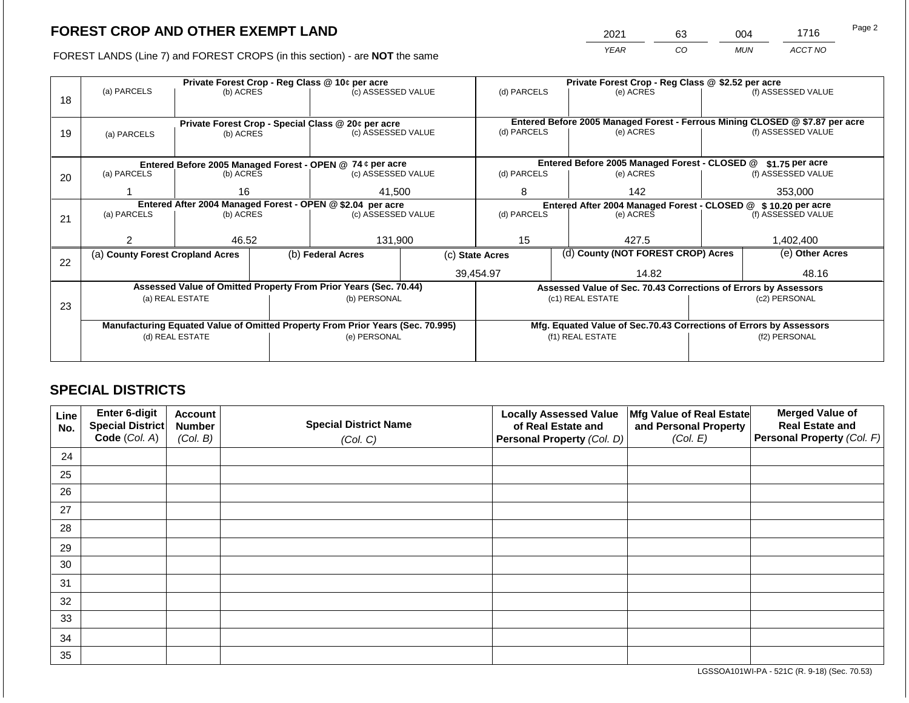## FOREST CROP AND OTHER EXEMPT LAND

FOREST LANDS (Line 7) and FOREST CROPS (in this section) - are **NOT** the same

| YEAR | CO | MUN | ACCT NO |
|---|---|---|---|
| 2021 | 63 | 004 | 1716 |

| Line | Private Forest Crop - Reg Class @ 10¢ per acre | | | Private Forest Crop - Reg Class @ $2.52 per acre | | |
|---|---|---|---|---|---|---|
| | (a) PARCELS | (b) ACRES | (c) ASSESSED VALUE | (d) PARCELS | (e) ACRES | (f) ASSESSED VALUE |
| 18 | | | | | | |
| | **Private Forest Crop - Special Class @ 20¢ per acre** | | | **Entered Before 2005 Managed Forest - Ferrous Mining CLOSED @ $7.87 per acre** | | |
| | (a) PARCELS | (b) ACRES | (c) ASSESSED VALUE | (d) PARCELS | (e) ACRES | (f) ASSESSED VALUE |
| 19 | | | | | | |
| | **Entered Before 2005 Managed Forest - OPEN @ 74 ¢ per acre** | | | **Entered Before 2005 Managed Forest - CLOSED @ $1.75 per acre** | | |
| | (a) PARCELS | (b) ACRES | (c) ASSESSED VALUE | (d) PARCELS | (e) ACRES | (f) ASSESSED VALUE |
| 20 | 1 | 16 | 41,500 | 8 | 142 | 353,000 |
| | **Entered After 2004 Managed Forest - OPEN @ $2.04 per acre** | | | **Entered After 2004 Managed Forest - CLOSED @ $ 10.20 per acre** | | |
| | (a) PARCELS | (b) ACRES | (c) ASSESSED VALUE | (d) PARCELS | (e) ACRES | (f) ASSESSED VALUE |
| 21 | 2 | 46.52 | 131,900 | 15 | 427.5 | 1,402,400 |

| Line | (a) County Forest Cropland Acres | (b) Federal Acres | (c) State Acres | (d) County (NOT FOREST CROP) Acres | (e) Other Acres |
|---|---|---|---|---|---|
| 22 | | | 39,454.97 | 14.82 | 48.16 |

| Line | Assessed Value of Omitted Property From Prior Years (Sec. 70.44) | | Assessed Value of Sec. 70.43 Corrections of Errors by Assessors | |
|---|---|---|---|---|
| | (a) REAL ESTATE | (b) PERSONAL | (c1) REAL ESTATE | (c2) PERSONAL |
| 23 | | | | |
| | **Manufacturing Equated Value of Omitted Property From Prior Years (Sec. 70.995)** | | **Mfg. Equated Value of Sec.70.43 Corrections of Errors by Assessors** | |
| | (d) REAL ESTATE | (e) PERSONAL | (f1) REAL ESTATE | (f2) PERSONAL |
| | | | | |

## SPECIAL DISTRICTS

| Line No. | Enter 6-digit Special District Code (Col. A) | Account Number (Col. B) | Special District Name (Col. C) | Locally Assessed Value of Real Estate and Personal Property (Col. D) | Mfg Value of Real Estate and Personal Property (Col. E) | Merged Value of Real Estate and Personal Property (Col. F) |
|---|---|---|---|---|---|---|
| 24 | | | | | | |
| 25 | | | | | | |
| 26 | | | | | | |
| 27 | | | | | | |
| 28 | | | | | | |
| 29 | | | | | | |
| 30 | | | | | | |
| 31 | | | | | | |
| 32 | | | | | | |
| 33 | | | | | | |
| 34 | | | | | | |
| 35 | | | | | | |

LGSSOA101WI-PA - 521C (R. 9-18) (Sec. 70.53)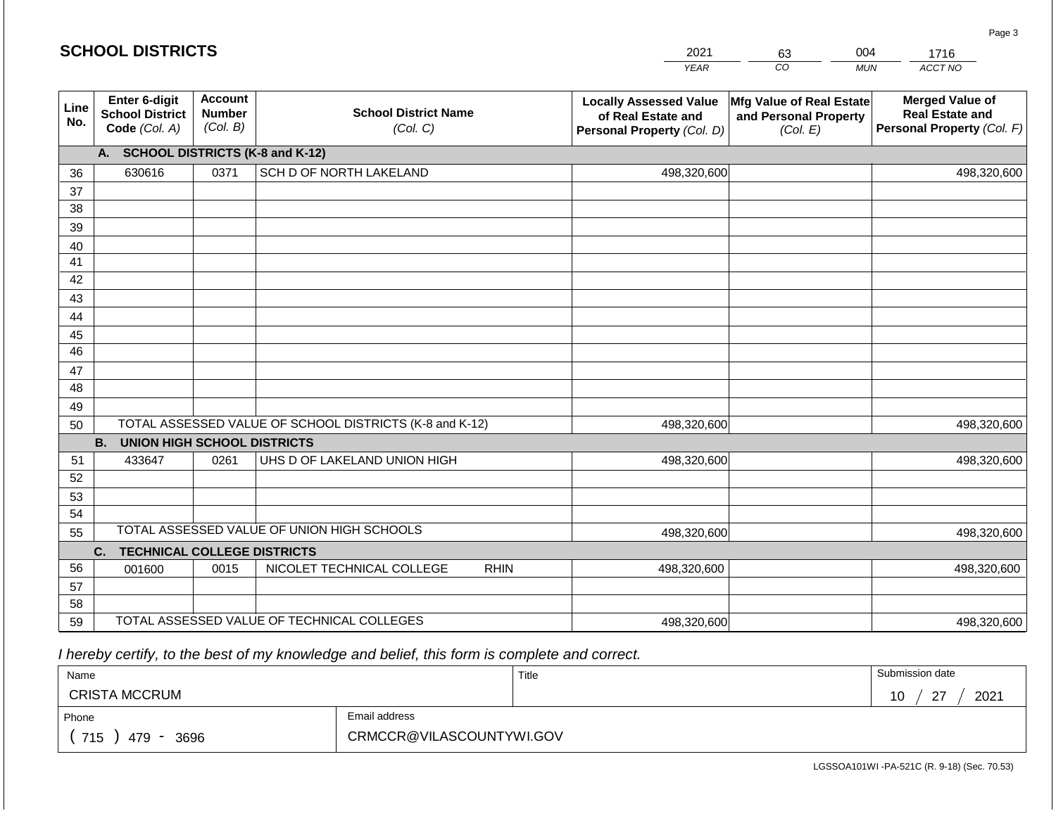## SCHOOL DISTRICTS

| 2021 | 63 | 004 | 1716 |
|---|---|---|---|
| *YEAR* | *CO* | *MUN* | *ACCT NO* |

| Line No. | Enter 6-digit School District Code *(Col. A)* | Account Number *(Col. B)* | School District Name *(Col. C)* | Locally Assessed Value of Real Estate and Personal Property *(Col. D)* | Mfg Value of Real Estate and Personal Property *(Col. E)* | Merged Value of Real Estate and Personal Property *(Col. F)* |
|---|---|---|---|---|---|---|
| | **A. SCHOOL DISTRICTS (K-8 and K-12)** | | | | | |
| 36 | 630616 | 0371 | SCH D OF NORTH LAKELAND | 498,320,600 | | 498,320,600 |
| 37 | | | | | | |
| 38 | | | | | | |
| 39 | | | | | | |
| 40 | | | | | | |
| 41 | | | | | | |
| 42 | | | | | | |
| 43 | | | | | | |
| 44 | | | | | | |
| 45 | | | | | | |
| 46 | | | | | | |
| 47 | | | | | | |
| 48 | | | | | | |
| 49 | | | | | | |
| 50 | TOTAL ASSESSED VALUE OF SCHOOL DISTRICTS (K-8 and K-12) | | | 498,320,600 | | 498,320,600 |
| | **B. UNION HIGH SCHOOL DISTRICTS** | | | | | |
| 51 | 433647 | 0261 | UHS D OF LAKELAND UNION HIGH | 498,320,600 | | 498,320,600 |
| 52 | | | | | | |
| 53 | | | | | | |
| 54 | | | | | | |
| 55 | TOTAL ASSESSED VALUE OF UNION HIGH SCHOOLS | | | 498,320,600 | | 498,320,600 |
| | **C. TECHNICAL COLLEGE DISTRICTS** | | | | | |
| 56 | 001600 | 0015 | NICOLET TECHNICAL COLLEGE RHIN | 498,320,600 | | 498,320,600 |
| 57 | | | | | | |
| 58 | | | | | | |
| 59 | TOTAL ASSESSED VALUE OF TECHNICAL COLLEGES | | | 498,320,600 | | 498,320,600 |

*I hereby certify, to the best of my knowledge and belief, this form is complete and correct.*

| Name | Title | Submission date |
|---|---|---|
| CRISTA MCCRUM | | 10 / 27 / 2021 |
| **Phone** | **Email address** | |
| ( 715 ) 479 - 3696 | CRMCCR@VILASCOUNTYWI.GOV | |

LGSSOA101WI -PA-521C (R. 9-18) (Sec. 70.53)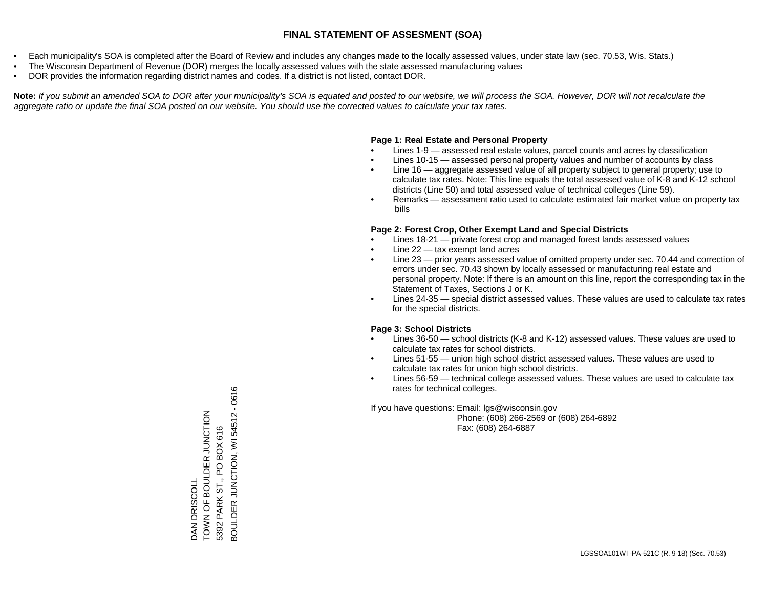# FINAL STATEMENT OF ASSESMENT (SOA)

- Each municipality's SOA is completed after the Board of Review and includes any changes made to the locally assessed values, under state law (sec. 70.53, Wis. Stats.)
- The Wisconsin Department of Revenue (DOR) merges the locally assessed values with the state assessed manufacturing values
- DOR provides the information regarding district names and codes. If a district is not listed, contact DOR.

**Note:** *If you submit an amended SOA to DOR after your municipality's SOA is equated and posted to our website, we will process the SOA. However, DOR will not recalculate the aggregate ratio or update the final SOA posted on our website. You should use the corrected values to calculate your tax rates.*

DAN DRISCOLL
TOWN OF BOULDER JUNCTION
5392 PARK ST., PO BOX 616
BOULDER JUNCTION, WI 54512 - 0616

**Page 1: Real Estate and Personal Property**

- Lines 1-9 — assessed real estate values, parcel counts and acres by classification
- Lines 10-15 — assessed personal property values and number of accounts by class
- Line 16 — aggregate assessed value of all property subject to general property; use to calculate tax rates. Note: This line equals the total assessed value of K-8 and K-12 school districts (Line 50) and total assessed value of technical colleges (Line 59).
- Remarks — assessment ratio used to calculate estimated fair market value on property tax bills

**Page 2: Forest Crop, Other Exempt Land and Special Districts**

- Lines 18-21 — private forest crop and managed forest lands assessed values
- Line 22 — tax exempt land acres
- Line 23 — prior years assessed value of omitted property under sec. 70.44 and correction of errors under sec. 70.43 shown by locally assessed or manufacturing real estate and personal property. Note: If there is an amount on this line, report the corresponding tax in the Statement of Taxes, Sections J or K.
- Lines 24-35 — special district assessed values. These values are used to calculate tax rates for the special districts.

**Page 3: School Districts**

- Lines 36-50 — school districts (K-8 and K-12) assessed values. These values are used to calculate tax rates for school districts.
- Lines 51-55 — union high school district assessed values. These values are used to calculate tax rates for union high school districts.
- Lines 56-59 — technical college assessed values. These values are used to calculate tax rates for technical colleges.

If you have questions: Email: lgs@wisconsin.gov
Phone: (608) 266-2569 or (608) 264-6892
Fax: (608) 264-6887

LGSSOA101WI -PA-521C (R. 9-18) (Sec. 70.53)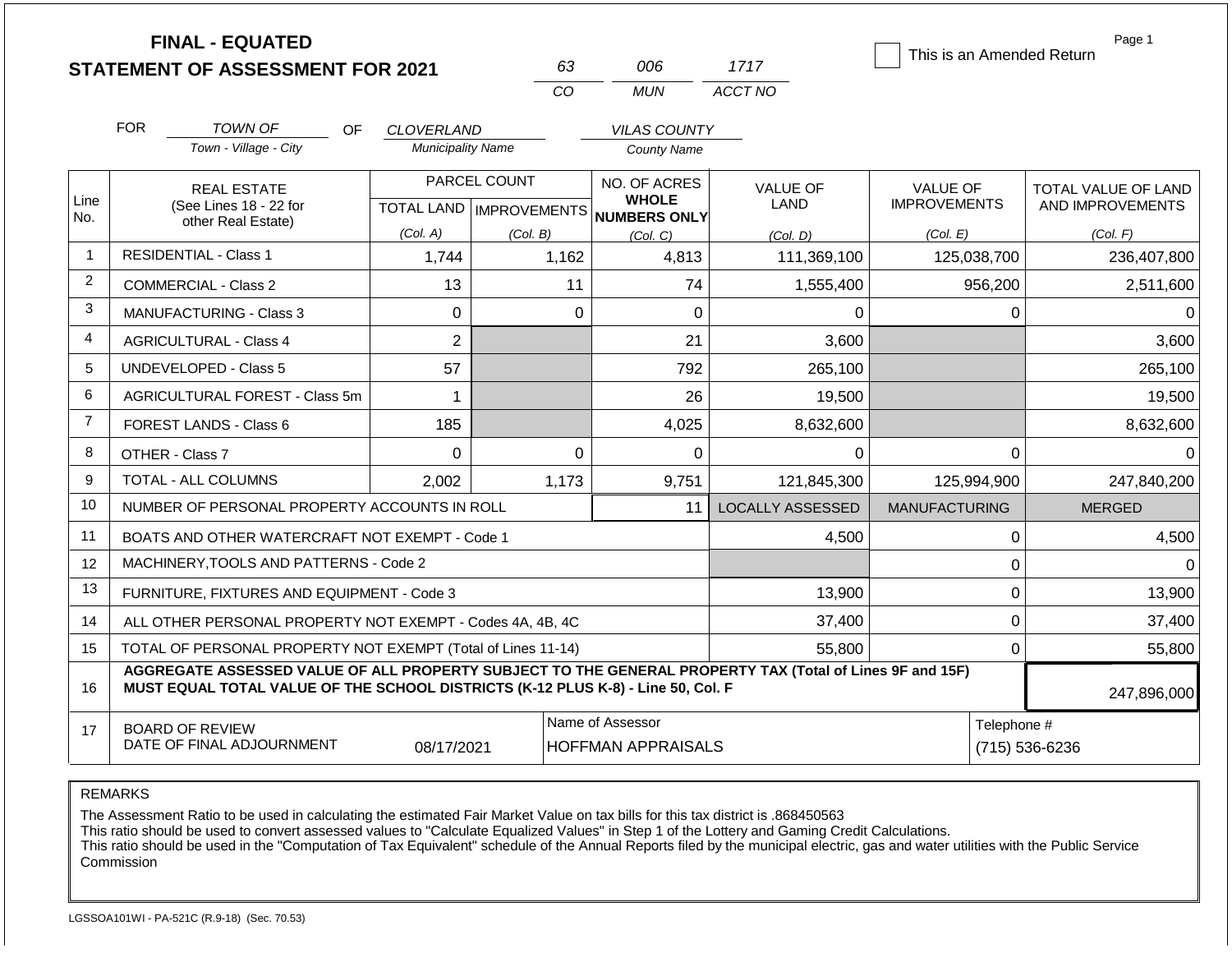# FINAL - EQUATED
# STATEMENT OF ASSESSMENT FOR 2021

| 63 | 006 | 1717 |
|---|---|---|
| CO | MUN | ACCT NO |

☐ This is an Amended Return

Page 1

FOR *TOWN OF* (Town - Village - City) OF *CLOVERLAND* (Municipality Name) *VILAS COUNTY* (County Name)

| Line No. | REAL ESTATE (See Lines 18 - 22 for other Real Estate) | PARCEL COUNT TOTAL LAND (Col. A) | PARCEL COUNT IMPROVEMENTS (Col. B) | NO. OF ACRES WHOLE NUMBERS ONLY (Col. C) | VALUE OF LAND (Col. D) | VALUE OF IMPROVEMENTS (Col. E) | TOTAL VALUE OF LAND AND IMPROVEMENTS (Col. F) |
|---|---|---|---|---|---|---|---|
| 1 | RESIDENTIAL - Class 1 | 1,744 | 1,162 | 4,813 | 111,369,100 | 125,038,700 | 236,407,800 |
| 2 | COMMERCIAL - Class 2 | 13 | 11 | 74 | 1,555,400 | 956,200 | 2,511,600 |
| 3 | MANUFACTURING - Class 3 | 0 | 0 | 0 | 0 | 0 | 0 |
| 4 | AGRICULTURAL - Class 4 | 2 | | 21 | 3,600 | | 3,600 |
| 5 | UNDEVELOPED - Class 5 | 57 | | 792 | 265,100 | | 265,100 |
| 6 | AGRICULTURAL FOREST - Class 5m | 1 | | 26 | 19,500 | | 19,500 |
| 7 | FOREST LANDS - Class 6 | 185 | | 4,025 | 8,632,600 | | 8,632,600 |
| 8 | OTHER - Class 7 | 0 | 0 | 0 | 0 | 0 | 0 |
| 9 | TOTAL - ALL COLUMNS | 2,002 | 1,173 | 9,751 | 121,845,300 | 125,994,900 | 247,840,200 |
| 10 | NUMBER OF PERSONAL PROPERTY ACCOUNTS IN ROLL | | | 11 | LOCALLY ASSESSED | MANUFACTURING | MERGED |
| 11 | BOATS AND OTHER WATERCRAFT NOT EXEMPT - Code 1 | | | | 4,500 | 0 | 4,500 |
| 12 | MACHINERY,TOOLS AND PATTERNS - Code 2 | | | | | 0 | 0 |
| 13 | FURNITURE, FIXTURES AND EQUIPMENT - Code 3 | | | | 13,900 | 0 | 13,900 |
| 14 | ALL OTHER PERSONAL PROPERTY NOT EXEMPT - Codes 4A, 4B, 4C | | | | 37,400 | 0 | 37,400 |
| 15 | TOTAL OF PERSONAL PROPERTY NOT EXEMPT (Total of Lines 11-14) | | | | 55,800 | 0 | 55,800 |
| 16 | **AGGREGATE ASSESSED VALUE OF ALL PROPERTY SUBJECT TO THE GENERAL PROPERTY TAX (Total of Lines 9F and 15F) MUST EQUAL TOTAL VALUE OF THE SCHOOL DISTRICTS (K-12 PLUS K-8) - Line 50, Col. F** | | | | | | 247,896,000 |
| 17 | BOARD OF REVIEW DATE OF FINAL ADJOURNMENT | 08/17/2021 | | Name of Assessor: HOFFMAN APPRAISALS | | Telephone #: (715) 536-6236 | |

REMARKS

The Assessment Ratio to be used in calculating the estimated Fair Market Value on tax bills for this tax district is .868450563
This ratio should be used to convert assessed values to "Calculate Equalized Values" in Step 1 of the Lottery and Gaming Credit Calculations.
This ratio should be used in the "Computation of Tax Equivalent" schedule of the Annual Reports filed by the municipal electric, gas and water utilities with the Public Service Commission

LGSSOA101WI - PA-521C (R.9-18) (Sec. 70.53)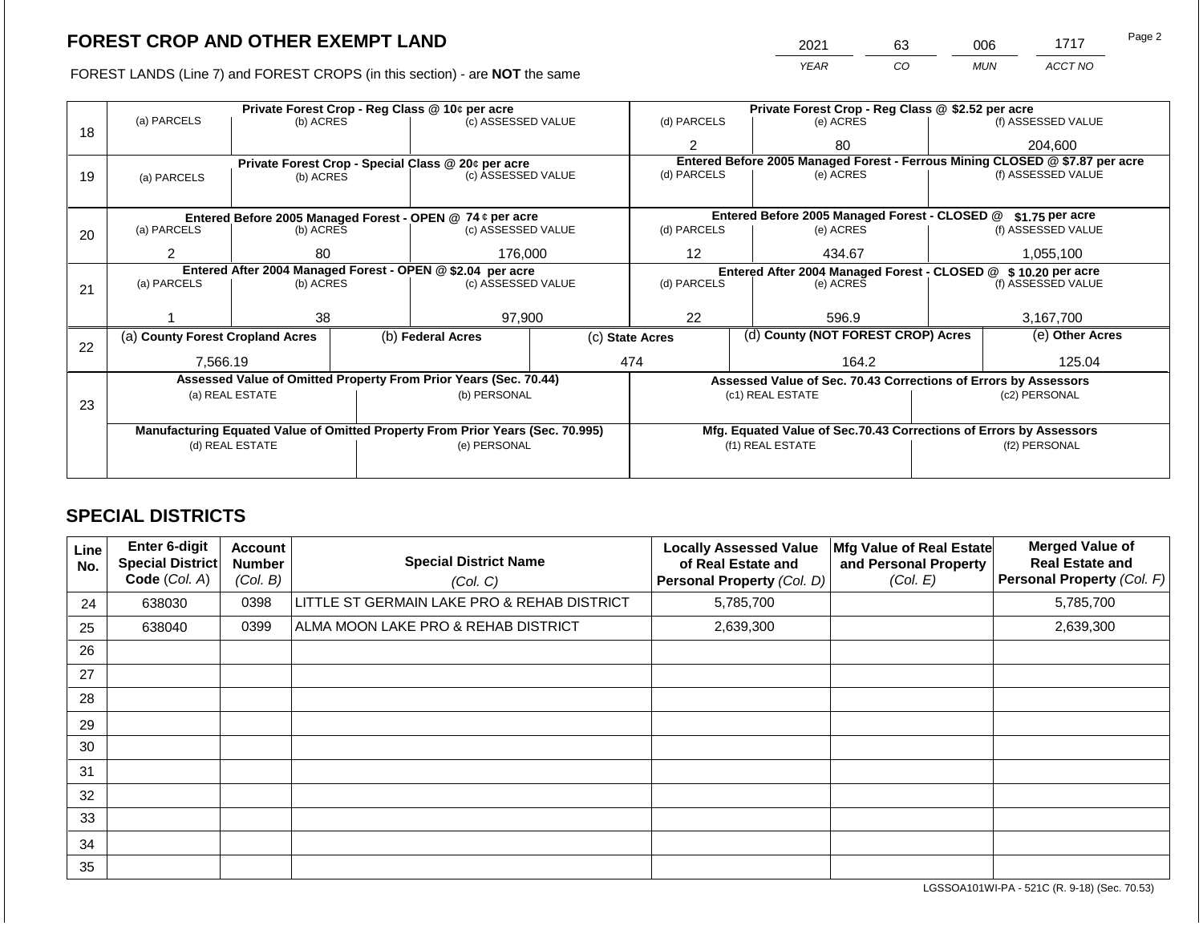# FOREST CROP AND OTHER EXEMPT LAND

FOREST LANDS (Line 7) and FOREST CROPS (in this section) - are **NOT** the same

| 2021 | 63 | 006 | 1717 |
|---|---|---|---|
| *YEAR* | *CO* | *MUN* | *ACCT NO* |

| Line | Private Forest Crop - Reg Class @ 10¢ per acre | | | Private Forest Crop - Reg Class @ $2.52 per acre | | |
|---|---|---|---|---|---|---|
| 18 | (a) PARCELS | (b) ACRES | (c) ASSESSED VALUE | (d) PARCELS | (e) ACRES | (f) ASSESSED VALUE |
| | | | | 2 | 80 | 204,600 |
| | **Private Forest Crop - Special Class @ 20¢ per acre** | | | **Entered Before 2005 Managed Forest - Ferrous Mining CLOSED @ $7.87 per acre** | | |
| 19 | (a) PARCELS | (b) ACRES | (c) ASSESSED VALUE | (d) PARCELS | (e) ACRES | (f) ASSESSED VALUE |
| | | | | | | |
| | **Entered Before 2005 Managed Forest - OPEN @ 74 ¢ per acre** | | | **Entered Before 2005 Managed Forest - CLOSED @ $1.75 per acre** | | |
| 20 | (a) PARCELS | (b) ACRES | (c) ASSESSED VALUE | (d) PARCELS | (e) ACRES | (f) ASSESSED VALUE |
| | 2 | 80 | 176,000 | 12 | 434.67 | 1,055,100 |
| | **Entered After 2004 Managed Forest - OPEN @ $2.04 per acre** | | | **Entered After 2004 Managed Forest - CLOSED @ $ 10.20 per acre** | | |
| 21 | (a) PARCELS | (b) ACRES | (c) ASSESSED VALUE | (d) PARCELS | (e) ACRES | (f) ASSESSED VALUE |
| | 1 | 38 | 97,900 | 22 | 596.9 | 3,167,700 |

| Line | (a) County Forest Cropland Acres | (b) Federal Acres | (c) State Acres | (d) County (NOT FOREST CROP) Acres | (e) Other Acres |
|---|---|---|---|---|---|
| 22 | 7,566.19 | | 474 | 164.2 | 125.04 |

| Line | Assessed Value of Omitted Property From Prior Years (Sec. 70.44) | | Assessed Value of Sec. 70.43 Corrections of Errors by Assessors | |
|---|---|---|---|---|
| 23 | (a) REAL ESTATE | (b) PERSONAL | (c1) REAL ESTATE | (c2) PERSONAL |
| | | | | |
| | **Manufacturing Equated Value of Omitted Property From Prior Years (Sec. 70.995)** | | **Mfg. Equated Value of Sec.70.43 Corrections of Errors by Assessors** | |
| | (d) REAL ESTATE | (e) PERSONAL | (f1) REAL ESTATE | (f2) PERSONAL |
| | | | | |

## SPECIAL DISTRICTS

| Line No. | Enter 6-digit Special District Code (Col. A) | Account Number (Col. B) | Special District Name (Col. C) | Locally Assessed Value of Real Estate and Personal Property (Col. D) | Mfg Value of Real Estate and Personal Property (Col. E) | Merged Value of Real Estate and Personal Property (Col. F) |
|---|---|---|---|---|---|---|
| 24 | 638030 | 0398 | LITTLE ST GERMAIN LAKE PRO & REHAB DISTRICT | 5,785,700 | | 5,785,700 |
| 25 | 638040 | 0399 | ALMA MOON LAKE PRO & REHAB DISTRICT | 2,639,300 | | 2,639,300 |
| 26 | | | | | | |
| 27 | | | | | | |
| 28 | | | | | | |
| 29 | | | | | | |
| 30 | | | | | | |
| 31 | | | | | | |
| 32 | | | | | | |
| 33 | | | | | | |
| 34 | | | | | | |
| 35 | | | | | | |

LGSSOA101WI-PA - 521C (R. 9-18) (Sec. 70.53)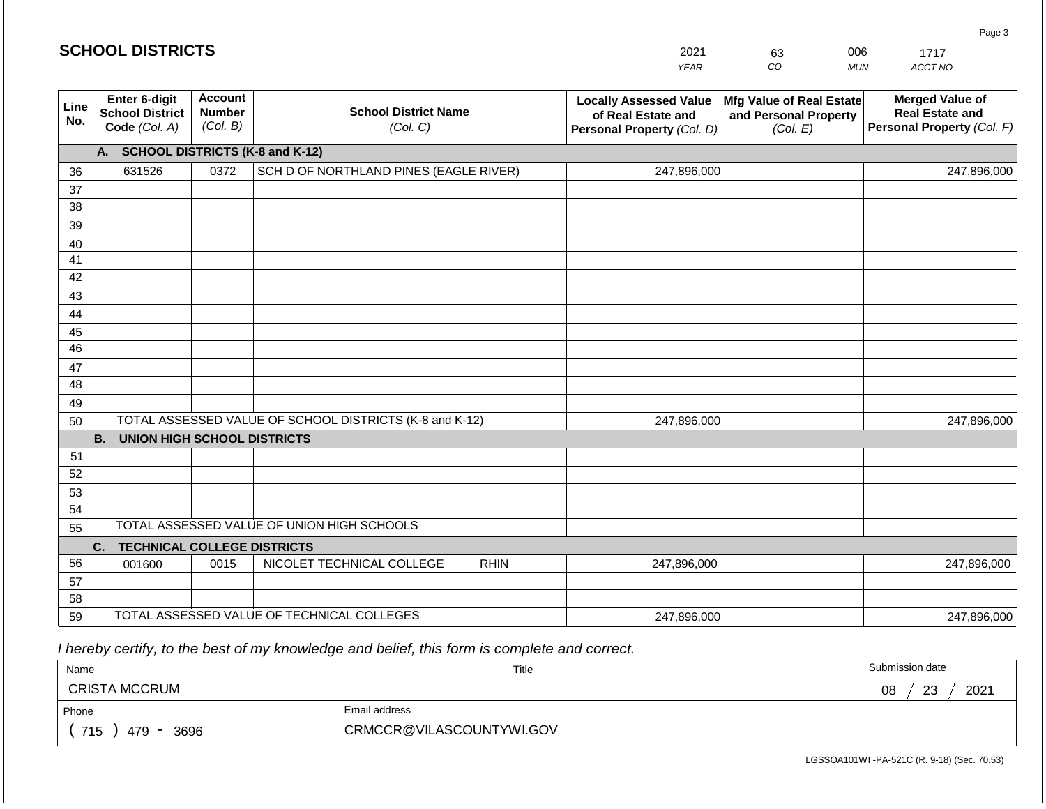## SCHOOL DISTRICTS

| 2021 | 63 | 006 | 1717 |
|---|---|---|---|
| YEAR | CO | MUN | ACCT NO |

| Line No. | Enter 6-digit School District Code (Col. A) | Account Number (Col. B) | School District Name (Col. C) | Locally Assessed Value of Real Estate and Personal Property (Col. D) | Mfg Value of Real Estate and Personal Property (Col. E) | Merged Value of Real Estate and Personal Property (Col. F) |
|---|---|---|---|---|---|---|
| | **A. SCHOOL DISTRICTS (K-8 and K-12)** | | | | | |
| 36 | 631526 | 0372 | SCH D OF NORTHLAND PINES (EAGLE RIVER) | 247,896,000 | | 247,896,000 |
| 37 | | | | | | |
| 38 | | | | | | |
| 39 | | | | | | |
| 40 | | | | | | |
| 41 | | | | | | |
| 42 | | | | | | |
| 43 | | | | | | |
| 44 | | | | | | |
| 45 | | | | | | |
| 46 | | | | | | |
| 47 | | | | | | |
| 48 | | | | | | |
| 49 | | | | | | |
| 50 | TOTAL ASSESSED VALUE OF SCHOOL DISTRICTS (K-8 and K-12) | | | 247,896,000 | | 247,896,000 |
| | **B. UNION HIGH SCHOOL DISTRICTS** | | | | | |
| 51 | | | | | | |
| 52 | | | | | | |
| 53 | | | | | | |
| 54 | | | | | | |
| 55 | TOTAL ASSESSED VALUE OF UNION HIGH SCHOOLS | | | | | |
| | **C. TECHNICAL COLLEGE DISTRICTS** | | | | | |
| 56 | 001600 | 0015 | NICOLET TECHNICAL COLLEGE RHIN | 247,896,000 | | 247,896,000 |
| 57 | | | | | | |
| 58 | | | | | | |
| 59 | TOTAL ASSESSED VALUE OF TECHNICAL COLLEGES | | | 247,896,000 | | 247,896,000 |

*I hereby certify, to the best of my knowledge and belief, this form is complete and correct.*

| Name | Title | Submission date |
|---|---|---|
| CRISTA MCCRUM | | 08 / 23 / 2021 |
| Phone | Email address | |
| ( 715 ) 479 - 3696 | CRMCCR@VILASCOUNTYWI.GOV | |

LGSSOA101WI -PA-521C (R. 9-18) (Sec. 70.53)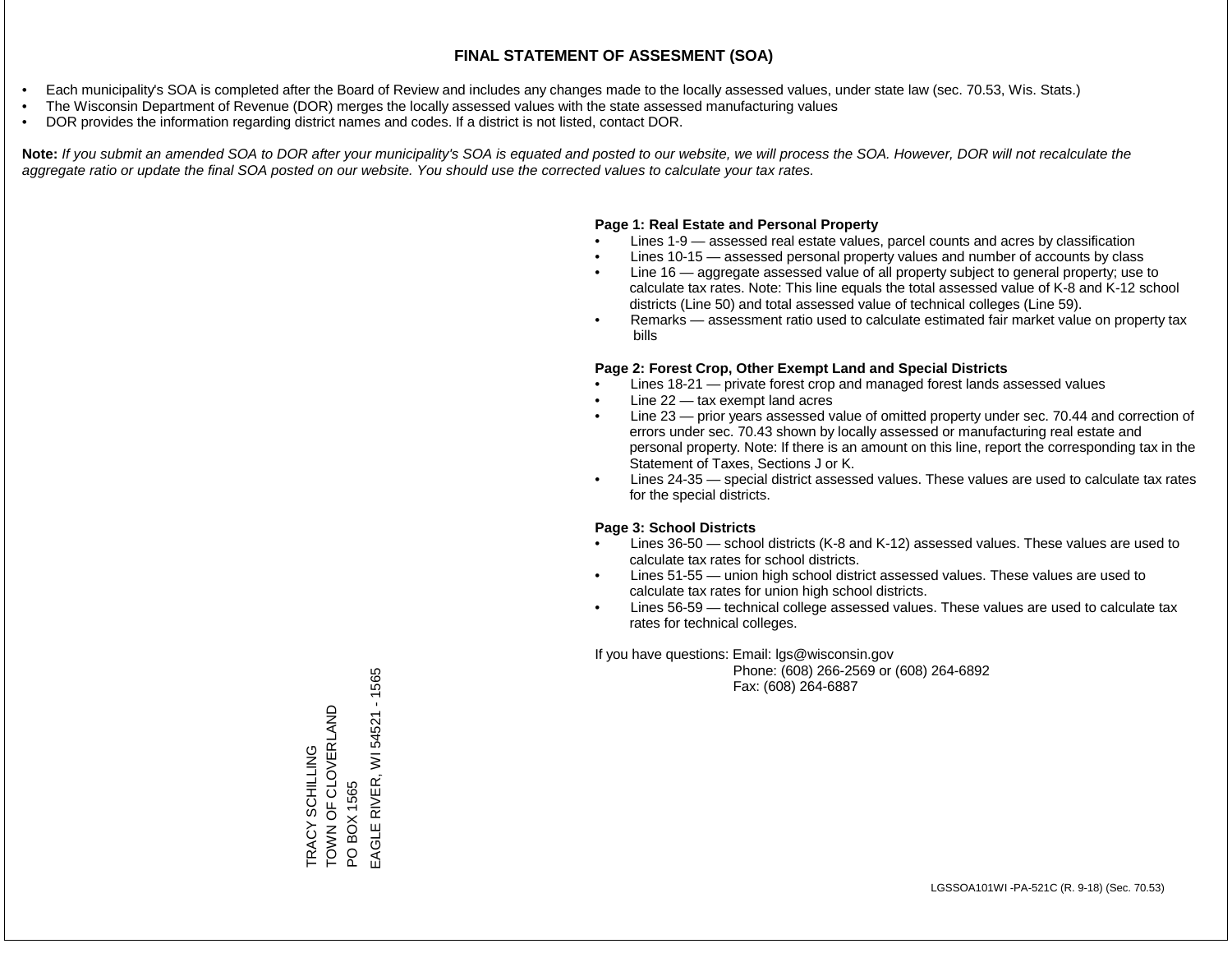# FINAL STATEMENT OF ASSESMENT (SOA)

- Each municipality's SOA is completed after the Board of Review and includes any changes made to the locally assessed values, under state law (sec. 70.53, Wis. Stats.)
- The Wisconsin Department of Revenue (DOR) merges the locally assessed values with the state assessed manufacturing values
- DOR provides the information regarding district names and codes. If a district is not listed, contact DOR.

**Note:** *If you submit an amended SOA to DOR after your municipality's SOA is equated and posted to our website, we will process the SOA. However, DOR will not recalculate the aggregate ratio or update the final SOA posted on our website. You should use the corrected values to calculate your tax rates.*

**Page 1: Real Estate and Personal Property**

- Lines 1-9 — assessed real estate values, parcel counts and acres by classification
- Lines 10-15 — assessed personal property values and number of accounts by class
- Line 16 — aggregate assessed value of all property subject to general property; use to calculate tax rates. Note: This line equals the total assessed value of K-8 and K-12 school districts (Line 50) and total assessed value of technical colleges (Line 59).
- Remarks — assessment ratio used to calculate estimated fair market value on property tax bills

**Page 2: Forest Crop, Other Exempt Land and Special Districts**

- Lines 18-21 — private forest crop and managed forest lands assessed values
- Line 22 — tax exempt land acres
- Line 23 — prior years assessed value of omitted property under sec. 70.44 and correction of errors under sec. 70.43 shown by locally assessed or manufacturing real estate and personal property. Note: If there is an amount on this line, report the corresponding tax in the Statement of Taxes, Sections J or K.
- Lines 24-35 — special district assessed values. These values are used to calculate tax rates for the special districts.

**Page 3: School Districts**

- Lines 36-50 — school districts (K-8 and K-12) assessed values. These values are used to calculate tax rates for school districts.
- Lines 51-55 — union high school district assessed values. These values are used to calculate tax rates for union high school districts.
- Lines 56-59 — technical college assessed values. These values are used to calculate tax rates for technical colleges.

If you have questions: Email: lgs@wisconsin.gov
Phone: (608) 266-2569 or (608) 264-6892
Fax: (608) 264-6887

TRACY SCHILLING
TOWN OF CLOVERLAND
PO BOX 1565
EAGLE RIVER, WI 54521 - 1565

LGSSOA101WI -PA-521C (R. 9-18) (Sec. 70.53)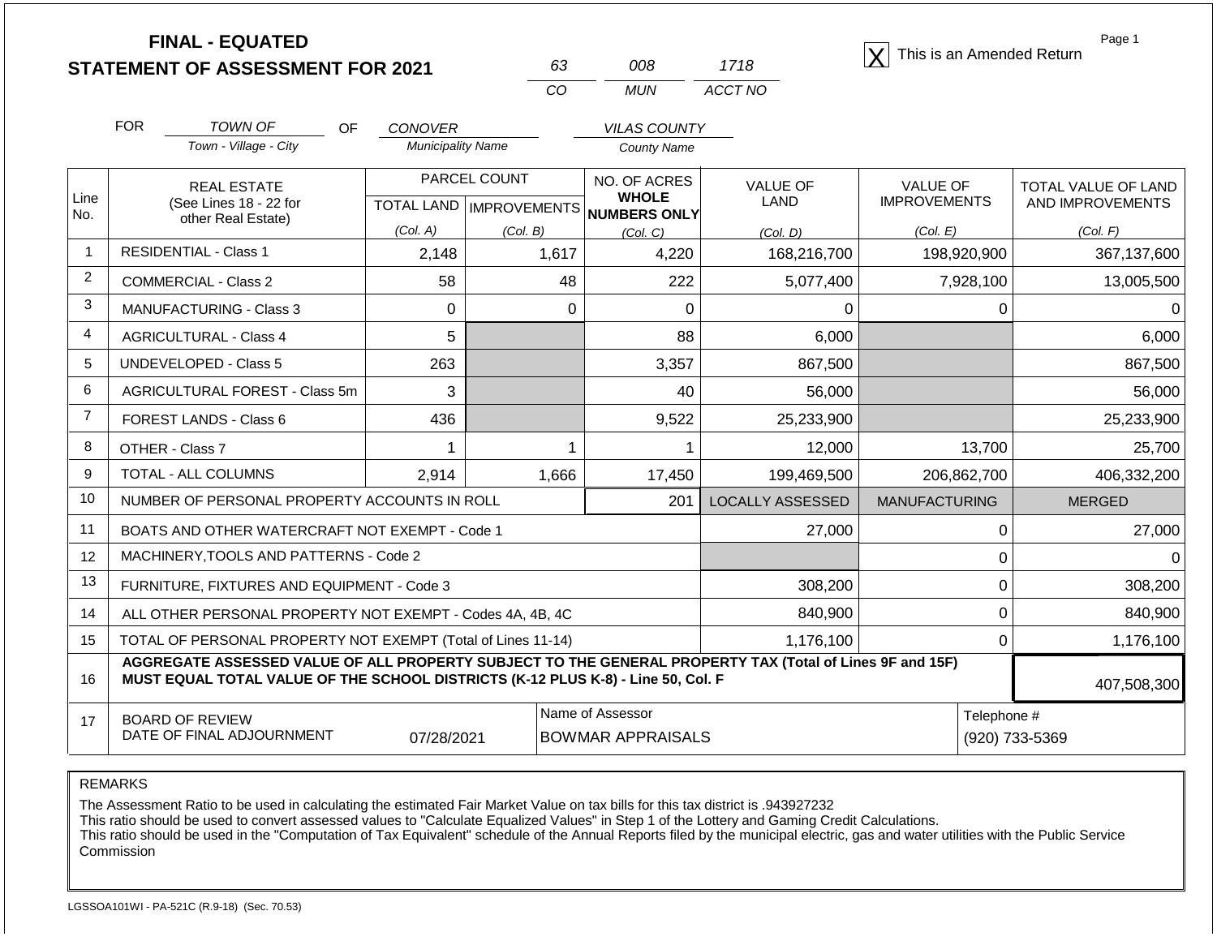**FINAL - EQUATED**
**STATEMENT OF ASSESSMENT FOR 2021**

| 63 | 008 | 1718 |
|---|---|---|
| CO | MUN | ACCT NO |

[X] This is an Amended Return

FOR *TOWN OF* (Town - Village - City) OF *CONOVER* (Municipality Name) *VILAS COUNTY* (County Name)

| Line No. | REAL ESTATE (See Lines 18 - 22 for other Real Estate) | PARCEL COUNT TOTAL LAND (Col. A) | PARCEL COUNT IMPROVEMENTS (Col. B) | NO. OF ACRES WHOLE NUMBERS ONLY (Col. C) | VALUE OF LAND (Col. D) | VALUE OF IMPROVEMENTS (Col. E) | TOTAL VALUE OF LAND AND IMPROVEMENTS (Col. F) |
|---|---|---|---|---|---|---|---|
| 1 | RESIDENTIAL - Class 1 | 2,148 | 1,617 | 4,220 | 168,216,700 | 198,920,900 | 367,137,600 |
| 2 | COMMERCIAL - Class 2 | 58 | 48 | 222 | 5,077,400 | 7,928,100 | 13,005,500 |
| 3 | MANUFACTURING - Class 3 | 0 | 0 | 0 | 0 | 0 | 0 |
| 4 | AGRICULTURAL - Class 4 | 5 | | 88 | 6,000 | | 6,000 |
| 5 | UNDEVELOPED - Class 5 | 263 | | 3,357 | 867,500 | | 867,500 |
| 6 | AGRICULTURAL FOREST - Class 5m | 3 | | 40 | 56,000 | | 56,000 |
| 7 | FOREST LANDS - Class 6 | 436 | | 9,522 | 25,233,900 | | 25,233,900 |
| 8 | OTHER - Class 7 | 1 | 1 | 1 | 12,000 | 13,700 | 25,700 |
| 9 | TOTAL - ALL COLUMNS | 2,914 | 1,666 | 17,450 | 199,469,500 | 206,862,700 | 406,332,200 |
| 10 | NUMBER OF PERSONAL PROPERTY ACCOUNTS IN ROLL | | | 201 | LOCALLY ASSESSED | MANUFACTURING | MERGED |
| 11 | BOATS AND OTHER WATERCRAFT NOT EXEMPT - Code 1 | | | | 27,000 | 0 | 27,000 |
| 12 | MACHINERY,TOOLS AND PATTERNS - Code 2 | | | | | 0 | 0 |
| 13 | FURNITURE, FIXTURES AND EQUIPMENT - Code 3 | | | | 308,200 | 0 | 308,200 |
| 14 | ALL OTHER PERSONAL PROPERTY NOT EXEMPT - Codes 4A, 4B, 4C | | | | 840,900 | 0 | 840,900 |
| 15 | TOTAL OF PERSONAL PROPERTY NOT EXEMPT (Total of Lines 11-14) | | | | 1,176,100 | 0 | 1,176,100 |
| 16 | **AGGREGATE ASSESSED VALUE OF ALL PROPERTY SUBJECT TO THE GENERAL PROPERTY TAX (Total of Lines 9F and 15F) MUST EQUAL TOTAL VALUE OF THE SCHOOL DISTRICTS (K-12 PLUS K-8) - Line 50, Col. F** | | | | | | 407,508,300 |
| 17 | BOARD OF REVIEW DATE OF FINAL ADJOURNMENT | 07/28/2021 | | Name of Assessor: BOWMAR APPRAISALS | | | Telephone #: (920) 733-5369 |

REMARKS

The Assessment Ratio to be used in calculating the estimated Fair Market Value on tax bills for this tax district is .943927232
This ratio should be used to convert assessed values to "Calculate Equalized Values" in Step 1 of the Lottery and Gaming Credit Calculations.
This ratio should be used in the "Computation of Tax Equivalent" schedule of the Annual Reports filed by the municipal electric, gas and water utilities with the Public Service Commission

LGSSOA101WI - PA-521C (R.9-18) (Sec. 70.53)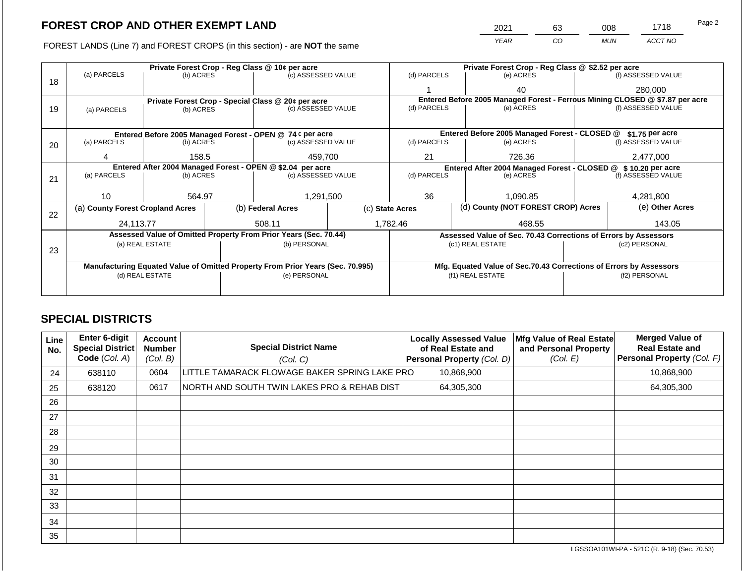## FOREST CROP AND OTHER EXEMPT LAND

| 2021 | 63 | 008 | 1718 |
|---|---|---|---|
| YEAR | CO | MUN | ACCT NO |

FOREST LANDS (Line 7) and FOREST CROPS (in this section) - are **NOT** the same

| Line | Private Forest Crop - Reg Class @ 10¢ per acre | | | Private Forest Crop - Reg Class @ $2.52 per acre | | |
|---|---|---|---|---|---|---|
| | (a) PARCELS | (b) ACRES | (c) ASSESSED VALUE | (d) PARCELS | (e) ACRES | (f) ASSESSED VALUE |
| 18 | | | | 1 | 40 | 280,000 |
| | **Private Forest Crop - Special Class @ 20¢ per acre** | | | **Entered Before 2005 Managed Forest - Ferrous Mining CLOSED @ $7.87 per acre** | | |
| | (a) PARCELS | (b) ACRES | (c) ASSESSED VALUE | (d) PARCELS | (e) ACRES | (f) ASSESSED VALUE |
| 19 | | | | | | |
| | **Entered Before 2005 Managed Forest - OPEN @ 74 ¢ per acre** | | | **Entered Before 2005 Managed Forest - CLOSED @ $1.75 per acre** | | |
| | (a) PARCELS | (b) ACRES | (c) ASSESSED VALUE | (d) PARCELS | (e) ACRES | (f) ASSESSED VALUE |
| 20 | 4 | 158.5 | 459,700 | 21 | 726.36 | 2,477,000 |
| | **Entered After 2004 Managed Forest - OPEN @ $2.04 per acre** | | | **Entered After 2004 Managed Forest - CLOSED @ $ 10.20 per acre** | | |
| | (a) PARCELS | (b) ACRES | (c) ASSESSED VALUE | (d) PARCELS | (e) ACRES | (f) ASSESSED VALUE |
| 21 | 10 | 564.97 | 1,291,500 | 36 | 1,090.85 | 4,281,800 |

| Line | (a) County Forest Cropland Acres | (b) Federal Acres | (c) State Acres | (d) County (NOT FOREST CROP) Acres | (e) Other Acres |
|---|---|---|---|---|---|
| 22 | 24,113.77 | 508.11 | 1,782.46 | 468.55 | 143.05 |

| Line | Assessed Value of Omitted Property From Prior Years (Sec. 70.44) | | Assessed Value of Sec. 70.43 Corrections of Errors by Assessors | |
|---|---|---|---|---|
| | (a) REAL ESTATE | (b) PERSONAL | (c1) REAL ESTATE | (c2) PERSONAL |
| 23 | | | | |
| | **Manufacturing Equated Value of Omitted Property From Prior Years (Sec. 70.995)** | | **Mfg. Equated Value of Sec.70.43 Corrections of Errors by Assessors** | |
| | (d) REAL ESTATE | (e) PERSONAL | (f1) REAL ESTATE | (f2) PERSONAL |
| | | | | |

## SPECIAL DISTRICTS

| Line No. | Enter 6-digit Special District Code (Col. A) | Account Number (Col. B) | Special District Name (Col. C) | Locally Assessed Value of Real Estate and Personal Property (Col. D) | Mfg Value of Real Estate and Personal Property (Col. E) | Merged Value of Real Estate and Personal Property (Col. F) |
|---|---|---|---|---|---|---|
| 24 | 638110 | 0604 | LITTLE TAMARACK FLOWAGE BAKER SPRING LAKE PRO | 10,868,900 | | 10,868,900 |
| 25 | 638120 | 0617 | NORTH AND SOUTH TWIN LAKES PRO & REHAB DIST | 64,305,300 | | 64,305,300 |
| 26 | | | | | | |
| 27 | | | | | | |
| 28 | | | | | | |
| 29 | | | | | | |
| 30 | | | | | | |
| 31 | | | | | | |
| 32 | | | | | | |
| 33 | | | | | | |
| 34 | | | | | | |
| 35 | | | | | | |

LGSSOA101WI-PA - 521C (R. 9-18) (Sec. 70.53)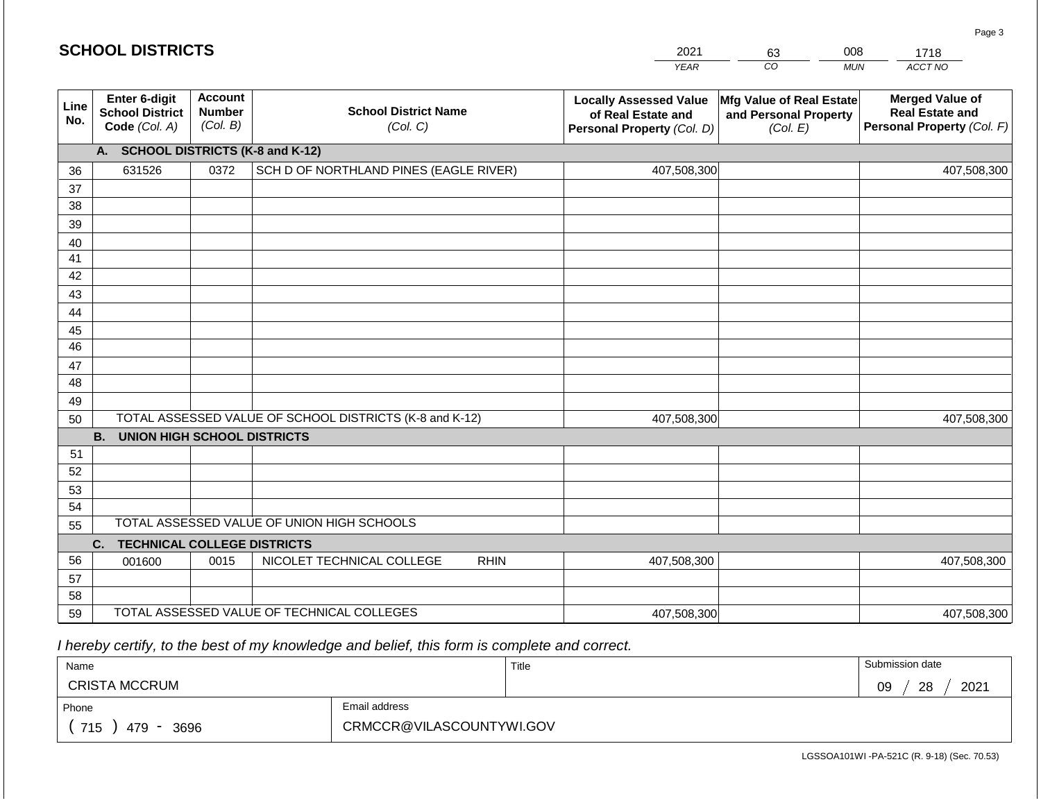## SCHOOL DISTRICTS

| YEAR | CO | MUN | ACCT NO |
|---|---|---|---|
| 2021 | 63 | 008 | 1718 |

| Line No. | Enter 6-digit School District Code *(Col. A)* | Account Number *(Col. B)* | School District Name *(Col. C)* | Locally Assessed Value of Real Estate and Personal Property *(Col. D)* | Mfg Value of Real Estate and Personal Property *(Col. E)* | Merged Value of Real Estate and Personal Property *(Col. F)* |
|---|---|---|---|---|---|---|
| | **A. SCHOOL DISTRICTS (K-8 and K-12)** | | | | | |
| 36 | 631526 | 0372 | SCH D OF NORTHLAND PINES (EAGLE RIVER) | 407,508,300 | | 407,508,300 |
| 37 | | | | | | |
| 38 | | | | | | |
| 39 | | | | | | |
| 40 | | | | | | |
| 41 | | | | | | |
| 42 | | | | | | |
| 43 | | | | | | |
| 44 | | | | | | |
| 45 | | | | | | |
| 46 | | | | | | |
| 47 | | | | | | |
| 48 | | | | | | |
| 49 | | | | | | |
| 50 | TOTAL ASSESSED VALUE OF SCHOOL DISTRICTS (K-8 and K-12) | | | 407,508,300 | | 407,508,300 |
| | **B. UNION HIGH SCHOOL DISTRICTS** | | | | | |
| 51 | | | | | | |
| 52 | | | | | | |
| 53 | | | | | | |
| 54 | | | | | | |
| 55 | TOTAL ASSESSED VALUE OF UNION HIGH SCHOOLS | | | | | |
| | **C. TECHNICAL COLLEGE DISTRICTS** | | | | | |
| 56 | 001600 | 0015 | NICOLET TECHNICAL COLLEGE RHIN | 407,508,300 | | 407,508,300 |
| 57 | | | | | | |
| 58 | | | | | | |
| 59 | TOTAL ASSESSED VALUE OF TECHNICAL COLLEGES | | | 407,508,300 | | 407,508,300 |

*I hereby certify, to the best of my knowledge and belief, this form is complete and correct.*

| Name | Title | Submission date |
|---|---|---|
| CRISTA MCCRUM | | 09 / 28 / 2021 |
| Phone | Email address | |
| ( 715 ) 479 - 3696 | CRMCCR@VILASCOUNTYWI.GOV | |

LGSSOA101WI -PA-521C (R. 9-18) (Sec. 70.53)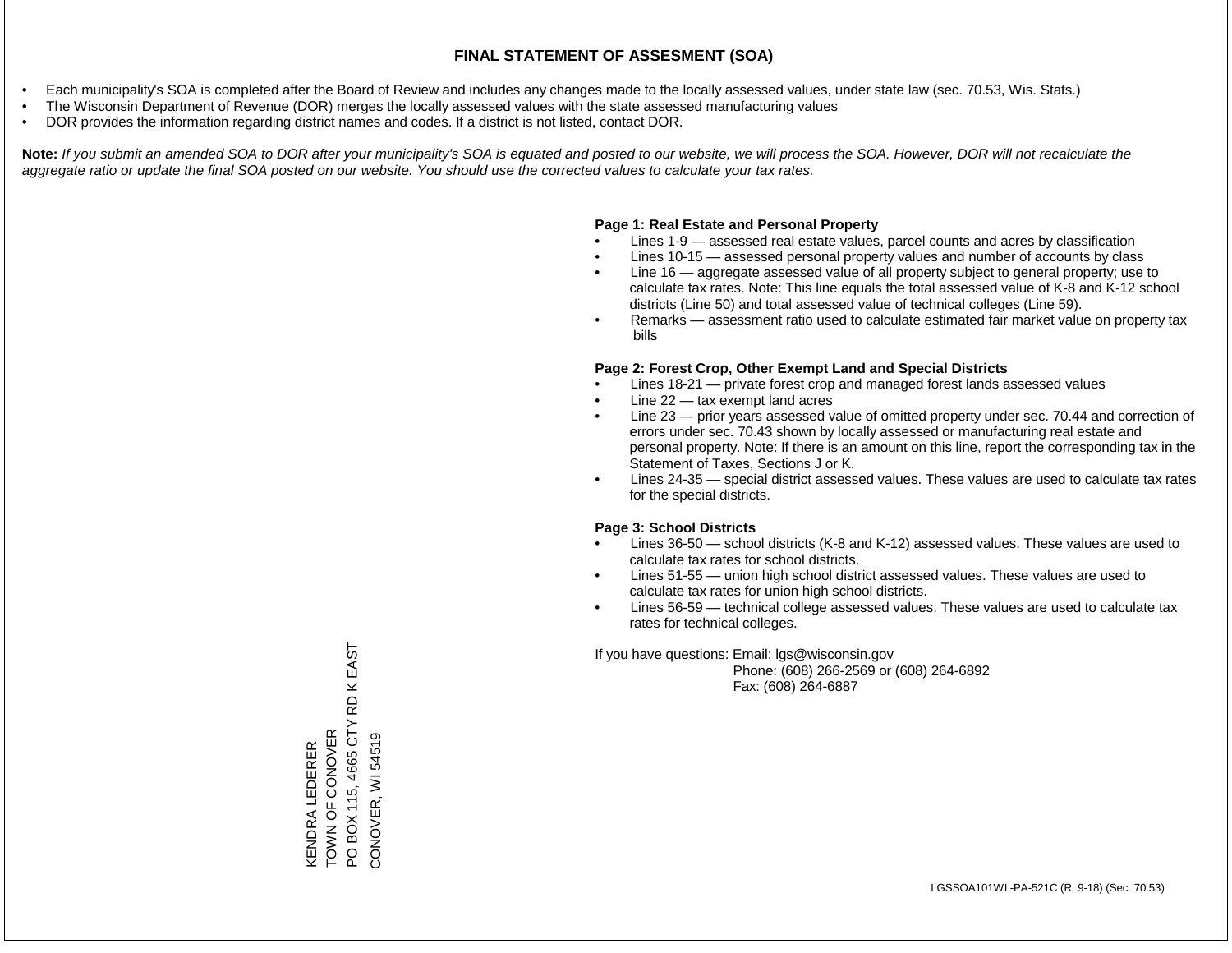# FINAL STATEMENT OF ASSESMENT (SOA)

- Each municipality's SOA is completed after the Board of Review and includes any changes made to the locally assessed values, under state law (sec. 70.53, Wis. Stats.)
- The Wisconsin Department of Revenue (DOR) merges the locally assessed values with the state assessed manufacturing values
- DOR provides the information regarding district names and codes. If a district is not listed, contact DOR.

**Note:** *If you submit an amended SOA to DOR after your municipality's SOA is equated and posted to our website, we will process the SOA. However, DOR will not recalculate the aggregate ratio or update the final SOA posted on our website. You should use the corrected values to calculate your tax rates.*

**Page 1: Real Estate and Personal Property**

- Lines 1-9 — assessed real estate values, parcel counts and acres by classification
- Lines 10-15 — assessed personal property values and number of accounts by class
- Line 16 — aggregate assessed value of all property subject to general property; use to calculate tax rates. Note: This line equals the total assessed value of K-8 and K-12 school districts (Line 50) and total assessed value of technical colleges (Line 59).
- Remarks — assessment ratio used to calculate estimated fair market value on property tax bills

**Page 2: Forest Crop, Other Exempt Land and Special Districts**

- Lines 18-21 — private forest crop and managed forest lands assessed values
- Line 22 — tax exempt land acres
- Line 23 — prior years assessed value of omitted property under sec. 70.44 and correction of errors under sec. 70.43 shown by locally assessed or manufacturing real estate and personal property. Note: If there is an amount on this line, report the corresponding tax in the Statement of Taxes, Sections J or K.
- Lines 24-35 — special district assessed values. These values are used to calculate tax rates for the special districts.

**Page 3: School Districts**

- Lines 36-50 — school districts (K-8 and K-12) assessed values. These values are used to calculate tax rates for school districts.
- Lines 51-55 — union high school district assessed values. These values are used to calculate tax rates for union high school districts.
- Lines 56-59 — technical college assessed values. These values are used to calculate tax rates for technical colleges.

If you have questions: Email: lgs@wisconsin.gov
Phone: (608) 266-2569 or (608) 264-6892
Fax: (608) 264-6887

KENDRA LEDERER
TOWN OF CONOVER
PO BOX 115, 4665 CTY RD K EAST
CONOVER, WI 54519

LGSSOA101WI -PA-521C (R. 9-18) (Sec. 70.53)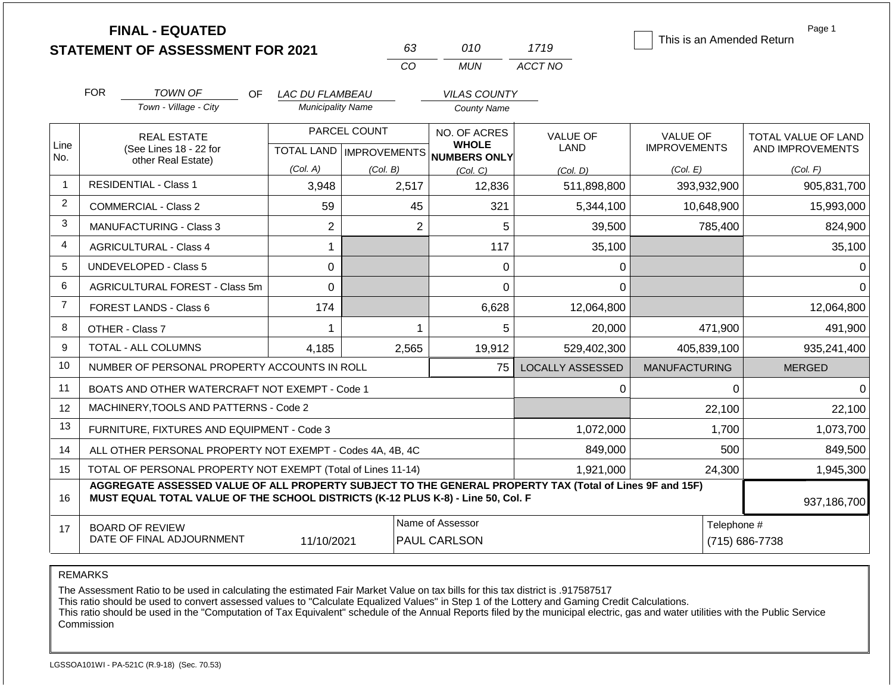# FINAL - EQUATED
## STATEMENT OF ASSESSMENT FOR 2021

| 63 | 010 | 1719 |
|---|---|---|
| CO | MUN | ACCT NO |

☐ This is an Amended Return

Page 1

FOR *TOWN OF* (Town - Village - City) OF *LAC DU FLAMBEAU* (Municipality Name) *VILAS COUNTY* (County Name)

| Line No. | REAL ESTATE (See Lines 18 - 22 for other Real Estate) | PARCEL COUNT TOTAL LAND (Col. A) | PARCEL COUNT IMPROVEMENTS (Col. B) | NO. OF ACRES WHOLE NUMBERS ONLY (Col. C) | VALUE OF LAND (Col. D) | VALUE OF IMPROVEMENTS (Col. E) | TOTAL VALUE OF LAND AND IMPROVEMENTS (Col. F) |
|---|---|---|---|---|---|---|---|
| 1 | RESIDENTIAL - Class 1 | 3,948 | 2,517 | 12,836 | 511,898,800 | 393,932,900 | 905,831,700 |
| 2 | COMMERCIAL - Class 2 | 59 | 45 | 321 | 5,344,100 | 10,648,900 | 15,993,000 |
| 3 | MANUFACTURING - Class 3 | 2 | 2 | 5 | 39,500 | 785,400 | 824,900 |
| 4 | AGRICULTURAL - Class 4 | 1 | | 117 | 35,100 | | 35,100 |
| 5 | UNDEVELOPED - Class 5 | 0 | | 0 | 0 | | 0 |
| 6 | AGRICULTURAL FOREST - Class 5m | 0 | | 0 | 0 | | 0 |
| 7 | FOREST LANDS - Class 6 | 174 | | 6,628 | 12,064,800 | | 12,064,800 |
| 8 | OTHER - Class 7 | 1 | 1 | 5 | 20,000 | 471,900 | 491,900 |
| 9 | TOTAL - ALL COLUMNS | 4,185 | 2,565 | 19,912 | 529,402,300 | 405,839,100 | 935,241,400 |
| 10 | NUMBER OF PERSONAL PROPERTY ACCOUNTS IN ROLL | | | 75 | LOCALLY ASSESSED | MANUFACTURING | MERGED |
| 11 | BOATS AND OTHER WATERCRAFT NOT EXEMPT - Code 1 | | | | 0 | 0 | 0 |
| 12 | MACHINERY,TOOLS AND PATTERNS - Code 2 | | | | | 22,100 | 22,100 |
| 13 | FURNITURE, FIXTURES AND EQUIPMENT - Code 3 | | | | 1,072,000 | 1,700 | 1,073,700 |
| 14 | ALL OTHER PERSONAL PROPERTY NOT EXEMPT - Codes 4A, 4B, 4C | | | | 849,000 | 500 | 849,500 |
| 15 | TOTAL OF PERSONAL PROPERTY NOT EXEMPT (Total of Lines 11-14) | | | | 1,921,000 | 24,300 | 1,945,300 |
| 16 | **AGGREGATE ASSESSED VALUE OF ALL PROPERTY SUBJECT TO THE GENERAL PROPERTY TAX (Total of Lines 9F and 15F) MUST EQUAL TOTAL VALUE OF THE SCHOOL DISTRICTS (K-12 PLUS K-8) - Line 50, Col. F** | | | | | | 937,186,700 |
| 17 | BOARD OF REVIEW DATE OF FINAL ADJOURNMENT | 11/10/2021 | Name of Assessor: PAUL CARLSON | | | Telephone #: (715) 686-7738 | |

REMARKS

The Assessment Ratio to be used in calculating the estimated Fair Market Value on tax bills for this tax district is .917587517
This ratio should be used to convert assessed values to "Calculate Equalized Values" in Step 1 of the Lottery and Gaming Credit Calculations.
This ratio should be used in the "Computation of Tax Equivalent" schedule of the Annual Reports filed by the municipal electric, gas and water utilities with the Public Service Commission

LGSSOA101WI - PA-521C (R.9-18) (Sec. 70.53)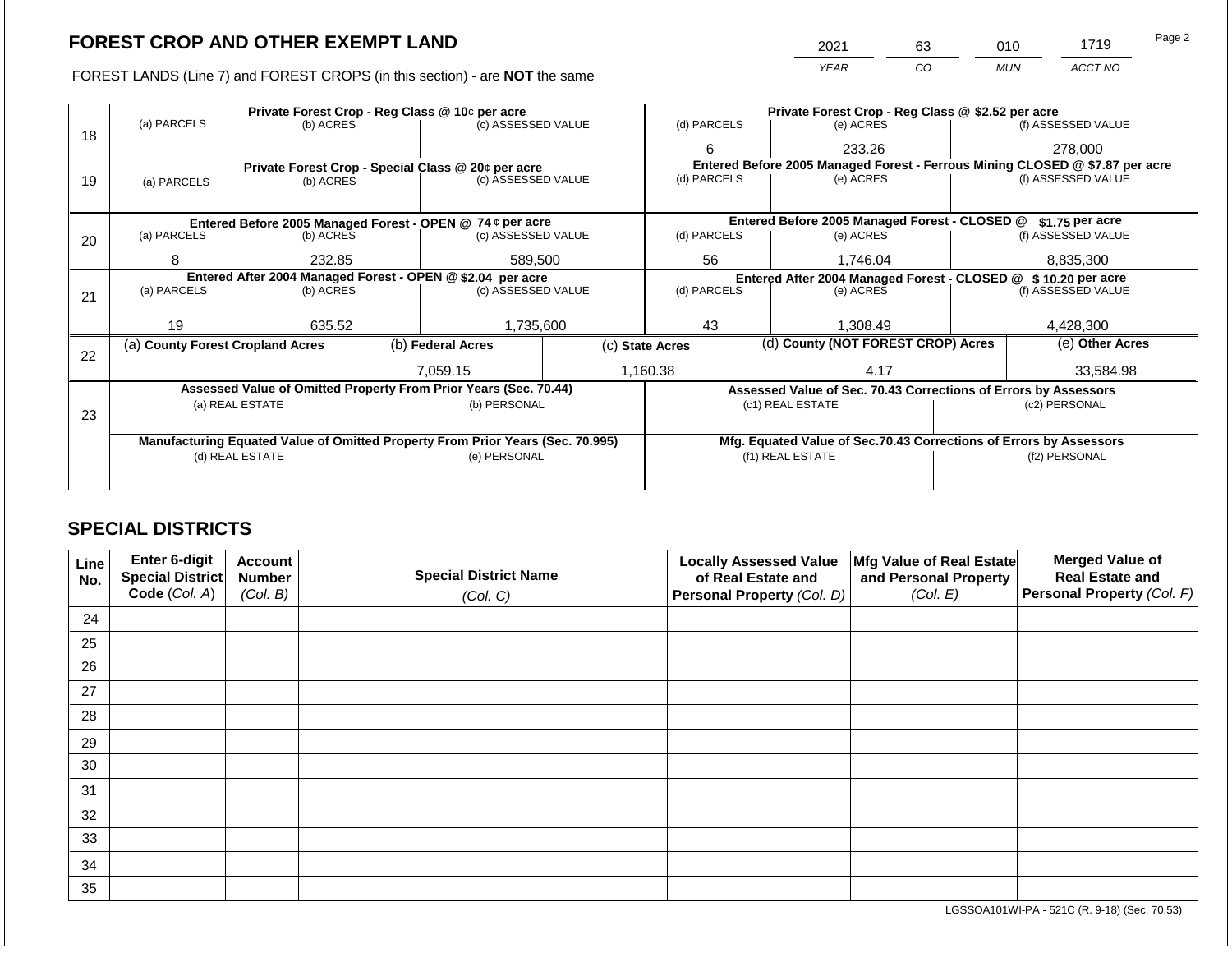# FOREST CROP AND OTHER EXEMPT LAND

| 2021 | 63 | 010 | 1719 |
|---|---|---|---|
| *YEAR* | *CO* | *MUN* | *ACCT NO* |

FOREST LANDS (Line 7) and FOREST CROPS (in this section) - are **NOT** the same

| Line | Private Forest Crop - Reg Class @ 10¢ per acre | | | Private Forest Crop - Reg Class @ $2.52 per acre | | |
|---|---|---|---|---|---|---|
| 18 | (a) PARCELS | (b) ACRES | (c) ASSESSED VALUE | (d) PARCELS | (e) ACRES | (f) ASSESSED VALUE |
| | | | | 6 | 233.26 | 278,000 |
| | **Private Forest Crop - Special Class @ 20¢ per acre** | | | **Entered Before 2005 Managed Forest - Ferrous Mining CLOSED @ $7.87 per acre** | | |
| 19 | (a) PARCELS | (b) ACRES | (c) ASSESSED VALUE | (d) PARCELS | (e) ACRES | (f) ASSESSED VALUE |
| | | | | | | |
| | **Entered Before 2005 Managed Forest - OPEN @ 74 ¢ per acre** | | | **Entered Before 2005 Managed Forest - CLOSED @ $1.75 per acre** | | |
| 20 | (a) PARCELS | (b) ACRES | (c) ASSESSED VALUE | (d) PARCELS | (e) ACRES | (f) ASSESSED VALUE |
| | 8 | 232.85 | 589,500 | 56 | 1,746.04 | 8,835,300 |
| | **Entered After 2004 Managed Forest - OPEN @ $2.04 per acre** | | | **Entered After 2004 Managed Forest - CLOSED @ $ 10.20 per acre** | | |
| 21 | (a) PARCELS | (b) ACRES | (c) ASSESSED VALUE | (d) PARCELS | (e) ACRES | (f) ASSESSED VALUE |
| | 19 | 635.52 | 1,735,600 | 43 | 1,308.49 | 4,428,300 |

| Line | (a) County Forest Cropland Acres | (b) Federal Acres | (c) State Acres | (d) County (NOT FOREST CROP) Acres | (e) Other Acres |
|---|---|---|---|---|---|
| 22 | | 7,059.15 | 1,160.38 | 4.17 | 33,584.98 |

| Line | Assessed Value of Omitted Property From Prior Years (Sec. 70.44) | | Assessed Value of Sec. 70.43 Corrections of Errors by Assessors | |
|---|---|---|---|---|
| 23 | (a) REAL ESTATE | (b) PERSONAL | (c1) REAL ESTATE | (c2) PERSONAL |
| | | | | |
| | **Manufacturing Equated Value of Omitted Property From Prior Years (Sec. 70.995)** | | **Mfg. Equated Value of Sec.70.43 Corrections of Errors by Assessors** | |
| | (d) REAL ESTATE | (e) PERSONAL | (f1) REAL ESTATE | (f2) PERSONAL |
| | | | | |

## SPECIAL DISTRICTS

| Line No. | Enter 6-digit Special District Code *(Col. A)* | Account Number *(Col. B)* | Special District Name *(Col. C)* | Locally Assessed Value of Real Estate and Personal Property *(Col. D)* | Mfg Value of Real Estate and Personal Property *(Col. E)* | Merged Value of Real Estate and Personal Property *(Col. F)* |
|---|---|---|---|---|---|---|
| 24 | | | | | | |
| 25 | | | | | | |
| 26 | | | | | | |
| 27 | | | | | | |
| 28 | | | | | | |
| 29 | | | | | | |
| 30 | | | | | | |
| 31 | | | | | | |
| 32 | | | | | | |
| 33 | | | | | | |
| 34 | | | | | | |
| 35 | | | | | | |

LGSSOA101WI-PA - 521C (R. 9-18) (Sec. 70.53)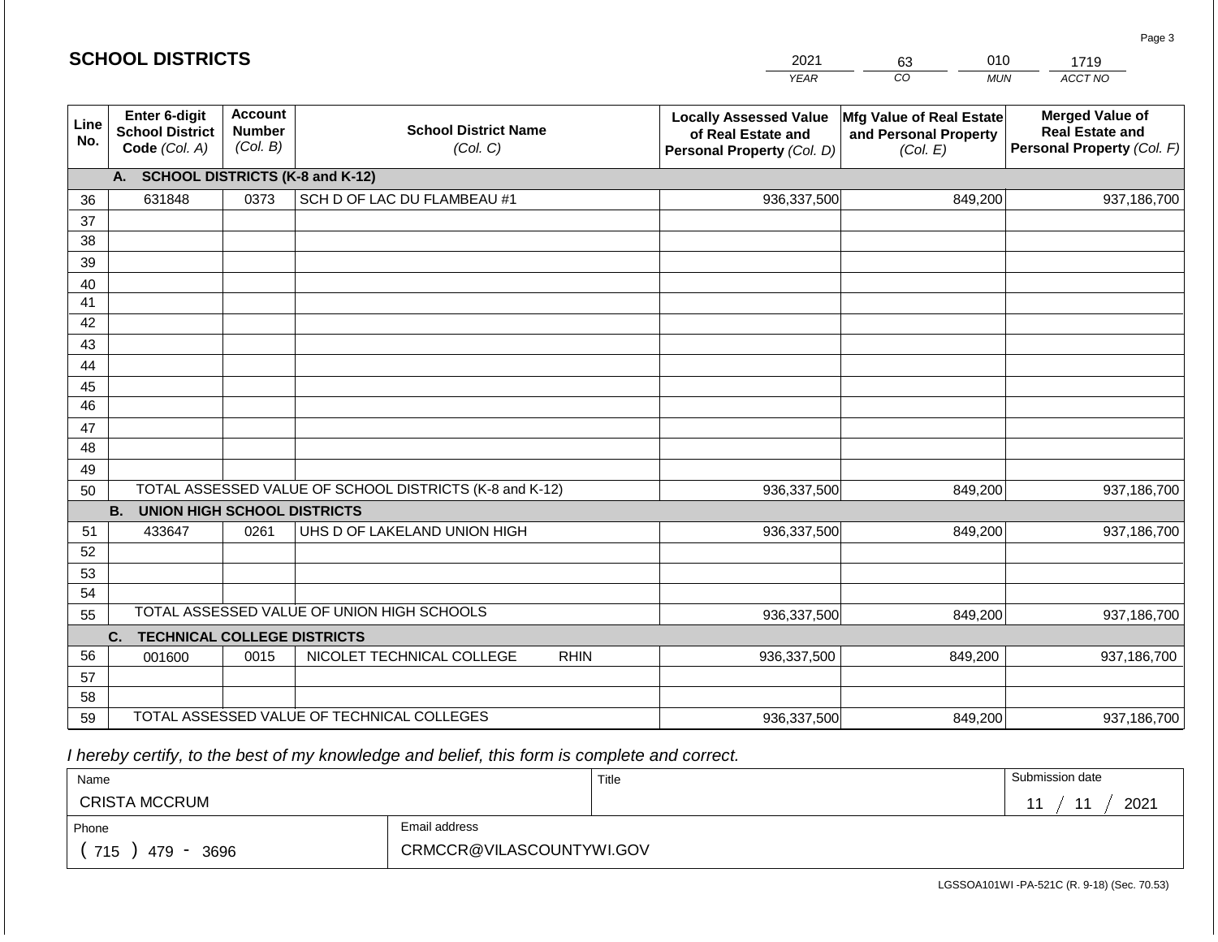## SCHOOL DISTRICTS

| 2021 | 63 | 010 | 1719 |
|---|---|---|---|
| *YEAR* | *CO* | *MUN* | *ACCT NO* |

| Line No. | Enter 6-digit School District Code *(Col. A)* | Account Number *(Col. B)* | School District Name *(Col. C)* | Locally Assessed Value of Real Estate and Personal Property *(Col. D)* | Mfg Value of Real Estate and Personal Property *(Col. E)* | Merged Value of Real Estate and Personal Property *(Col. F)* |
|---|---|---|---|---|---|---|
| | **A. SCHOOL DISTRICTS (K-8 and K-12)** | | | | | |
| 36 | 631848 | 0373 | SCH D OF LAC DU FLAMBEAU #1 | 936,337,500 | 849,200 | 937,186,700 |
| 37 | | | | | | |
| 38 | | | | | | |
| 39 | | | | | | |
| 40 | | | | | | |
| 41 | | | | | | |
| 42 | | | | | | |
| 43 | | | | | | |
| 44 | | | | | | |
| 45 | | | | | | |
| 46 | | | | | | |
| 47 | | | | | | |
| 48 | | | | | | |
| 49 | | | | | | |
| 50 | TOTAL ASSESSED VALUE OF SCHOOL DISTRICTS (K-8 and K-12) | | | 936,337,500 | 849,200 | 937,186,700 |
| | **B. UNION HIGH SCHOOL DISTRICTS** | | | | | |
| 51 | 433647 | 0261 | UHS D OF LAKELAND UNION HIGH | 936,337,500 | 849,200 | 937,186,700 |
| 52 | | | | | | |
| 53 | | | | | | |
| 54 | | | | | | |
| 55 | TOTAL ASSESSED VALUE OF UNION HIGH SCHOOLS | | | 936,337,500 | 849,200 | 937,186,700 |
| | **C. TECHNICAL COLLEGE DISTRICTS** | | | | | |
| 56 | 001600 | 0015 | NICOLET TECHNICAL COLLEGE RHIN | 936,337,500 | 849,200 | 937,186,700 |
| 57 | | | | | | |
| 58 | | | | | | |
| 59 | TOTAL ASSESSED VALUE OF TECHNICAL COLLEGES | | | 936,337,500 | 849,200 | 937,186,700 |

*I hereby certify, to the best of my knowledge and belief, this form is complete and correct.*

| Name | Title | Submission date |
|---|---|---|
| CRISTA MCCRUM | | 11 / 11 / 2021 |

| Phone | Email address |
|---|---|
| ( 715 ) 479 - 3696 | CRMCCR@VILASCOUNTYWI.GOV |

LGSSOA101WI -PA-521C (R. 9-18) (Sec. 70.53)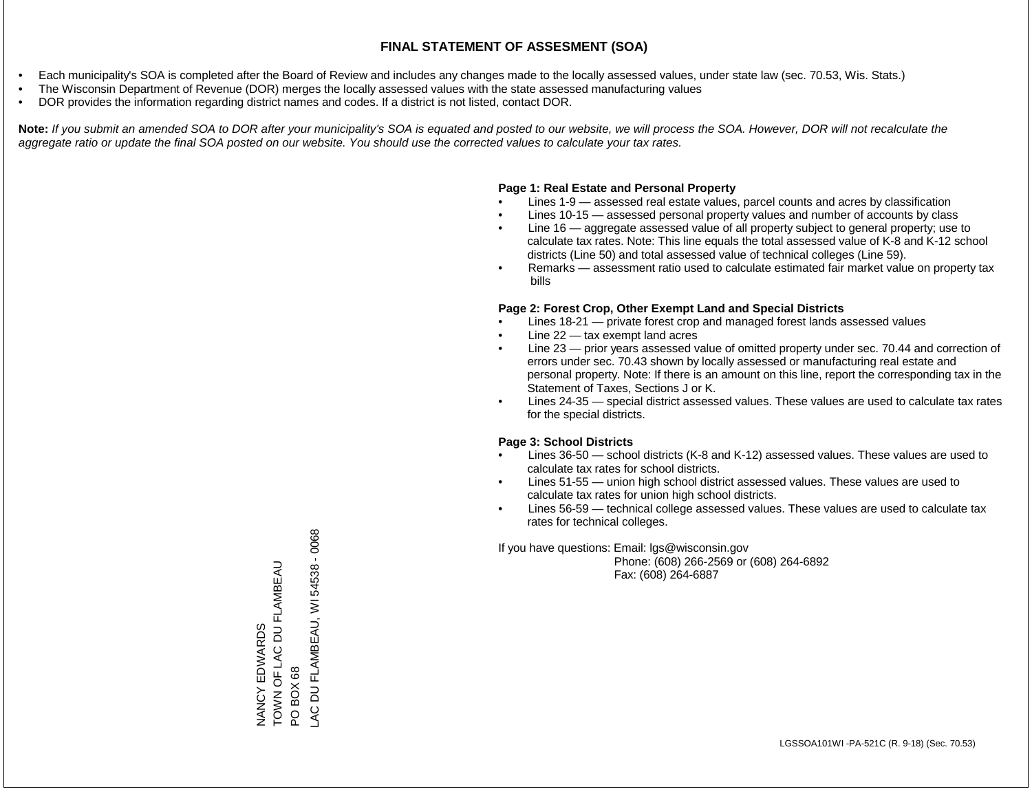# FINAL STATEMENT OF ASSESMENT (SOA)

- Each municipality's SOA is completed after the Board of Review and includes any changes made to the locally assessed values, under state law (sec. 70.53, Wis. Stats.)
- The Wisconsin Department of Revenue (DOR) merges the locally assessed values with the state assessed manufacturing values
- DOR provides the information regarding district names and codes. If a district is not listed, contact DOR.

**Note:** *If you submit an amended SOA to DOR after your municipality's SOA is equated and posted to our website, we will process the SOA. However, DOR will not recalculate the aggregate ratio or update the final SOA posted on our website. You should use the corrected values to calculate your tax rates.*

**Page 1: Real Estate and Personal Property**

- Lines 1-9 — assessed real estate values, parcel counts and acres by classification
- Lines 10-15 — assessed personal property values and number of accounts by class
- Line 16 — aggregate assessed value of all property subject to general property; use to calculate tax rates. Note: This line equals the total assessed value of K-8 and K-12 school districts (Line 50) and total assessed value of technical colleges (Line 59).
- Remarks — assessment ratio used to calculate estimated fair market value on property tax bills

**Page 2: Forest Crop, Other Exempt Land and Special Districts**

- Lines 18-21 — private forest crop and managed forest lands assessed values
- Line 22 — tax exempt land acres
- Line 23 — prior years assessed value of omitted property under sec. 70.44 and correction of errors under sec. 70.43 shown by locally assessed or manufacturing real estate and personal property. Note: If there is an amount on this line, report the corresponding tax in the Statement of Taxes, Sections J or K.
- Lines 24-35 — special district assessed values. These values are used to calculate tax rates for the special districts.

**Page 3: School Districts**

- Lines 36-50 — school districts (K-8 and K-12) assessed values. These values are used to calculate tax rates for school districts.
- Lines 51-55 — union high school district assessed values. These values are used to calculate tax rates for union high school districts.
- Lines 56-59 — technical college assessed values. These values are used to calculate tax rates for technical colleges.

If you have questions: Email: lgs@wisconsin.gov
Phone: (608) 266-2569 or (608) 264-6892
Fax: (608) 264-6887

NANCY EDWARDS
TOWN OF LAC DU FLAMBEAU
PO BOX 68
LAC DU FLAMBEAU, WI 54538 - 0068

LGSSOA101WI -PA-521C (R. 9-18) (Sec. 70.53)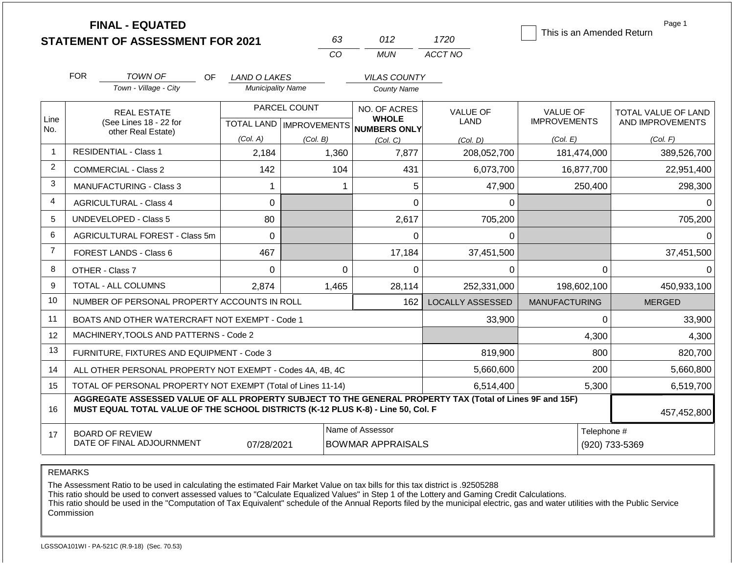# FINAL - EQUATED STATEMENT OF ASSESSMENT FOR 2021

| 63 | 012 | 1720 |
|---|---|---|
| CO | MUN | ACCT NO |

☐ This is an Amended Return

Page 1

FOR *TOWN OF* (Town - Village - City) OF *LAND O LAKES* (Municipality Name) *VILAS COUNTY* (County Name)

| Line No. | REAL ESTATE (See Lines 18 - 22 for other Real Estate) | PARCEL COUNT TOTAL LAND (Col. A) | PARCEL COUNT IMPROVEMENTS (Col. B) | NO. OF ACRES WHOLE NUMBERS ONLY (Col. C) | VALUE OF LAND (Col. D) | VALUE OF IMPROVEMENTS (Col. E) | TOTAL VALUE OF LAND AND IMPROVEMENTS (Col. F) |
|---|---|---|---|---|---|---|---|
| 1 | RESIDENTIAL - Class 1 | 2,184 | 1,360 | 7,877 | 208,052,700 | 181,474,000 | 389,526,700 |
| 2 | COMMERCIAL - Class 2 | 142 | 104 | 431 | 6,073,700 | 16,877,700 | 22,951,400 |
| 3 | MANUFACTURING - Class 3 | 1 | 1 | 5 | 47,900 | 250,400 | 298,300 |
| 4 | AGRICULTURAL - Class 4 | 0 | | 0 | 0 | | 0 |
| 5 | UNDEVELOPED - Class 5 | 80 | | 2,617 | 705,200 | | 705,200 |
| 6 | AGRICULTURAL FOREST - Class 5m | 0 | | 0 | 0 | | 0 |
| 7 | FOREST LANDS - Class 6 | 467 | | 17,184 | 37,451,500 | | 37,451,500 |
| 8 | OTHER - Class 7 | 0 | 0 | 0 | 0 | 0 | 0 |
| 9 | TOTAL - ALL COLUMNS | 2,874 | 1,465 | 28,114 | 252,331,000 | 198,602,100 | 450,933,100 |
| 10 | NUMBER OF PERSONAL PROPERTY ACCOUNTS IN ROLL | | | 162 | LOCALLY ASSESSED | MANUFACTURING | MERGED |
| 11 | BOATS AND OTHER WATERCRAFT NOT EXEMPT - Code 1 | | | | 33,900 | 0 | 33,900 |
| 12 | MACHINERY,TOOLS AND PATTERNS - Code 2 | | | | | 4,300 | 4,300 |
| 13 | FURNITURE, FIXTURES AND EQUIPMENT - Code 3 | | | | 819,900 | 800 | 820,700 |
| 14 | ALL OTHER PERSONAL PROPERTY NOT EXEMPT - Codes 4A, 4B, 4C | | | | 5,660,600 | 200 | 5,660,800 |
| 15 | TOTAL OF PERSONAL PROPERTY NOT EXEMPT (Total of Lines 11-14) | | | | 6,514,400 | 5,300 | 6,519,700 |
| 16 | **AGGREGATE ASSESSED VALUE OF ALL PROPERTY SUBJECT TO THE GENERAL PROPERTY TAX (Total of Lines 9F and 15F) MUST EQUAL TOTAL VALUE OF THE SCHOOL DISTRICTS (K-12 PLUS K-8) - Line 50, Col. F** | | | | | | 457,452,800 |
| 17 | BOARD OF REVIEW DATE OF FINAL ADJOURNMENT | 07/28/2021 | | Name of Assessor: BOWMAR APPRAISALS | | Telephone #: (920) 733-5369 | |

REMARKS

The Assessment Ratio to be used in calculating the estimated Fair Market Value on tax bills for this tax district is .92505288
This ratio should be used to convert assessed values to "Calculate Equalized Values" in Step 1 of the Lottery and Gaming Credit Calculations.
This ratio should be used in the "Computation of Tax Equivalent" schedule of the Annual Reports filed by the municipal electric, gas and water utilities with the Public Service Commission

LGSSOA101WI - PA-521C (R.9-18) (Sec. 70.53)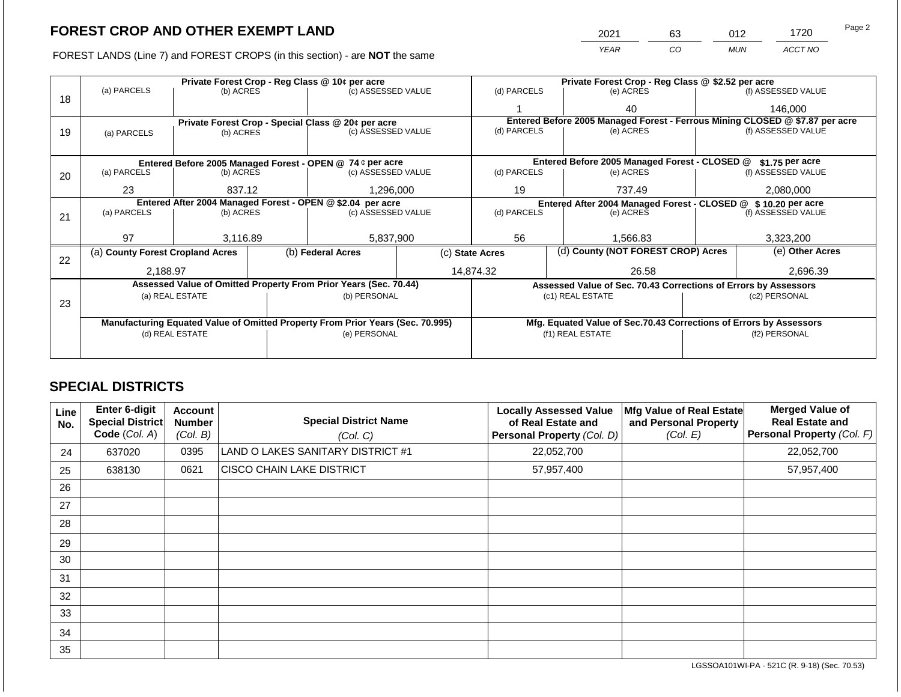# FOREST CROP AND OTHER EXEMPT LAND

| 2021 | 63 | 012 | 1720 |
|---|---|---|---|
| *YEAR* | *CO* | *MUN* | *ACCT NO* |

FOREST LANDS (Line 7) and FOREST CROPS (in this section) - are **NOT** the same

| Line | Private Forest Crop - Reg Class @ 10¢ per acre | | | Private Forest Crop - Reg Class @ $2.52 per acre | | |
|---|---|---|---|---|---|---|
| | (a) PARCELS | (b) ACRES | (c) ASSESSED VALUE | (d) PARCELS | (e) ACRES | (f) ASSESSED VALUE |
| 18 | | | | 1 | 40 | 146,000 |
| | **Private Forest Crop - Special Class @ 20¢ per acre** | | | **Entered Before 2005 Managed Forest - Ferrous Mining CLOSED @ $7.87 per acre** | | |
| | (a) PARCELS | (b) ACRES | (c) ASSESSED VALUE | (d) PARCELS | (e) ACRES | (f) ASSESSED VALUE |
| 19 | | | | | | |
| | **Entered Before 2005 Managed Forest - OPEN @ 74 ¢ per acre** | | | **Entered Before 2005 Managed Forest - CLOSED @ $1.75 per acre** | | |
| | (a) PARCELS | (b) ACRES | (c) ASSESSED VALUE | (d) PARCELS | (e) ACRES | (f) ASSESSED VALUE |
| 20 | 23 | 837.12 | 1,296,000 | 19 | 737.49 | 2,080,000 |
| | **Entered After 2004 Managed Forest - OPEN @ $2.04 per acre** | | | **Entered After 2004 Managed Forest - CLOSED @ $ 10.20 per acre** | | |
| | (a) PARCELS | (b) ACRES | (c) ASSESSED VALUE | (d) PARCELS | (e) ACRES | (f) ASSESSED VALUE |
| 21 | 97 | 3,116.89 | 5,837,900 | 56 | 1,566.83 | 3,323,200 |

| Line | (a) County Forest Cropland Acres | (b) Federal Acres | (c) State Acres | (d) County (NOT FOREST CROP) Acres | (e) Other Acres |
|---|---|---|---|---|---|
| 22 | 2,188.97 | | 14,874.32 | 26.58 | 2,696.39 |

| Line | Assessed Value of Omitted Property From Prior Years (Sec. 70.44) | | Assessed Value of Sec. 70.43 Corrections of Errors by Assessors | |
|---|---|---|---|---|
| | (a) REAL ESTATE | (b) PERSONAL | (c1) REAL ESTATE | (c2) PERSONAL |
| 23 | | | | |
| | **Manufacturing Equated Value of Omitted Property From Prior Years (Sec. 70.995)** | | **Mfg. Equated Value of Sec.70.43 Corrections of Errors by Assessors** | |
| | (d) REAL ESTATE | (e) PERSONAL | (f1) REAL ESTATE | (f2) PERSONAL |
| | | | | |

## SPECIAL DISTRICTS

| Line No. | Enter 6-digit Special District Code (*Col. A*) | Account Number (*Col. B*) | Special District Name (*Col. C*) | Locally Assessed Value of Real Estate and Personal Property (*Col. D*) | Mfg Value of Real Estate and Personal Property (*Col. E*) | Merged Value of Real Estate and Personal Property (*Col. F*) |
|---|---|---|---|---|---|---|
| 24 | 637020 | 0395 | LAND O LAKES SANITARY DISTRICT #1 | 22,052,700 | | 22,052,700 |
| 25 | 638130 | 0621 | CISCO CHAIN LAKE DISTRICT | 57,957,400 | | 57,957,400 |
| 26 | | | | | | |
| 27 | | | | | | |
| 28 | | | | | | |
| 29 | | | | | | |
| 30 | | | | | | |
| 31 | | | | | | |
| 32 | | | | | | |
| 33 | | | | | | |
| 34 | | | | | | |
| 35 | | | | | | |

LGSSOA101WI-PA - 521C (R. 9-18) (Sec. 70.53)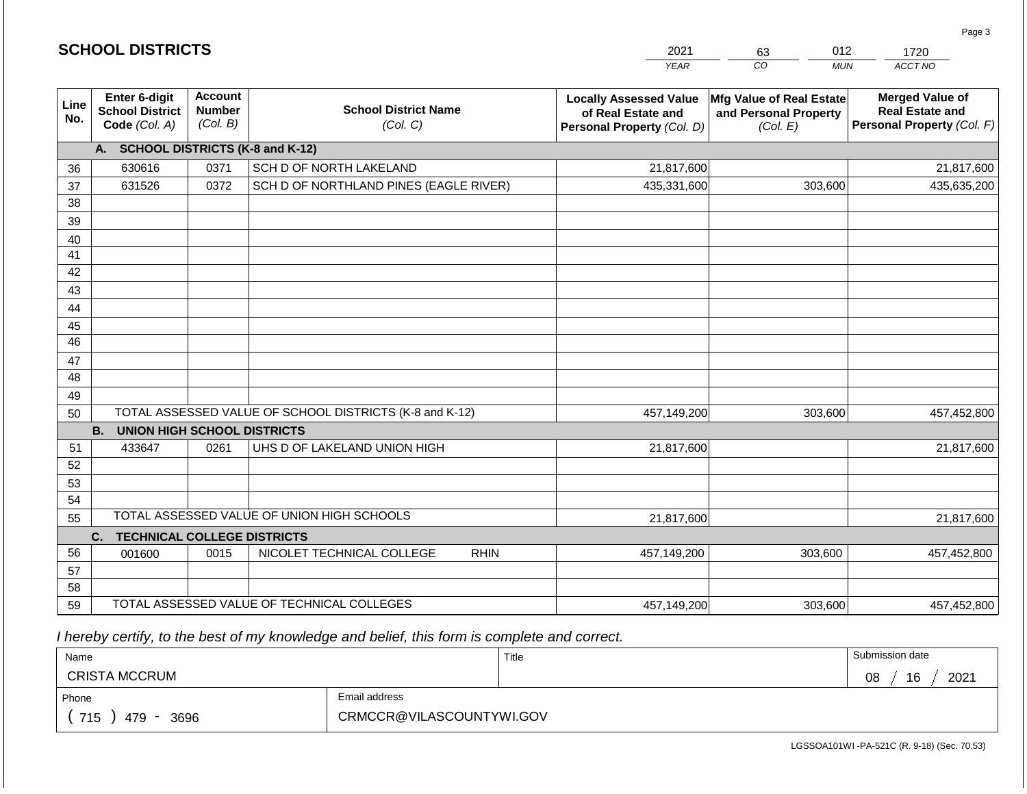## SCHOOL DISTRICTS

| 2021 | 63 | 012 | 1720 |
|---|---|---|---|
| *YEAR* | *CO* | *MUN* | *ACCT NO* |

| Line No. | Enter 6-digit School District Code *(Col. A)* | Account Number *(Col. B)* | School District Name *(Col. C)* | Locally Assessed Value of Real Estate and Personal Property *(Col. D)* | Mfg Value of Real Estate and Personal Property *(Col. E)* | Merged Value of Real Estate and Personal Property *(Col. F)* |
|---|---|---|---|---|---|---|
| | **A. SCHOOL DISTRICTS (K-8 and K-12)** | | | | | |
| 36 | 630616 | 0371 | SCH D OF NORTH LAKELAND | 21,817,600 | | 21,817,600 |
| 37 | 631526 | 0372 | SCH D OF NORTHLAND PINES (EAGLE RIVER) | 435,331,600 | 303,600 | 435,635,200 |
| 38 | | | | | | |
| 39 | | | | | | |
| 40 | | | | | | |
| 41 | | | | | | |
| 42 | | | | | | |
| 43 | | | | | | |
| 44 | | | | | | |
| 45 | | | | | | |
| 46 | | | | | | |
| 47 | | | | | | |
| 48 | | | | | | |
| 49 | | | | | | |
| 50 | TOTAL ASSESSED VALUE OF SCHOOL DISTRICTS (K-8 and K-12) | | | 457,149,200 | 303,600 | 457,452,800 |
| | **B. UNION HIGH SCHOOL DISTRICTS** | | | | | |
| 51 | 433647 | 0261 | UHS D OF LAKELAND UNION HIGH | 21,817,600 | | 21,817,600 |
| 52 | | | | | | |
| 53 | | | | | | |
| 54 | | | | | | |
| 55 | TOTAL ASSESSED VALUE OF UNION HIGH SCHOOLS | | | 21,817,600 | | 21,817,600 |
| | **C. TECHNICAL COLLEGE DISTRICTS** | | | | | |
| 56 | 001600 | 0015 | NICOLET TECHNICAL COLLEGE RHIN | 457,149,200 | 303,600 | 457,452,800 |
| 57 | | | | | | |
| 58 | | | | | | |
| 59 | TOTAL ASSESSED VALUE OF TECHNICAL COLLEGES | | | 457,149,200 | 303,600 | 457,452,800 |

*I hereby certify, to the best of my knowledge and belief, this form is complete and correct.*

| Name | | Title | Submission date |
|---|---|---|---|
| CRISTA MCCRUM | | | 08 / 16 / 2021 |
| Phone | Email address | | |
| ( 715 ) 479 - 3696 | CRMCCR@VILASCOUNTYWI.GOV | | |

LGSSOA101WI -PA-521C (R. 9-18) (Sec. 70.53)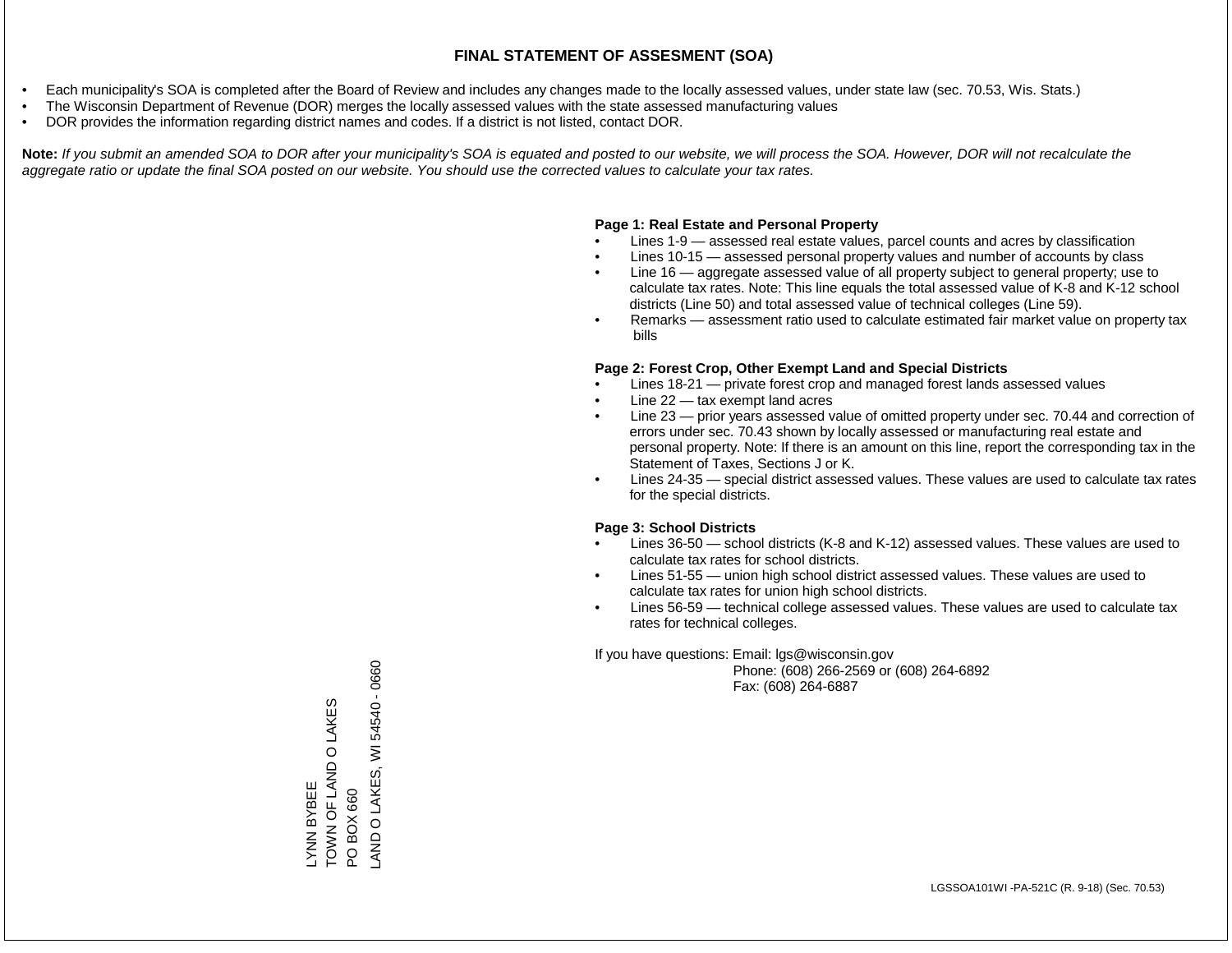# FINAL STATEMENT OF ASSESMENT (SOA)

- Each municipality's SOA is completed after the Board of Review and includes any changes made to the locally assessed values, under state law (sec. 70.53, Wis. Stats.)
- The Wisconsin Department of Revenue (DOR) merges the locally assessed values with the state assessed manufacturing values
- DOR provides the information regarding district names and codes. If a district is not listed, contact DOR.

**Note:** *If you submit an amended SOA to DOR after your municipality's SOA is equated and posted to our website, we will process the SOA. However, DOR will not recalculate the aggregate ratio or update the final SOA posted on our website. You should use the corrected values to calculate your tax rates.*

**Page 1: Real Estate and Personal Property**

- Lines 1-9 — assessed real estate values, parcel counts and acres by classification
- Lines 10-15 — assessed personal property values and number of accounts by class
- Line 16 — aggregate assessed value of all property subject to general property; use to calculate tax rates. Note: This line equals the total assessed value of K-8 and K-12 school districts (Line 50) and total assessed value of technical colleges (Line 59).
- Remarks — assessment ratio used to calculate estimated fair market value on property tax bills

**Page 2: Forest Crop, Other Exempt Land and Special Districts**

- Lines 18-21 — private forest crop and managed forest lands assessed values
- Line 22 — tax exempt land acres
- Line 23 — prior years assessed value of omitted property under sec. 70.44 and correction of errors under sec. 70.43 shown by locally assessed or manufacturing real estate and personal property. Note: If there is an amount on this line, report the corresponding tax in the Statement of Taxes, Sections J or K.
- Lines 24-35 — special district assessed values. These values are used to calculate tax rates for the special districts.

**Page 3: School Districts**

- Lines 36-50 — school districts (K-8 and K-12) assessed values. These values are used to calculate tax rates for school districts.
- Lines 51-55 — union high school district assessed values. These values are used to calculate tax rates for union high school districts.
- Lines 56-59 — technical college assessed values. These values are used to calculate tax rates for technical colleges.

If you have questions: Email: lgs@wisconsin.gov
Phone: (608) 266-2569 or (608) 264-6892
Fax: (608) 264-6887

LYNN BYBEE
TOWN OF LAND O LAKES
PO BOX 660
LAND O LAKES, WI 54540 - 0660

LGSSOA101WI -PA-521C (R. 9-18) (Sec. 70.53)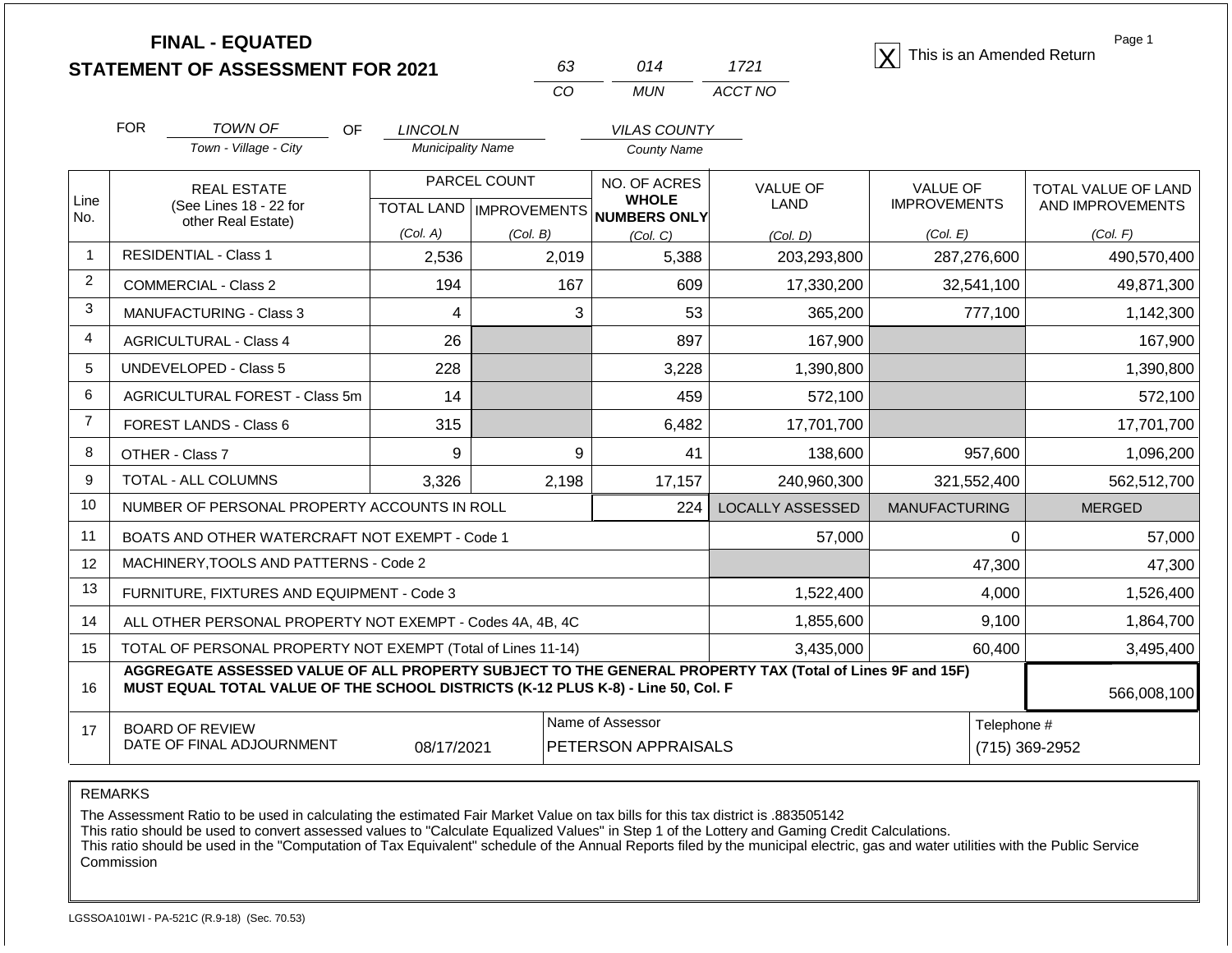**FINAL - EQUATED**
**STATEMENT OF ASSESSMENT FOR 2021**

| 63 | 014 | 1721 |
|---|---|---|
| CO | MUN | ACCT NO |

[X] This is an Amended Return

FOR *TOWN OF* (Town - Village - City) OF *LINCOLN* (Municipality Name) *VILAS COUNTY* (County Name)

| Line No. | REAL ESTATE (See Lines 18 - 22 for other Real Estate) | PARCEL COUNT TOTAL LAND (Col. A) | PARCEL COUNT IMPROVEMENTS (Col. B) | NO. OF ACRES WHOLE NUMBERS ONLY (Col. C) | VALUE OF LAND (Col. D) | VALUE OF IMPROVEMENTS (Col. E) | TOTAL VALUE OF LAND AND IMPROVEMENTS (Col. F) |
|---|---|---|---|---|---|---|---|
| 1 | RESIDENTIAL - Class 1 | 2,536 | 2,019 | 5,388 | 203,293,800 | 287,276,600 | 490,570,400 |
| 2 | COMMERCIAL - Class 2 | 194 | 167 | 609 | 17,330,200 | 32,541,100 | 49,871,300 |
| 3 | MANUFACTURING - Class 3 | 4 | 3 | 53 | 365,200 | 777,100 | 1,142,300 |
| 4 | AGRICULTURAL - Class 4 | 26 | | 897 | 167,900 | | 167,900 |
| 5 | UNDEVELOPED - Class 5 | 228 | | 3,228 | 1,390,800 | | 1,390,800 |
| 6 | AGRICULTURAL FOREST - Class 5m | 14 | | 459 | 572,100 | | 572,100 |
| 7 | FOREST LANDS - Class 6 | 315 | | 6,482 | 17,701,700 | | 17,701,700 |
| 8 | OTHER - Class 7 | 9 | 9 | 41 | 138,600 | 957,600 | 1,096,200 |
| 9 | TOTAL - ALL COLUMNS | 3,326 | 2,198 | 17,157 | 240,960,300 | 321,552,400 | 562,512,700 |
| 10 | NUMBER OF PERSONAL PROPERTY ACCOUNTS IN ROLL | | | 224 | LOCALLY ASSESSED | MANUFACTURING | MERGED |
| 11 | BOATS AND OTHER WATERCRAFT NOT EXEMPT - Code 1 | | | | 57,000 | 0 | 57,000 |
| 12 | MACHINERY,TOOLS AND PATTERNS - Code 2 | | | | | 47,300 | 47,300 |
| 13 | FURNITURE, FIXTURES AND EQUIPMENT - Code 3 | | | | 1,522,400 | 4,000 | 1,526,400 |
| 14 | ALL OTHER PERSONAL PROPERTY NOT EXEMPT - Codes 4A, 4B, 4C | | | | 1,855,600 | 9,100 | 1,864,700 |
| 15 | TOTAL OF PERSONAL PROPERTY NOT EXEMPT (Total of Lines 11-14) | | | | 3,435,000 | 60,400 | 3,495,400 |
| 16 | **AGGREGATE ASSESSED VALUE OF ALL PROPERTY SUBJECT TO THE GENERAL PROPERTY TAX (Total of Lines 9F and 15F) MUST EQUAL TOTAL VALUE OF THE SCHOOL DISTRICTS (K-12 PLUS K-8) - Line 50, Col. F** | | | | | | 566,008,100 |
| 17 | BOARD OF REVIEW DATE OF FINAL ADJOURNMENT | 08/17/2021 | | Name of Assessor: PETERSON APPRAISALS | | Telephone #: (715) 369-2952 | |

REMARKS

The Assessment Ratio to be used in calculating the estimated Fair Market Value on tax bills for this tax district is .883505142
This ratio should be used to convert assessed values to "Calculate Equalized Values" in Step 1 of the Lottery and Gaming Credit Calculations.
This ratio should be used in the "Computation of Tax Equivalent" schedule of the Annual Reports filed by the municipal electric, gas and water utilities with the Public Service Commission

LGSSOA101WI - PA-521C (R.9-18) (Sec. 70.53)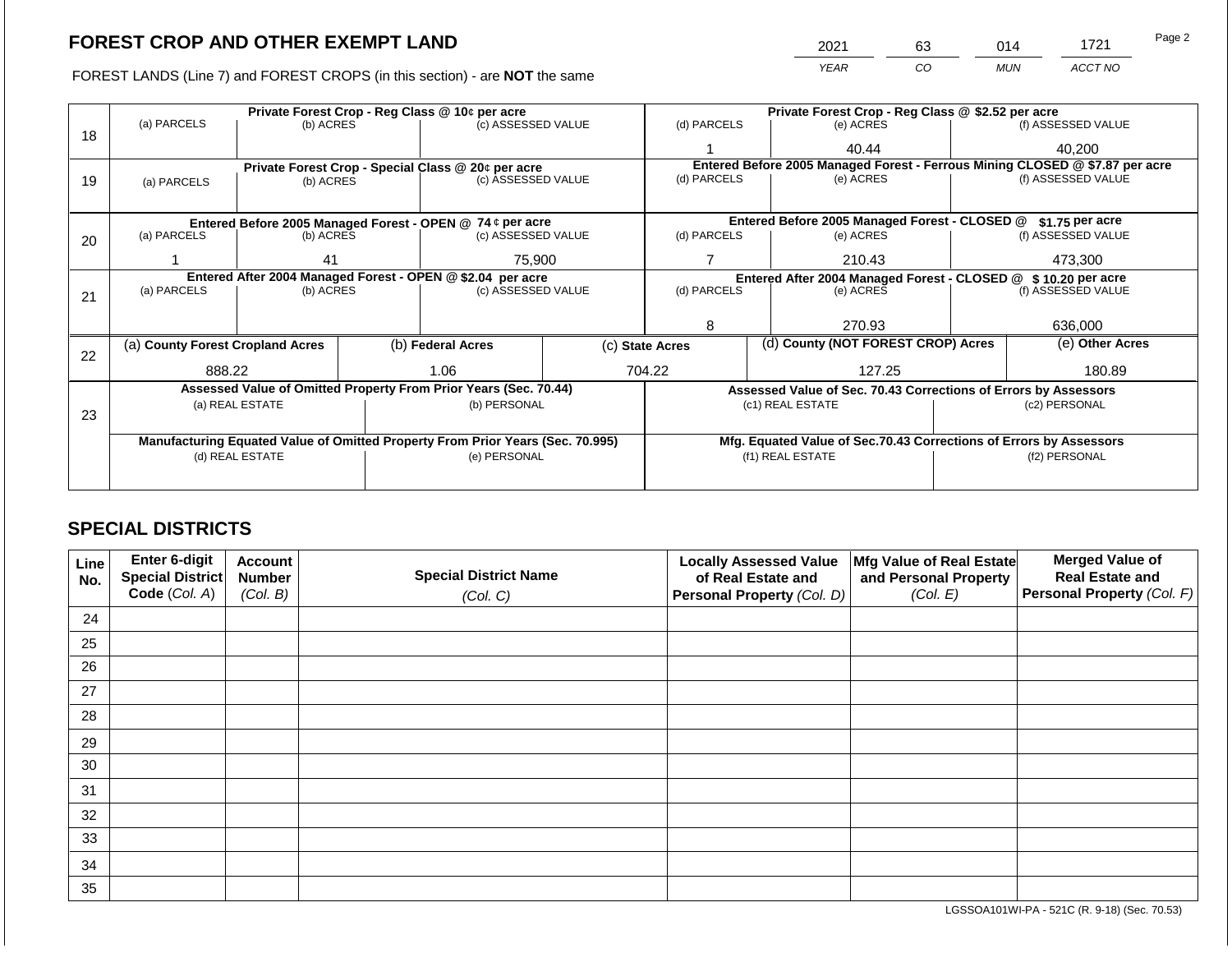# FOREST CROP AND OTHER EXEMPT LAND

FOREST LANDS (Line 7) and FOREST CROPS (in this section) - are **NOT** the same

| 2021 | 63 | 014 | 1721 |
|---|---|---|---|
| YEAR | CO | MUN | ACCT NO |

| Line | Private Forest Crop - Reg Class @ 10¢ per acre | | | Private Forest Crop - Reg Class @ $2.52 per acre | | |
|---|---|---|---|---|---|---|
| 18 | (a) PARCELS | (b) ACRES | (c) ASSESSED VALUE | (d) PARCELS | (e) ACRES | (f) ASSESSED VALUE |
| | | | | 1 | 40.44 | 40,200 |
| | **Private Forest Crop - Special Class @ 20¢ per acre** | | | **Entered Before 2005 Managed Forest - Ferrous Mining CLOSED @ $7.87 per acre** | | |
| 19 | (a) PARCELS | (b) ACRES | (c) ASSESSED VALUE | (d) PARCELS | (e) ACRES | (f) ASSESSED VALUE |
| | | | | | | |
| | **Entered Before 2005 Managed Forest - OPEN @ 74 ¢ per acre** | | | **Entered Before 2005 Managed Forest - CLOSED @ $1.75 per acre** | | |
| 20 | (a) PARCELS | (b) ACRES | (c) ASSESSED VALUE | (d) PARCELS | (e) ACRES | (f) ASSESSED VALUE |
| | 1 | 41 | 75,900 | 7 | 210.43 | 473,300 |
| | **Entered After 2004 Managed Forest - OPEN @ $2.04 per acre** | | | **Entered After 2004 Managed Forest - CLOSED @ $ 10.20 per acre** | | |
| 21 | (a) PARCELS | (b) ACRES | (c) ASSESSED VALUE | (d) PARCELS | (e) ACRES | (f) ASSESSED VALUE |
| | | | | 8 | 270.93 | 636,000 |

| Line | (a) County Forest Cropland Acres | (b) Federal Acres | (c) State Acres | (d) County (NOT FOREST CROP) Acres | (e) Other Acres |
|---|---|---|---|---|---|
| 22 | 888.22 | 1.06 | 704.22 | 127.25 | 180.89 |

| Line | Assessed Value of Omitted Property From Prior Years (Sec. 70.44) | | Assessed Value of Sec. 70.43 Corrections of Errors by Assessors | |
|---|---|---|---|---|
| 23 | (a) REAL ESTATE | (b) PERSONAL | (c1) REAL ESTATE | (c2) PERSONAL |
| | | | | |
| | **Manufacturing Equated Value of Omitted Property From Prior Years (Sec. 70.995)** | | **Mfg. Equated Value of Sec.70.43 Corrections of Errors by Assessors** | |
| | (d) REAL ESTATE | (e) PERSONAL | (f1) REAL ESTATE | (f2) PERSONAL |
| | | | | |

# SPECIAL DISTRICTS

| Line No. | Enter 6-digit Special District Code (Col. A) | Account Number (Col. B) | Special District Name (Col. C) | Locally Assessed Value of Real Estate and Personal Property (Col. D) | Mfg Value of Real Estate and Personal Property (Col. E) | Merged Value of Real Estate and Personal Property (Col. F) |
|---|---|---|---|---|---|---|
| 24 | | | | | | |
| 25 | | | | | | |
| 26 | | | | | | |
| 27 | | | | | | |
| 28 | | | | | | |
| 29 | | | | | | |
| 30 | | | | | | |
| 31 | | | | | | |
| 32 | | | | | | |
| 33 | | | | | | |
| 34 | | | | | | |
| 35 | | | | | | |

LGSSOA101WI-PA - 521C (R. 9-18) (Sec. 70.53)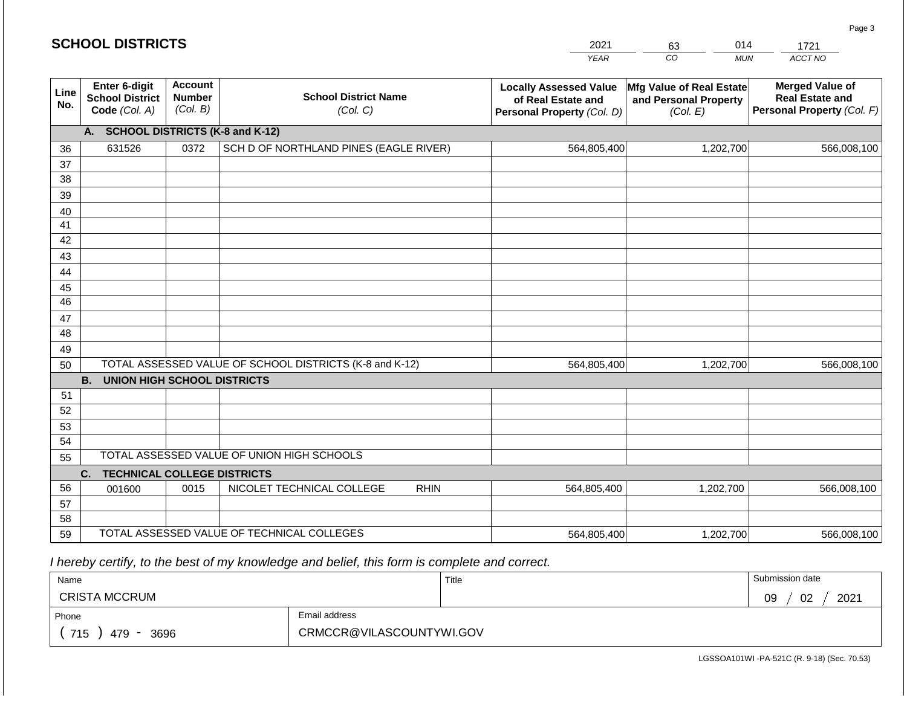# SCHOOL DISTRICTS

| 2021 | 63 | 014 | 1721 |
|---|---|---|---|
| *YEAR* | *CO* | *MUN* | *ACCT NO* |

| Line No. | Enter 6-digit School District Code *(Col. A)* | Account Number *(Col. B)* | School District Name *(Col. C)* | Locally Assessed Value of Real Estate and Personal Property *(Col. D)* | Mfg Value of Real Estate and Personal Property *(Col. E)* | Merged Value of Real Estate and Personal Property *(Col. F)* |
|---|---|---|---|---|---|---|
| | **A. SCHOOL DISTRICTS (K-8 and K-12)** | | | | | |
| 36 | 631526 | 0372 | SCH D OF NORTHLAND PINES (EAGLE RIVER) | 564,805,400 | 1,202,700 | 566,008,100 |
| 37 | | | | | | |
| 38 | | | | | | |
| 39 | | | | | | |
| 40 | | | | | | |
| 41 | | | | | | |
| 42 | | | | | | |
| 43 | | | | | | |
| 44 | | | | | | |
| 45 | | | | | | |
| 46 | | | | | | |
| 47 | | | | | | |
| 48 | | | | | | |
| 49 | | | | | | |
| 50 | TOTAL ASSESSED VALUE OF SCHOOL DISTRICTS (K-8 and K-12) | | | 564,805,400 | 1,202,700 | 566,008,100 |
| | **B. UNION HIGH SCHOOL DISTRICTS** | | | | | |
| 51 | | | | | | |
| 52 | | | | | | |
| 53 | | | | | | |
| 54 | | | | | | |
| 55 | TOTAL ASSESSED VALUE OF UNION HIGH SCHOOLS | | | | | |
| | **C. TECHNICAL COLLEGE DISTRICTS** | | | | | |
| 56 | 001600 | 0015 | NICOLET TECHNICAL COLLEGE RHIN | 564,805,400 | 1,202,700 | 566,008,100 |
| 57 | | | | | | |
| 58 | | | | | | |
| 59 | TOTAL ASSESSED VALUE OF TECHNICAL COLLEGES | | | 564,805,400 | 1,202,700 | 566,008,100 |

*I hereby certify, to the best of my knowledge and belief, this form is complete and correct.*

| Name | | Title | Submission date |
|---|---|---|---|
| CRISTA MCCRUM | | | 09 / 02 / 2021 |
| Phone | Email address | | |
| ( 715 ) 479 - 3696 | CRMCCR@VILASCOUNTYWI.GOV | | |

LGSSOA101WI -PA-521C (R. 9-18) (Sec. 70.53)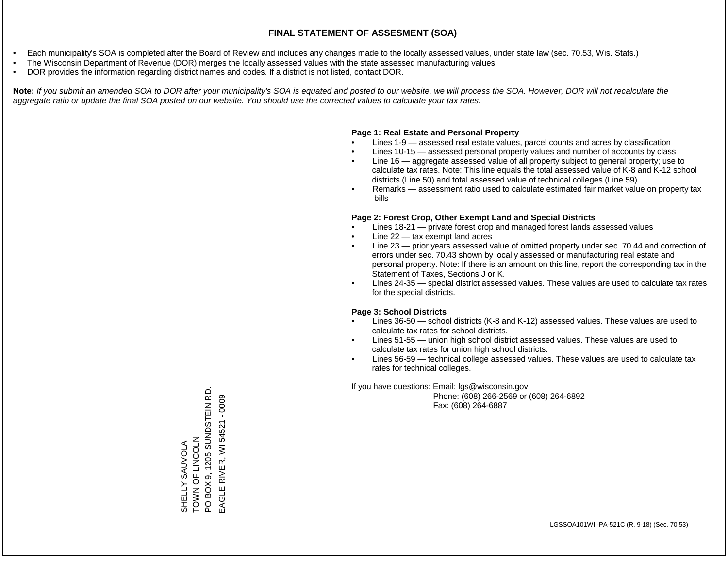# FINAL STATEMENT OF ASSESMENT (SOA)

- Each municipality's SOA is completed after the Board of Review and includes any changes made to the locally assessed values, under state law (sec. 70.53, Wis. Stats.)
- The Wisconsin Department of Revenue (DOR) merges the locally assessed values with the state assessed manufacturing values
- DOR provides the information regarding district names and codes. If a district is not listed, contact DOR.

**Note:** *If you submit an amended SOA to DOR after your municipality's SOA is equated and posted to our website, we will process the SOA. However, DOR will not recalculate the aggregate ratio or update the final SOA posted on our website. You should use the corrected values to calculate your tax rates.*

**Page 1: Real Estate and Personal Property**

- Lines 1-9 — assessed real estate values, parcel counts and acres by classification
- Lines 10-15 — assessed personal property values and number of accounts by class
- Line 16 — aggregate assessed value of all property subject to general property; use to calculate tax rates. Note: This line equals the total assessed value of K-8 and K-12 school districts (Line 50) and total assessed value of technical colleges (Line 59).
- Remarks — assessment ratio used to calculate estimated fair market value on property tax bills

**Page 2: Forest Crop, Other Exempt Land and Special Districts**

- Lines 18-21 — private forest crop and managed forest lands assessed values
- Line 22 — tax exempt land acres
- Line 23 — prior years assessed value of omitted property under sec. 70.44 and correction of errors under sec. 70.43 shown by locally assessed or manufacturing real estate and personal property. Note: If there is an amount on this line, report the corresponding tax in the Statement of Taxes, Sections J or K.
- Lines 24-35 — special district assessed values. These values are used to calculate tax rates for the special districts.

**Page 3: School Districts**

- Lines 36-50 — school districts (K-8 and K-12) assessed values. These values are used to calculate tax rates for school districts.
- Lines 51-55 — union high school district assessed values. These values are used to calculate tax rates for union high school districts.
- Lines 56-59 — technical college assessed values. These values are used to calculate tax rates for technical colleges.

If you have questions: Email: lgs@wisconsin.gov
Phone: (608) 266-2569 or (608) 264-6892
Fax: (608) 264-6887

SHELLY SAUVOLA
TOWN OF LINCOLN
PO BOX 9, 1205 SUNDSTEIN RD.
EAGLE RIVER, WI 54521 - 0009

LGSSOA101WI -PA-521C (R. 9-18) (Sec. 70.53)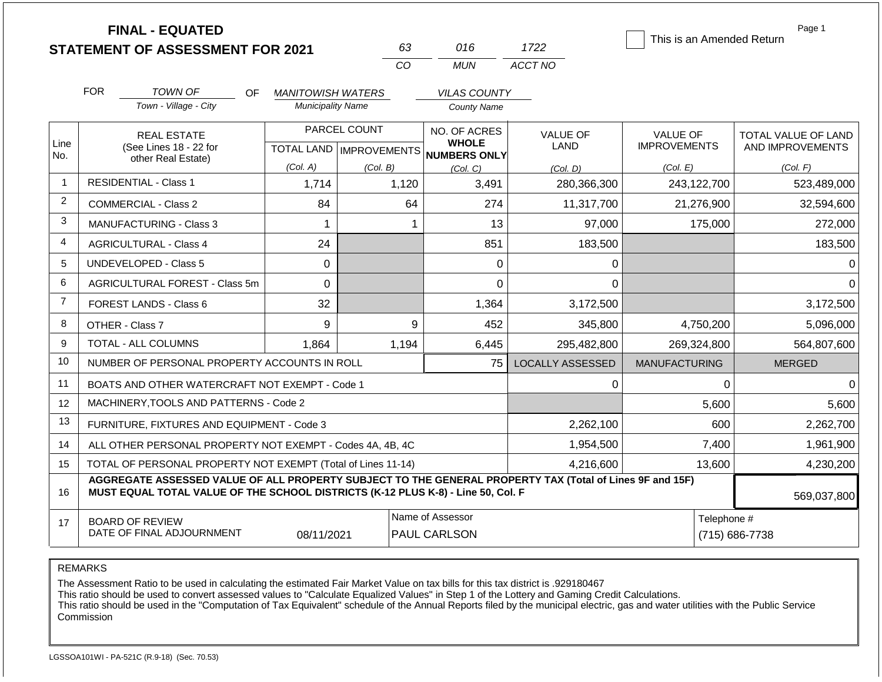# FINAL - EQUATED
## STATEMENT OF ASSESSMENT FOR 2021

| 63 | 016 | 1722 |
|---|---|---|
| CO | MUN | ACCT NO |

☐ This is an Amended Return

Page 1

FOR TOWN OF (Town - Village - City) OF MANITOWISH WATERS (Municipality Name) VILAS COUNTY (County Name)

| Line No. | REAL ESTATE (See Lines 18 - 22 for other Real Estate) | PARCEL COUNT TOTAL LAND (Col. A) | IMPROVEMENTS (Col. B) | NO. OF ACRES WHOLE NUMBERS ONLY (Col. C) | VALUE OF LAND (Col. D) | VALUE OF IMPROVEMENTS (Col. E) | TOTAL VALUE OF LAND AND IMPROVEMENTS (Col. F) |
|---|---|---|---|---|---|---|---|
| 1 | RESIDENTIAL - Class 1 | 1,714 | 1,120 | 3,491 | 280,366,300 | 243,122,700 | 523,489,000 |
| 2 | COMMERCIAL - Class 2 | 84 | 64 | 274 | 11,317,700 | 21,276,900 | 32,594,600 |
| 3 | MANUFACTURING - Class 3 | 1 | 1 | 13 | 97,000 | 175,000 | 272,000 |
| 4 | AGRICULTURAL - Class 4 | 24 | | 851 | 183,500 | | 183,500 |
| 5 | UNDEVELOPED - Class 5 | 0 | | 0 | 0 | | 0 |
| 6 | AGRICULTURAL FOREST - Class 5m | 0 | | 0 | 0 | | 0 |
| 7 | FOREST LANDS - Class 6 | 32 | | 1,364 | 3,172,500 | | 3,172,500 |
| 8 | OTHER - Class 7 | 9 | 9 | 452 | 345,800 | 4,750,200 | 5,096,000 |
| 9 | TOTAL - ALL COLUMNS | 1,864 | 1,194 | 6,445 | 295,482,800 | 269,324,800 | 564,807,600 |
| 10 | NUMBER OF PERSONAL PROPERTY ACCOUNTS IN ROLL | | | 75 | LOCALLY ASSESSED | MANUFACTURING | MERGED |
| 11 | BOATS AND OTHER WATERCRAFT NOT EXEMPT - Code 1 | | | | 0 | 0 | 0 |
| 12 | MACHINERY,TOOLS AND PATTERNS - Code 2 | | | | | 5,600 | 5,600 |
| 13 | FURNITURE, FIXTURES AND EQUIPMENT - Code 3 | | | | 2,262,100 | 600 | 2,262,700 |
| 14 | ALL OTHER PERSONAL PROPERTY NOT EXEMPT - Codes 4A, 4B, 4C | | | | 1,954,500 | 7,400 | 1,961,900 |
| 15 | TOTAL OF PERSONAL PROPERTY NOT EXEMPT (Total of Lines 11-14) | | | | 4,216,600 | 13,600 | 4,230,200 |
| 16 | **AGGREGATE ASSESSED VALUE OF ALL PROPERTY SUBJECT TO THE GENERAL PROPERTY TAX (Total of Lines 9F and 15F) MUST EQUAL TOTAL VALUE OF THE SCHOOL DISTRICTS (K-12 PLUS K-8) - Line 50, Col. F** | | | | | | 569,037,800 |
| 17 | BOARD OF REVIEW DATE OF FINAL ADJOURNMENT | 08/11/2021 | | Name of Assessor: PAUL CARLSON | | | Telephone #: (715) 686-7738 |

REMARKS

The Assessment Ratio to be used in calculating the estimated Fair Market Value on tax bills for this tax district is .929180467
This ratio should be used to convert assessed values to "Calculate Equalized Values" in Step 1 of the Lottery and Gaming Credit Calculations.
This ratio should be used in the "Computation of Tax Equivalent" schedule of the Annual Reports filed by the municipal electric, gas and water utilities with the Public Service Commission

LGSSOA101WI - PA-521C (R.9-18) (Sec. 70.53)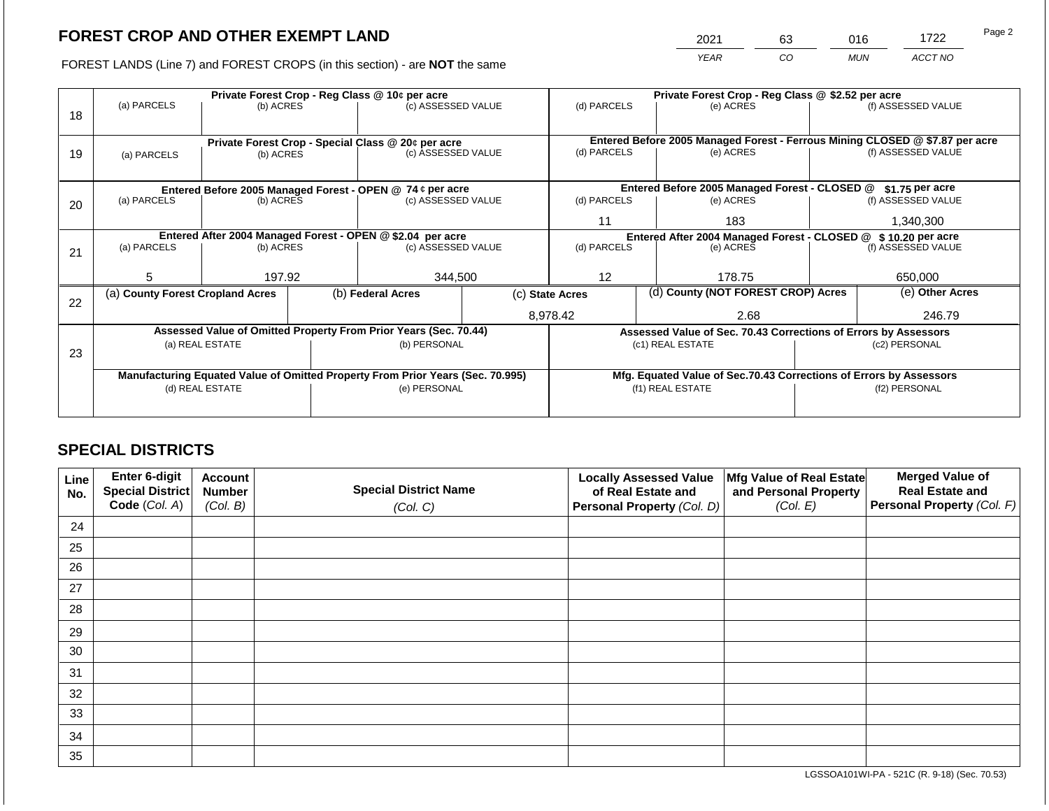# FOREST CROP AND OTHER EXEMPT LAND

| 2021 | 63 | 016 | 1722 |
|---|---|---|---|
| YEAR | CO | MUN | ACCT NO |

FOREST LANDS (Line 7) and FOREST CROPS (in this section) - are **NOT** the same

| Line | Private Forest Crop - Reg Class @ 10¢ per acre | | | Private Forest Crop - Reg Class @ $2.52 per acre | | |
|---|---|---|---|---|---|---|
| | (a) PARCELS | (b) ACRES | (c) ASSESSED VALUE | (d) PARCELS | (e) ACRES | (f) ASSESSED VALUE |
| 18 | | | | | | |
| | **Private Forest Crop - Special Class @ 20¢ per acre** | | | **Entered Before 2005 Managed Forest - Ferrous Mining CLOSED @ $7.87 per acre** | | |
| | (a) PARCELS | (b) ACRES | (c) ASSESSED VALUE | (d) PARCELS | (e) ACRES | (f) ASSESSED VALUE |
| 19 | | | | | | |
| | **Entered Before 2005 Managed Forest - OPEN @ 74 ¢ per acre** | | | **Entered Before 2005 Managed Forest - CLOSED @ $1.75 per acre** | | |
| | (a) PARCELS | (b) ACRES | (c) ASSESSED VALUE | (d) PARCELS | (e) ACRES | (f) ASSESSED VALUE |
| 20 | | | | 11 | 183 | 1,340,300 |
| | **Entered After 2004 Managed Forest - OPEN @ $2.04 per acre** | | | **Entered After 2004 Managed Forest - CLOSED @ $ 10.20 per acre** | | |
| | (a) PARCELS | (b) ACRES | (c) ASSESSED VALUE | (d) PARCELS | (e) ACRES | (f) ASSESSED VALUE |
| 21 | 5 | 197.92 | 344,500 | 12 | 178.75 | 650,000 |

| Line | (a) County Forest Cropland Acres | (b) Federal Acres | (c) State Acres | (d) County (NOT FOREST CROP) Acres | (e) Other Acres |
|---|---|---|---|---|---|
| 22 | | | 8,978.42 | 2.68 | 246.79 |

| Line | Assessed Value of Omitted Property From Prior Years (Sec. 70.44) | | Assessed Value of Sec. 70.43 Corrections of Errors by Assessors | |
|---|---|---|---|---|
| | (a) REAL ESTATE | (b) PERSONAL | (c1) REAL ESTATE | (c2) PERSONAL |
| 23 | | | | |
| | **Manufacturing Equated Value of Omitted Property From Prior Years (Sec. 70.995)** | | **Mfg. Equated Value of Sec.70.43 Corrections of Errors by Assessors** | |
| | (d) REAL ESTATE | (e) PERSONAL | (f1) REAL ESTATE | (f2) PERSONAL |
| | | | | |

## SPECIAL DISTRICTS

| Line No. | Enter 6-digit Special District Code (Col. A) | Account Number (Col. B) | Special District Name (Col. C) | Locally Assessed Value of Real Estate and Personal Property (Col. D) | Mfg Value of Real Estate and Personal Property (Col. E) | Merged Value of Real Estate and Personal Property (Col. F) |
|---|---|---|---|---|---|---|
| 24 | | | | | | |
| 25 | | | | | | |
| 26 | | | | | | |
| 27 | | | | | | |
| 28 | | | | | | |
| 29 | | | | | | |
| 30 | | | | | | |
| 31 | | | | | | |
| 32 | | | | | | |
| 33 | | | | | | |
| 34 | | | | | | |
| 35 | | | | | | |

LGSSOA101WI-PA - 521C (R. 9-18) (Sec. 70.53)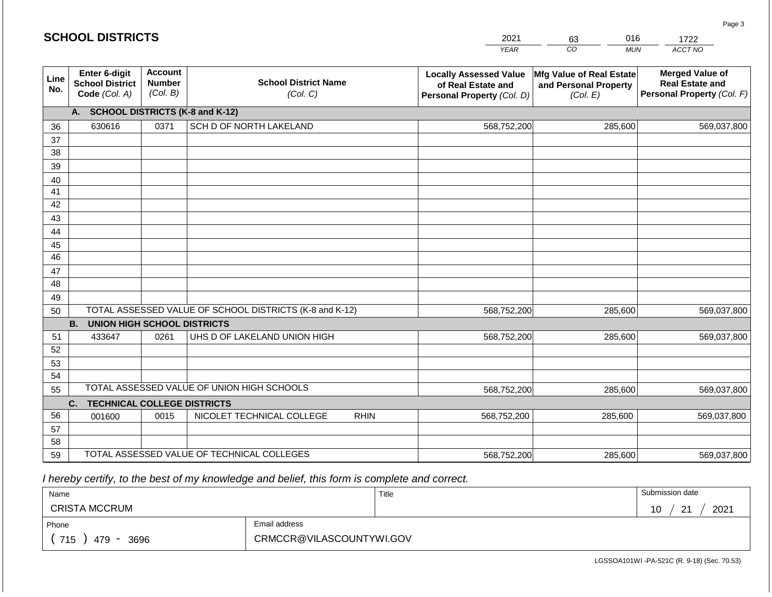# SCHOOL DISTRICTS

| 2021 | 63 | 016 | 1722 |
|---|---|---|---|
| *YEAR* | *CO* | *MUN* | *ACCT NO* |

| Line No. | Enter 6-digit School District Code *(Col. A)* | Account Number *(Col. B)* | School District Name *(Col. C)* | Locally Assessed Value of Real Estate and Personal Property *(Col. D)* | Mfg Value of Real Estate and Personal Property *(Col. E)* | Merged Value of Real Estate and Personal Property *(Col. F)* |
|---|---|---|---|---|---|---|
| | **A. SCHOOL DISTRICTS (K-8 and K-12)** | | | | | |
| 36 | 630616 | 0371 | SCH D OF NORTH LAKELAND | 568,752,200 | 285,600 | 569,037,800 |
| 37 | | | | | | |
| 38 | | | | | | |
| 39 | | | | | | |
| 40 | | | | | | |
| 41 | | | | | | |
| 42 | | | | | | |
| 43 | | | | | | |
| 44 | | | | | | |
| 45 | | | | | | |
| 46 | | | | | | |
| 47 | | | | | | |
| 48 | | | | | | |
| 49 | | | | | | |
| 50 | TOTAL ASSESSED VALUE OF SCHOOL DISTRICTS (K-8 and K-12) | | | 568,752,200 | 285,600 | 569,037,800 |
| | **B. UNION HIGH SCHOOL DISTRICTS** | | | | | |
| 51 | 433647 | 0261 | UHS D OF LAKELAND UNION HIGH | 568,752,200 | 285,600 | 569,037,800 |
| 52 | | | | | | |
| 53 | | | | | | |
| 54 | | | | | | |
| 55 | TOTAL ASSESSED VALUE OF UNION HIGH SCHOOLS | | | 568,752,200 | 285,600 | 569,037,800 |
| | **C. TECHNICAL COLLEGE DISTRICTS** | | | | | |
| 56 | 001600 | 0015 | NICOLET TECHNICAL COLLEGE RHIN | 568,752,200 | 285,600 | 569,037,800 |
| 57 | | | | | | |
| 58 | | | | | | |
| 59 | TOTAL ASSESSED VALUE OF TECHNICAL COLLEGES | | | 568,752,200 | 285,600 | 569,037,800 |

*I hereby certify, to the best of my knowledge and belief, this form is complete and correct.*

| Name | Title | Submission date |
|---|---|---|
| CRISTA MCCRUM | | 10 / 21 / 2021 |
| **Phone** | **Email address** | |
| ( 715 ) 479 - 3696 | CRMCCR@VILASCOUNTYWI.GOV | |

LGSSOA101WI -PA-521C (R. 9-18) (Sec. 70.53)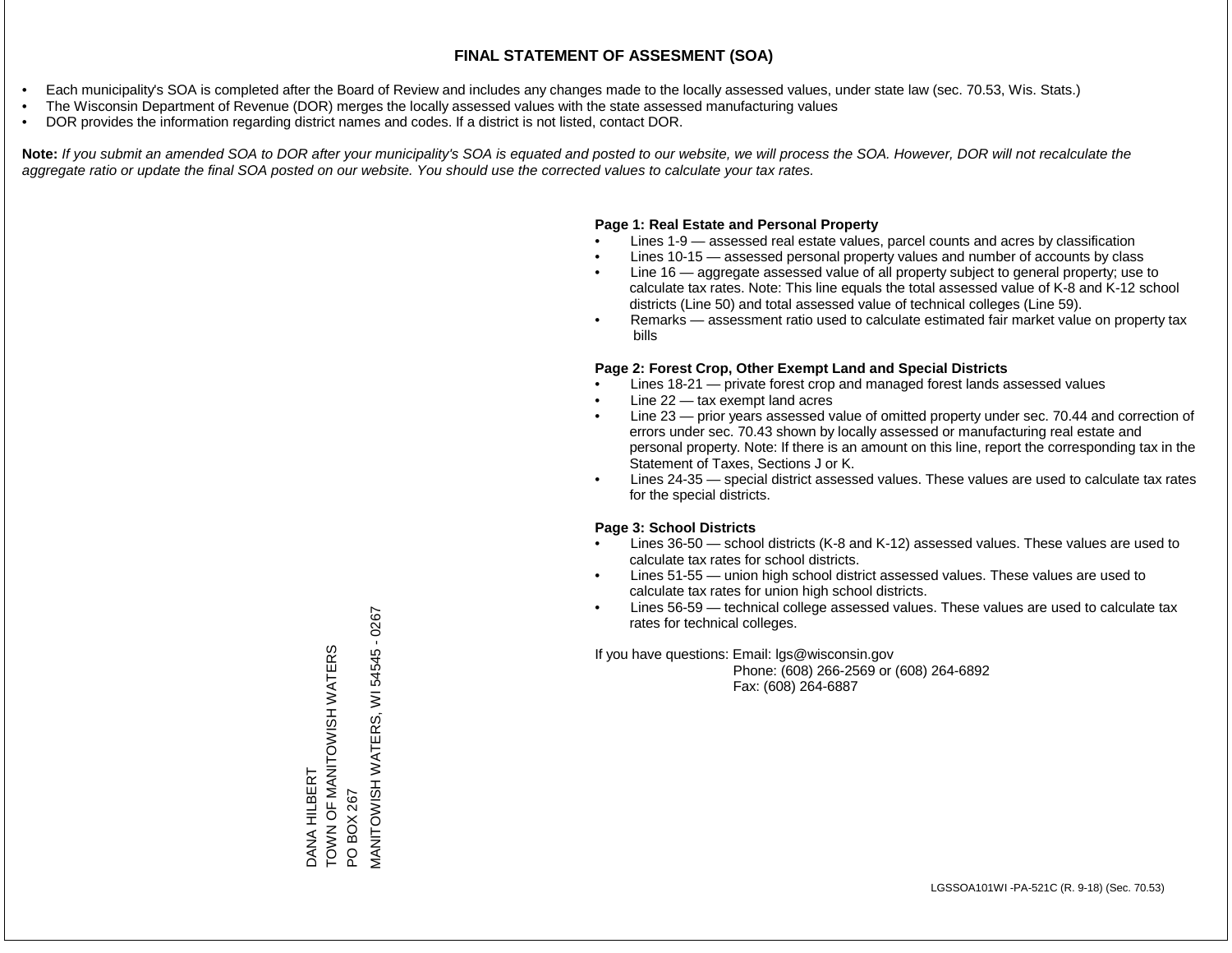# FINAL STATEMENT OF ASSESMENT (SOA)

- Each municipality's SOA is completed after the Board of Review and includes any changes made to the locally assessed values, under state law (sec. 70.53, Wis. Stats.)
- The Wisconsin Department of Revenue (DOR) merges the locally assessed values with the state assessed manufacturing values
- DOR provides the information regarding district names and codes. If a district is not listed, contact DOR.

**Note:** *If you submit an amended SOA to DOR after your municipality's SOA is equated and posted to our website, we will process the SOA. However, DOR will not recalculate the aggregate ratio or update the final SOA posted on our website. You should use the corrected values to calculate your tax rates.*

DANA HILBERT
TOWN OF MANITOWISH WATERS
PO BOX 267
MANITOWISH WATERS, WI 54545 - 0267

**Page 1: Real Estate and Personal Property**

- Lines 1-9 — assessed real estate values, parcel counts and acres by classification
- Lines 10-15 — assessed personal property values and number of accounts by class
- Line 16 — aggregate assessed value of all property subject to general property; use to calculate tax rates. Note: This line equals the total assessed value of K-8 and K-12 school districts (Line 50) and total assessed value of technical colleges (Line 59).
- Remarks — assessment ratio used to calculate estimated fair market value on property tax bills

**Page 2: Forest Crop, Other Exempt Land and Special Districts**

- Lines 18-21 — private forest crop and managed forest lands assessed values
- Line 22 — tax exempt land acres
- Line 23 — prior years assessed value of omitted property under sec. 70.44 and correction of errors under sec. 70.43 shown by locally assessed or manufacturing real estate and personal property. Note: If there is an amount on this line, report the corresponding tax in the Statement of Taxes, Sections J or K.
- Lines 24-35 — special district assessed values. These values are used to calculate tax rates for the special districts.

**Page 3: School Districts**

- Lines 36-50 — school districts (K-8 and K-12) assessed values. These values are used to calculate tax rates for school districts.
- Lines 51-55 — union high school district assessed values. These values are used to calculate tax rates for union high school districts.
- Lines 56-59 — technical college assessed values. These values are used to calculate tax rates for technical colleges.

If you have questions: Email: lgs@wisconsin.gov
Phone: (608) 266-2569 or (608) 264-6892
Fax: (608) 264-6887

LGSSOA101WI -PA-521C (R. 9-18) (Sec. 70.53)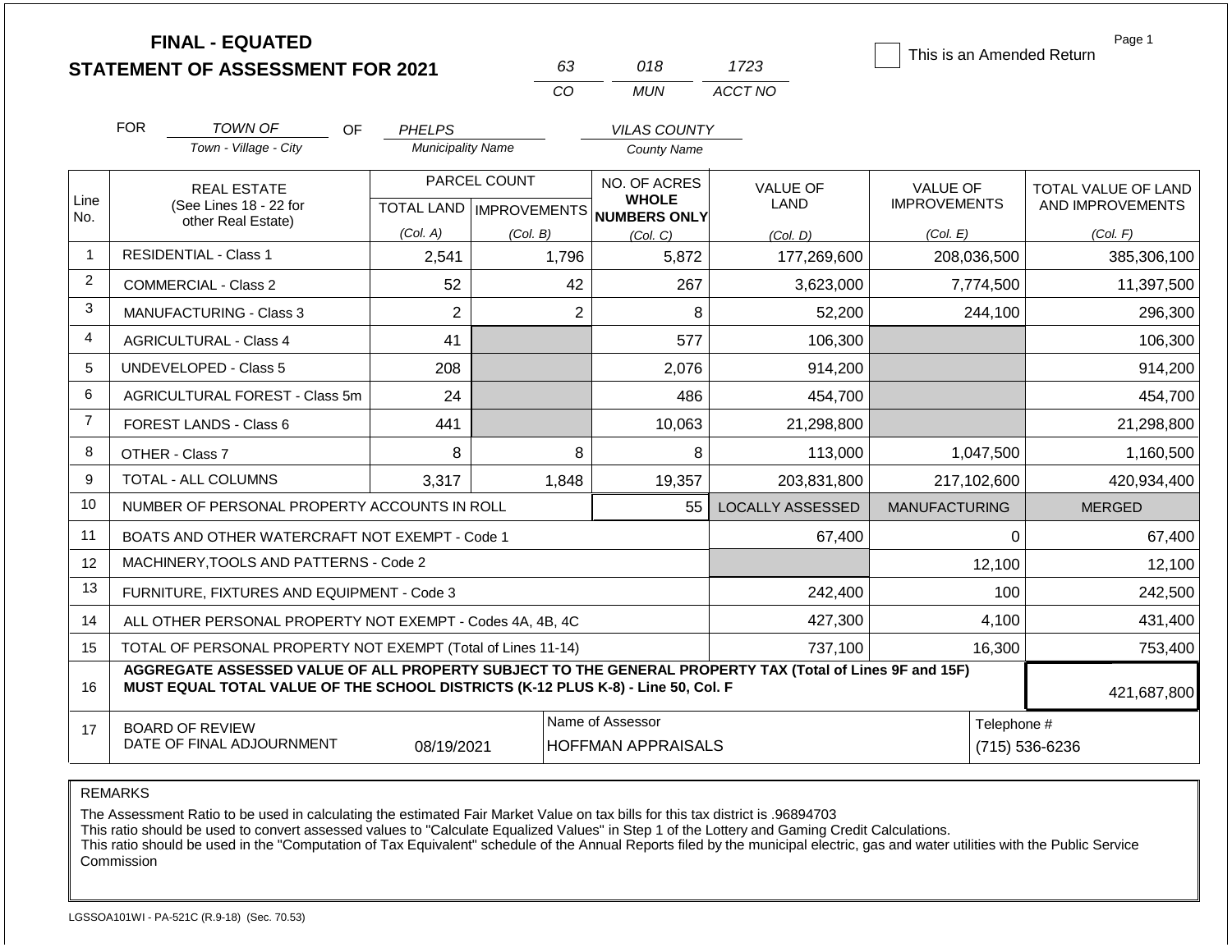# FINAL - EQUATED
# STATEMENT OF ASSESSMENT FOR 2021

| 63 | 018 | 1723 |
|---|---|---|
| CO | MUN | ACCT NO |

This is an Amended Return

FOR *TOWN OF* (Town - Village - City) OF *PHELPS* (Municipality Name) *VILAS COUNTY* (County Name)

| Line No. | REAL ESTATE (See Lines 18 - 22 for other Real Estate) | PARCEL COUNT TOTAL LAND (Col. A) | PARCEL COUNT IMPROVEMENTS (Col. B) | NO. OF ACRES WHOLE NUMBERS ONLY (Col. C) | VALUE OF LAND (Col. D) | VALUE OF IMPROVEMENTS (Col. E) | TOTAL VALUE OF LAND AND IMPROVEMENTS (Col. F) |
|---|---|---|---|---|---|---|---|
| 1 | RESIDENTIAL - Class 1 | 2,541 | 1,796 | 5,872 | 177,269,600 | 208,036,500 | 385,306,100 |
| 2 | COMMERCIAL - Class 2 | 52 | 42 | 267 | 3,623,000 | 7,774,500 | 11,397,500 |
| 3 | MANUFACTURING - Class 3 | 2 | 2 | 8 | 52,200 | 244,100 | 296,300 |
| 4 | AGRICULTURAL - Class 4 | 41 | | 577 | 106,300 | | 106,300 |
| 5 | UNDEVELOPED - Class 5 | 208 | | 2,076 | 914,200 | | 914,200 |
| 6 | AGRICULTURAL FOREST - Class 5m | 24 | | 486 | 454,700 | | 454,700 |
| 7 | FOREST LANDS - Class 6 | 441 | | 10,063 | 21,298,800 | | 21,298,800 |
| 8 | OTHER - Class 7 | 8 | 8 | 8 | 113,000 | 1,047,500 | 1,160,500 |
| 9 | TOTAL - ALL COLUMNS | 3,317 | 1,848 | 19,357 | 203,831,800 | 217,102,600 | 420,934,400 |
| 10 | NUMBER OF PERSONAL PROPERTY ACCOUNTS IN ROLL | | | 55 | LOCALLY ASSESSED | MANUFACTURING | MERGED |
| 11 | BOATS AND OTHER WATERCRAFT NOT EXEMPT - Code 1 | | | | 67,400 | 0 | 67,400 |
| 12 | MACHINERY,TOOLS AND PATTERNS - Code 2 | | | | | 12,100 | 12,100 |
| 13 | FURNITURE, FIXTURES AND EQUIPMENT - Code 3 | | | | 242,400 | 100 | 242,500 |
| 14 | ALL OTHER PERSONAL PROPERTY NOT EXEMPT - Codes 4A, 4B, 4C | | | | 427,300 | 4,100 | 431,400 |
| 15 | TOTAL OF PERSONAL PROPERTY NOT EXEMPT (Total of Lines 11-14) | | | | 737,100 | 16,300 | 753,400 |
| 16 | AGGREGATE ASSESSED VALUE OF ALL PROPERTY SUBJECT TO THE GENERAL PROPERTY TAX (Total of Lines 9F and 15F) MUST EQUAL TOTAL VALUE OF THE SCHOOL DISTRICTS (K-12 PLUS K-8) - Line 50, Col. F | | | | | | 421,687,800 |
| 17 | BOARD OF REVIEW DATE OF FINAL ADJOURNMENT | 08/19/2021 | | Name of Assessor: HOFFMAN APPRAISALS | | Telephone #: (715) 536-6236 | |

REMARKS

The Assessment Ratio to be used in calculating the estimated Fair Market Value on tax bills for this tax district is .96894703
This ratio should be used to convert assessed values to "Calculate Equalized Values" in Step 1 of the Lottery and Gaming Credit Calculations.
This ratio should be used in the "Computation of Tax Equivalent" schedule of the Annual Reports filed by the municipal electric, gas and water utilities with the Public Service Commission

LGSSOA101WI - PA-521C (R.9-18) (Sec. 70.53)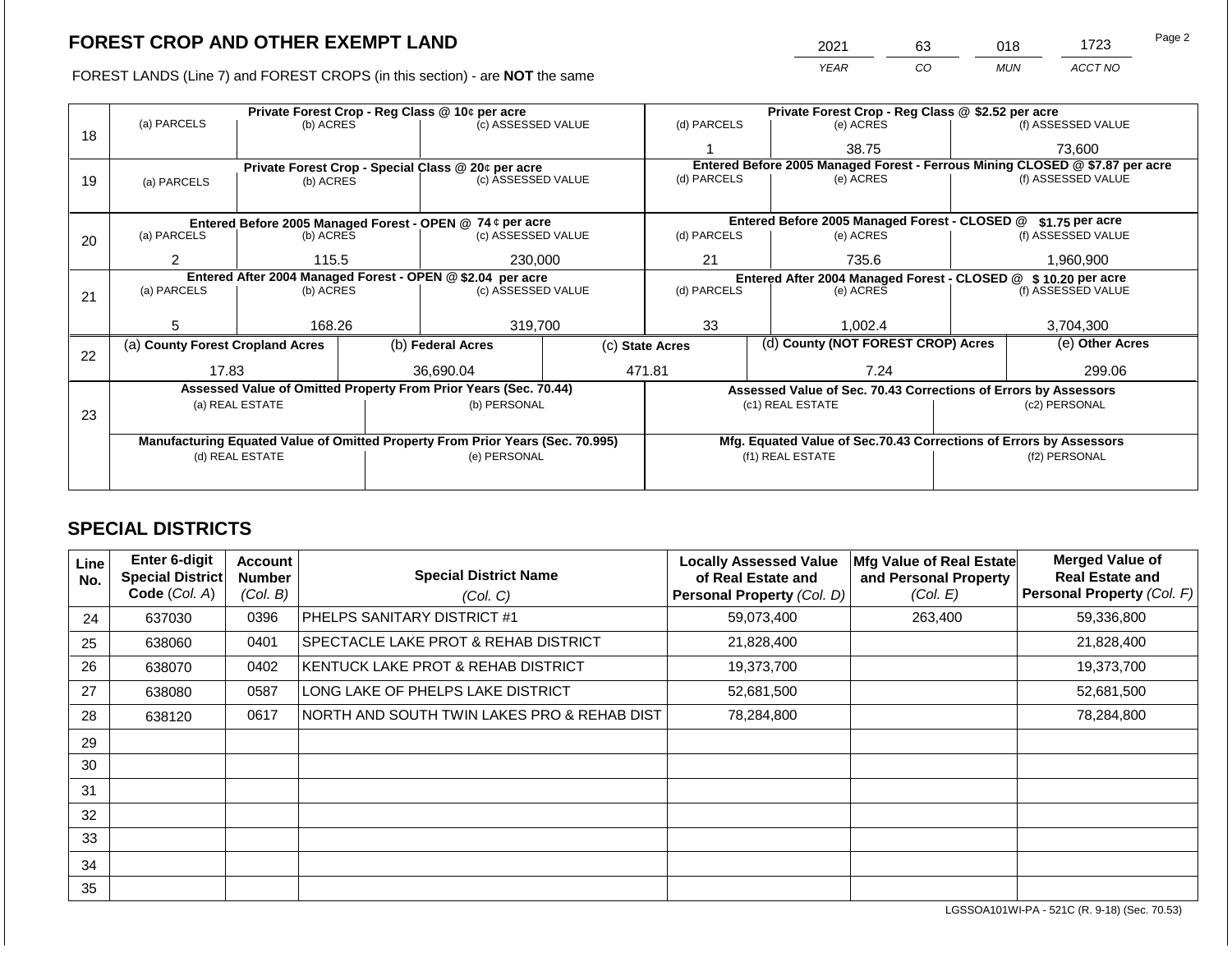# FOREST CROP AND OTHER EXEMPT LAND

| 2021 | 63 | 018 | 1723 |
|---|---|---|---|
| *YEAR* | *CO* | *MUN* | *ACCT NO* |

FOREST LANDS (Line 7) and FOREST CROPS (in this section) - are **NOT** the same

| Line | Private Forest Crop - Reg Class @ 10¢ per acre | | | Private Forest Crop - Reg Class @ $2.52 per acre | | |
|---|---|---|---|---|---|---|
| | (a) PARCELS | (b) ACRES | (c) ASSESSED VALUE | (d) PARCELS | (e) ACRES | (f) ASSESSED VALUE |
| 18 | | | | 1 | 38.75 | 73,600 |
| | **Private Forest Crop - Special Class @ 20¢ per acre** | | | **Entered Before 2005 Managed Forest - Ferrous Mining CLOSED @ $7.87 per acre** | | |
| | (a) PARCELS | (b) ACRES | (c) ASSESSED VALUE | (d) PARCELS | (e) ACRES | (f) ASSESSED VALUE |
| 19 | | | | | | |
| | **Entered Before 2005 Managed Forest - OPEN @ 74¢ per acre** | | | **Entered Before 2005 Managed Forest - CLOSED @ $1.75 per acre** | | |
| | (a) PARCELS | (b) ACRES | (c) ASSESSED VALUE | (d) PARCELS | (e) ACRES | (f) ASSESSED VALUE |
| 20 | 2 | 115.5 | 230,000 | 21 | 735.6 | 1,960,900 |
| | **Entered After 2004 Managed Forest - OPEN @ $2.04 per acre** | | | **Entered After 2004 Managed Forest - CLOSED @ $10.20 per acre** | | |
| | (a) PARCELS | (b) ACRES | (c) ASSESSED VALUE | (d) PARCELS | (e) ACRES | (f) ASSESSED VALUE |
| 21 | 5 | 168.26 | 319,700 | 33 | 1,002.4 | 3,704,300 |

| Line | (a) County Forest Cropland Acres | (b) Federal Acres | (c) State Acres | (d) County (NOT FOREST CROP) Acres | (e) Other Acres |
|---|---|---|---|---|---|
| 22 | 17.83 | 36,690.04 | 471.81 | 7.24 | 299.06 |

| Line | Assessed Value of Omitted Property From Prior Years (Sec. 70.44) | | Assessed Value of Sec. 70.43 Corrections of Errors by Assessors | |
|---|---|---|---|---|
| 23 | (a) REAL ESTATE | (b) PERSONAL | (c1) REAL ESTATE | (c2) PERSONAL |
| | | | | |
| | **Manufacturing Equated Value of Omitted Property From Prior Years (Sec. 70.995)** | | **Mfg. Equated Value of Sec.70.43 Corrections of Errors by Assessors** | |
| | (d) REAL ESTATE | (e) PERSONAL | (f1) REAL ESTATE | (f2) PERSONAL |
| | | | | |

## SPECIAL DISTRICTS

| Line No. | Enter 6-digit Special District Code (*Col. A*) | Account Number (*Col. B*) | Special District Name (*Col. C*) | Locally Assessed Value of Real Estate and Personal Property (*Col. D*) | Mfg Value of Real Estate and Personal Property (*Col. E*) | Merged Value of Real Estate and Personal Property (*Col. F*) |
|---|---|---|---|---|---|---|
| 24 | 637030 | 0396 | PHELPS SANITARY DISTRICT #1 | 59,073,400 | 263,400 | 59,336,800 |
| 25 | 638060 | 0401 | SPECTACLE LAKE PROT & REHAB DISTRICT | 21,828,400 | | 21,828,400 |
| 26 | 638070 | 0402 | KENTUCK LAKE PROT & REHAB DISTRICT | 19,373,700 | | 19,373,700 |
| 27 | 638080 | 0587 | LONG LAKE OF PHELPS LAKE DISTRICT | 52,681,500 | | 52,681,500 |
| 28 | 638120 | 0617 | NORTH AND SOUTH TWIN LAKES PRO & REHAB DIST | 78,284,800 | | 78,284,800 |
| 29 | | | | | | |
| 30 | | | | | | |
| 31 | | | | | | |
| 32 | | | | | | |
| 33 | | | | | | |
| 34 | | | | | | |
| 35 | | | | | | |

LGSSOA101WI-PA - 521C (R. 9-18) (Sec. 70.53)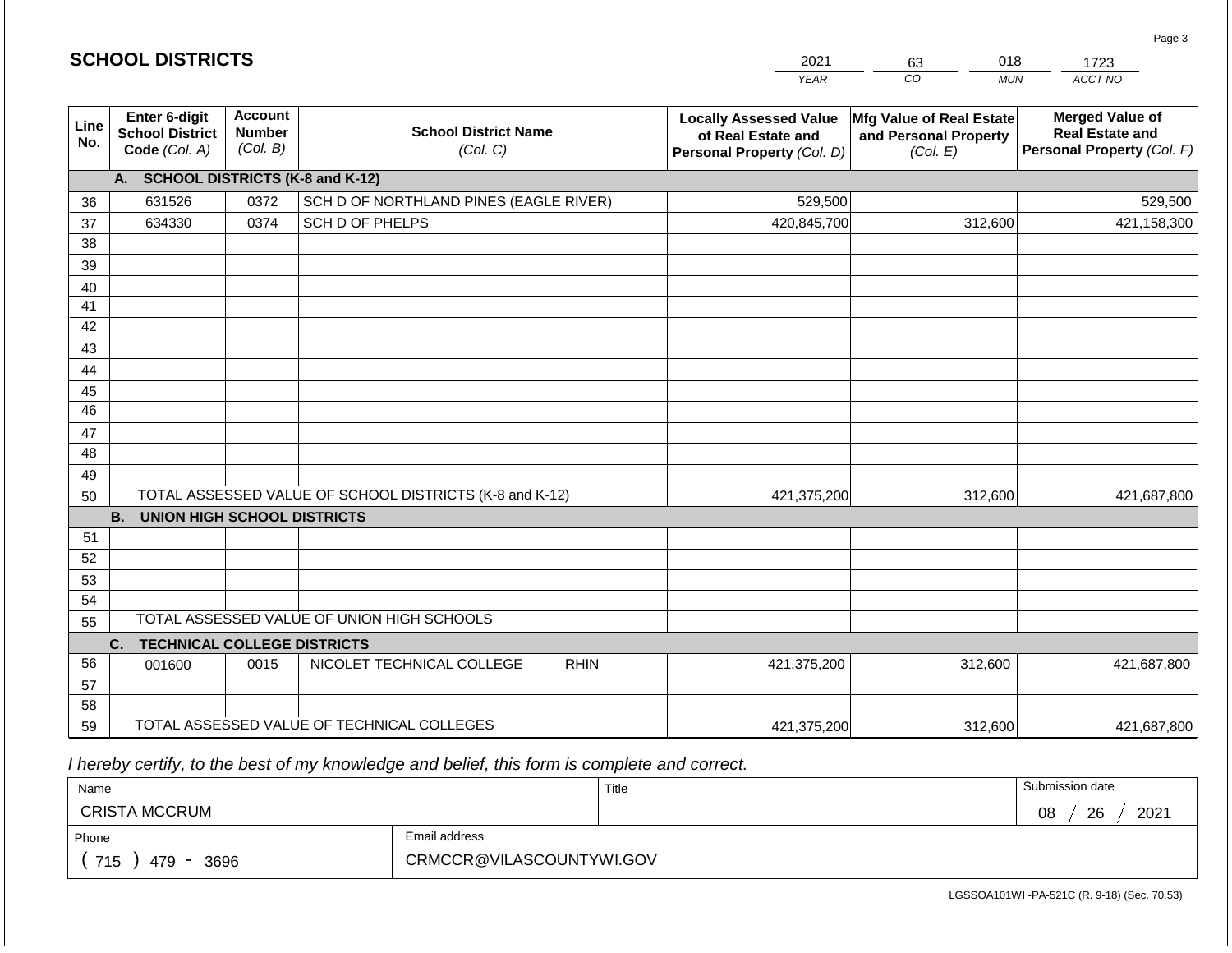## SCHOOL DISTRICTS

| 2021 | 63 | 018 | 1723 |
|---|---|---|---|
| *YEAR* | *CO* | *MUN* | *ACCT NO* |

| Line No. | Enter 6-digit School District Code *(Col. A)* | Account Number *(Col. B)* | School District Name *(Col. C)* | Locally Assessed Value of Real Estate and Personal Property *(Col. D)* | Mfg Value of Real Estate and Personal Property *(Col. E)* | Merged Value of Real Estate and Personal Property *(Col. F)* |
|---|---|---|---|---|---|---|
| | **A. SCHOOL DISTRICTS (K-8 and K-12)** | | | | | |
| 36 | 631526 | 0372 | SCH D OF NORTHLAND PINES (EAGLE RIVER) | 529,500 | | 529,500 |
| 37 | 634330 | 0374 | SCH D OF PHELPS | 420,845,700 | 312,600 | 421,158,300 |
| 38 | | | | | | |
| 39 | | | | | | |
| 40 | | | | | | |
| 41 | | | | | | |
| 42 | | | | | | |
| 43 | | | | | | |
| 44 | | | | | | |
| 45 | | | | | | |
| 46 | | | | | | |
| 47 | | | | | | |
| 48 | | | | | | |
| 49 | | | | | | |
| 50 | TOTAL ASSESSED VALUE OF SCHOOL DISTRICTS (K-8 and K-12) | | | 421,375,200 | 312,600 | 421,687,800 |
| | **B. UNION HIGH SCHOOL DISTRICTS** | | | | | |
| 51 | | | | | | |
| 52 | | | | | | |
| 53 | | | | | | |
| 54 | | | | | | |
| 55 | TOTAL ASSESSED VALUE OF UNION HIGH SCHOOLS | | | | | |
| | **C. TECHNICAL COLLEGE DISTRICTS** | | | | | |
| 56 | 001600 | 0015 | NICOLET TECHNICAL COLLEGE RHIN | 421,375,200 | 312,600 | 421,687,800 |
| 57 | | | | | | |
| 58 | | | | | | |
| 59 | TOTAL ASSESSED VALUE OF TECHNICAL COLLEGES | | | 421,375,200 | 312,600 | 421,687,800 |

*I hereby certify, to the best of my knowledge and belief, this form is complete and correct.*

| Name | Title | Submission date |
|---|---|---|
| CRISTA MCCRUM | | 08 / 26 / 2021 |
| **Phone** | **Email address** | |
| ( 715 ) 479 - 3696 | CRMCCR@VILASCOUNTYWI.GOV | |

LGSSOA101WI -PA-521C (R. 9-18) (Sec. 70.53)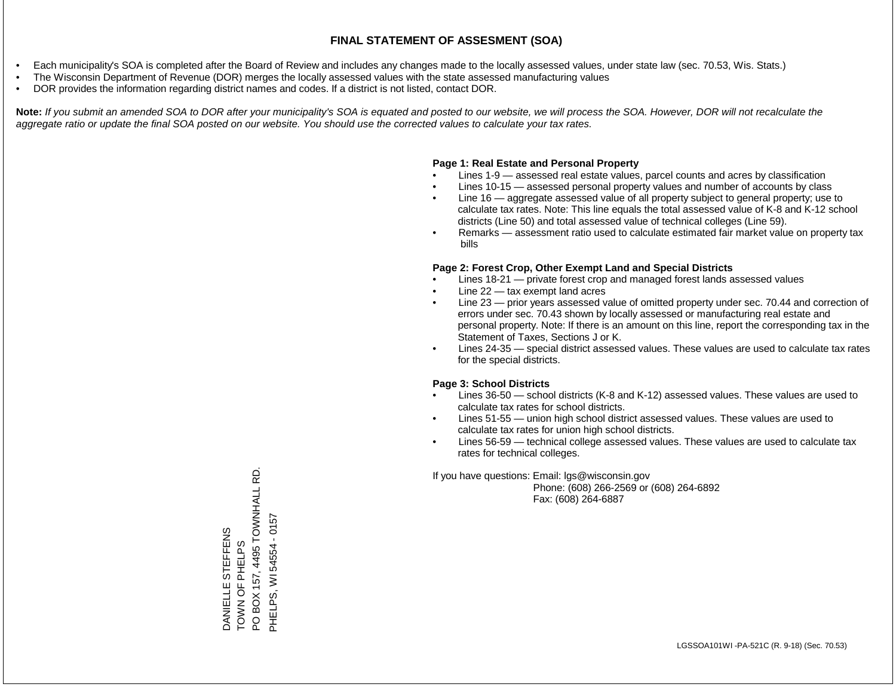# FINAL STATEMENT OF ASSESMENT (SOA)

- Each municipality's SOA is completed after the Board of Review and includes any changes made to the locally assessed values, under state law (sec. 70.53, Wis. Stats.)
- The Wisconsin Department of Revenue (DOR) merges the locally assessed values with the state assessed manufacturing values
- DOR provides the information regarding district names and codes. If a district is not listed, contact DOR.

**Note:** *If you submit an amended SOA to DOR after your municipality's SOA is equated and posted to our website, we will process the SOA. However, DOR will not recalculate the aggregate ratio or update the final SOA posted on our website. You should use the corrected values to calculate your tax rates.*

**Page 1: Real Estate and Personal Property**

- Lines 1-9 — assessed real estate values, parcel counts and acres by classification
- Lines 10-15 — assessed personal property values and number of accounts by class
- Line 16 — aggregate assessed value of all property subject to general property; use to calculate tax rates. Note: This line equals the total assessed value of K-8 and K-12 school districts (Line 50) and total assessed value of technical colleges (Line 59).
- Remarks — assessment ratio used to calculate estimated fair market value on property tax bills

**Page 2: Forest Crop, Other Exempt Land and Special Districts**

- Lines 18-21 — private forest crop and managed forest lands assessed values
- Line 22 — tax exempt land acres
- Line 23 — prior years assessed value of omitted property under sec. 70.44 and correction of errors under sec. 70.43 shown by locally assessed or manufacturing real estate and personal property. Note: If there is an amount on this line, report the corresponding tax in the Statement of Taxes, Sections J or K.
- Lines 24-35 — special district assessed values. These values are used to calculate tax rates for the special districts.

**Page 3: School Districts**

- Lines 36-50 — school districts (K-8 and K-12) assessed values. These values are used to calculate tax rates for school districts.
- Lines 51-55 — union high school district assessed values. These values are used to calculate tax rates for union high school districts.
- Lines 56-59 — technical college assessed values. These values are used to calculate tax rates for technical colleges.

If you have questions: Email: lgs@wisconsin.gov
Phone: (608) 266-2569 or (608) 264-6892
Fax: (608) 264-6887

DANIELLE STEFFENS
TOWN OF PHELPS
PO BOX 157, 4495 TOWNHALL RD.
PHELPS, WI 54554 - 0157

LGSSOA101WI -PA-521C (R. 9-18) (Sec. 70.53)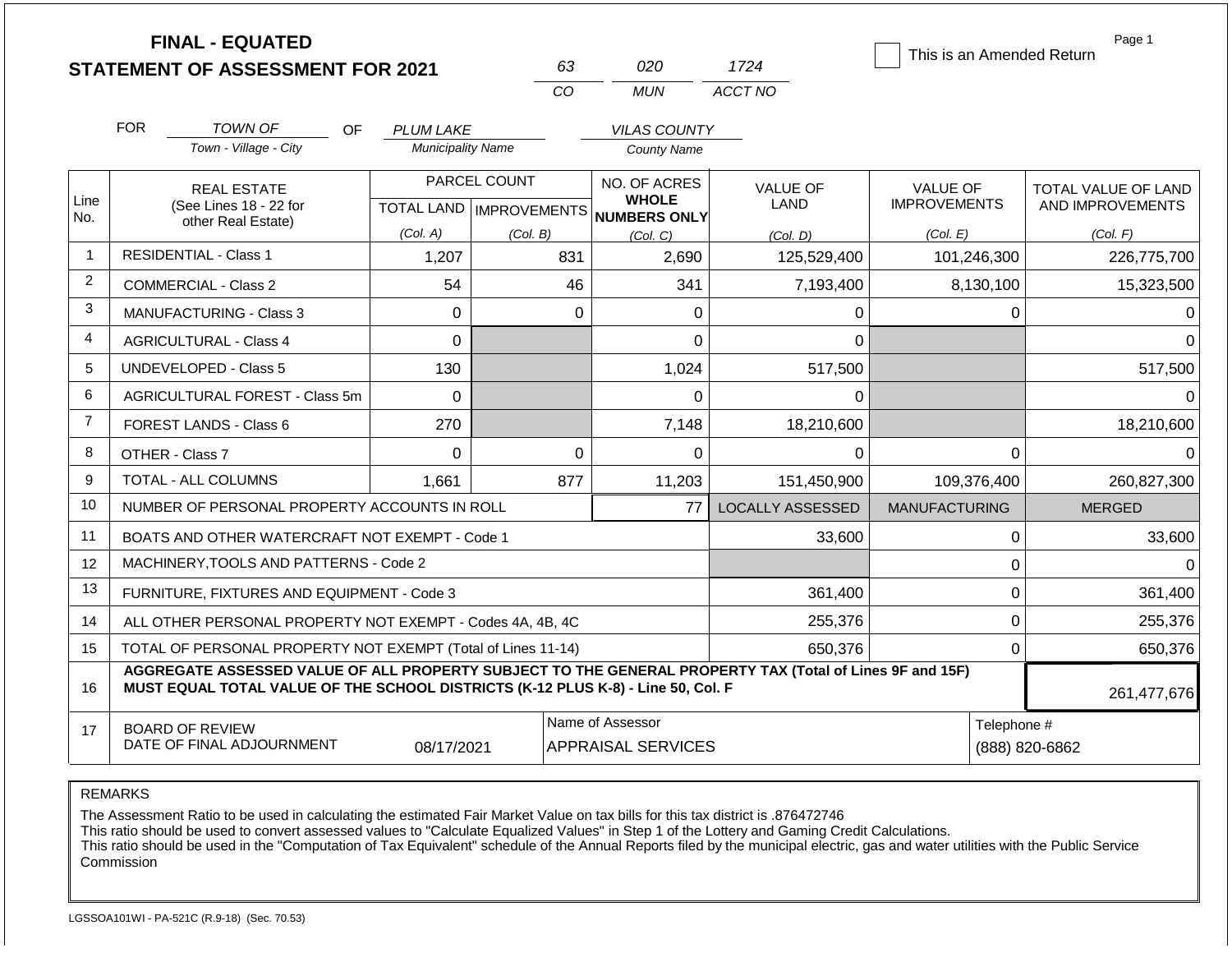# FINAL - EQUATED
## STATEMENT OF ASSESSMENT FOR 2021

| 63 | 020 | 1724 |
|---|---|---|
| CO | MUN | ACCT NO |

☐ This is an Amended Return

FOR *TOWN OF* (Town - Village - City) OF *PLUM LAKE* (Municipality Name) *VILAS COUNTY* (County Name)

| Line No. | REAL ESTATE (See Lines 18 - 22 for other Real Estate) | PARCEL COUNT TOTAL LAND (Col. A) | PARCEL COUNT IMPROVEMENTS (Col. B) | NO. OF ACRES WHOLE NUMBERS ONLY (Col. C) | VALUE OF LAND (Col. D) | VALUE OF IMPROVEMENTS (Col. E) | TOTAL VALUE OF LAND AND IMPROVEMENTS (Col. F) |
|---|---|---|---|---|---|---|---|
| 1 | RESIDENTIAL - Class 1 | 1,207 | 831 | 2,690 | 125,529,400 | 101,246,300 | 226,775,700 |
| 2 | COMMERCIAL - Class 2 | 54 | 46 | 341 | 7,193,400 | 8,130,100 | 15,323,500 |
| 3 | MANUFACTURING - Class 3 | 0 | 0 | 0 | 0 | 0 | 0 |
| 4 | AGRICULTURAL - Class 4 | 0 | | 0 | 0 | | 0 |
| 5 | UNDEVELOPED - Class 5 | 130 | | 1,024 | 517,500 | | 517,500 |
| 6 | AGRICULTURAL FOREST - Class 5m | 0 | | 0 | 0 | | 0 |
| 7 | FOREST LANDS - Class 6 | 270 | | 7,148 | 18,210,600 | | 18,210,600 |
| 8 | OTHER - Class 7 | 0 | 0 | 0 | 0 | 0 | 0 |
| 9 | TOTAL - ALL COLUMNS | 1,661 | 877 | 11,203 | 151,450,900 | 109,376,400 | 260,827,300 |
| 10 | NUMBER OF PERSONAL PROPERTY ACCOUNTS IN ROLL | | | 77 | LOCALLY ASSESSED | MANUFACTURING | MERGED |
| 11 | BOATS AND OTHER WATERCRAFT NOT EXEMPT - Code 1 | | | | 33,600 | 0 | 33,600 |
| 12 | MACHINERY,TOOLS AND PATTERNS - Code 2 | | | | | 0 | 0 |
| 13 | FURNITURE, FIXTURES AND EQUIPMENT - Code 3 | | | | 361,400 | 0 | 361,400 |
| 14 | ALL OTHER PERSONAL PROPERTY NOT EXEMPT - Codes 4A, 4B, 4C | | | | 255,376 | 0 | 255,376 |
| 15 | TOTAL OF PERSONAL PROPERTY NOT EXEMPT (Total of Lines 11-14) | | | | 650,376 | 0 | 650,376 |
| 16 | **AGGREGATE ASSESSED VALUE OF ALL PROPERTY SUBJECT TO THE GENERAL PROPERTY TAX (Total of Lines 9F and 15F) MUST EQUAL TOTAL VALUE OF THE SCHOOL DISTRICTS (K-12 PLUS K-8) - Line 50, Col. F** | | | | | | 261,477,676 |
| 17 | BOARD OF REVIEW DATE OF FINAL ADJOURNMENT | 08/17/2021 | Name of Assessor: APPRAISAL SERVICES | | | Telephone #: (888) 820-6862 | |

REMARKS

The Assessment Ratio to be used in calculating the estimated Fair Market Value on tax bills for this tax district is .876472746
This ratio should be used to convert assessed values to "Calculate Equalized Values" in Step 1 of the Lottery and Gaming Credit Calculations.
This ratio should be used in the "Computation of Tax Equivalent" schedule of the Annual Reports filed by the municipal electric, gas and water utilities with the Public Service Commission

LGSSOA101WI - PA-521C (R.9-18) (Sec. 70.53)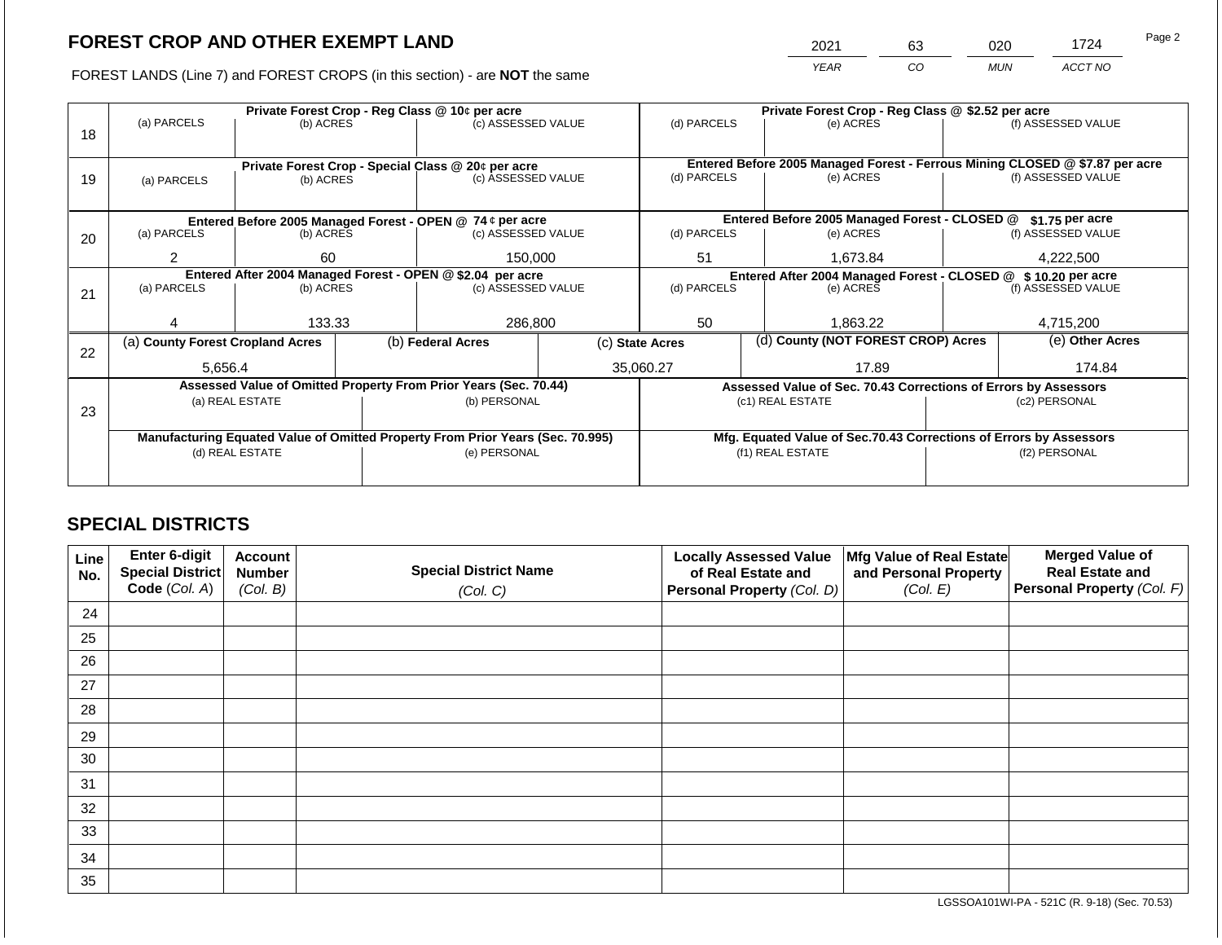# FOREST CROP AND OTHER EXEMPT LAND

FOREST LANDS (Line 7) and FOREST CROPS (in this section) - are **NOT** the same

| YEAR | CO | MUN | ACCT NO |
|---|---|---|---|
| 2021 | 63 | 020 | 1724 |

| Line | Private Forest Crop - Reg Class @ 10¢ per acre | | | Private Forest Crop - Reg Class @ $2.52 per acre | | |
|---|---|---|---|---|---|---|
| 18 | (a) PARCELS | (b) ACRES | (c) ASSESSED VALUE | (d) PARCELS | (e) ACRES | (f) ASSESSED VALUE |
| | | | | | | |
| | **Private Forest Crop - Special Class @ 20¢ per acre** | | | **Entered Before 2005 Managed Forest - Ferrous Mining CLOSED @ $7.87 per acre** | | |
| 19 | (a) PARCELS | (b) ACRES | (c) ASSESSED VALUE | (d) PARCELS | (e) ACRES | (f) ASSESSED VALUE |
| | | | | | | |
| | **Entered Before 2005 Managed Forest - OPEN @ 74 ¢ per acre** | | | **Entered Before 2005 Managed Forest - CLOSED @ $1.75 per acre** | | |
| 20 | (a) PARCELS | (b) ACRES | (c) ASSESSED VALUE | (d) PARCELS | (e) ACRES | (f) ASSESSED VALUE |
| | 2 | 60 | 150,000 | 51 | 1,673.84 | 4,222,500 |
| | **Entered After 2004 Managed Forest - OPEN @ $2.04 per acre** | | | **Entered After 2004 Managed Forest - CLOSED @ $ 10.20 per acre** | | |
| 21 | (a) PARCELS | (b) ACRES | (c) ASSESSED VALUE | (d) PARCELS | (e) ACRES | (f) ASSESSED VALUE |
| | 4 | 133.33 | 286,800 | 50 | 1,863.22 | 4,715,200 |

| Line | (a) County Forest Cropland Acres | (b) Federal Acres | (c) State Acres | (d) County (NOT FOREST CROP) Acres | (e) Other Acres |
|---|---|---|---|---|---|
| 22 | 5,656.4 | | 35,060.27 | 17.89 | 174.84 |

| Line | Assessed Value of Omitted Property From Prior Years (Sec. 70.44) | | Assessed Value of Sec. 70.43 Corrections of Errors by Assessors | |
|---|---|---|---|---|
| 23 | (a) REAL ESTATE | (b) PERSONAL | (c1) REAL ESTATE | (c2) PERSONAL |
| | | | | |
| | **Manufacturing Equated Value of Omitted Property From Prior Years (Sec. 70.995)** | | **Mfg. Equated Value of Sec.70.43 Corrections of Errors by Assessors** | |
| | (d) REAL ESTATE | (e) PERSONAL | (f1) REAL ESTATE | (f2) PERSONAL |
| | | | | |

## SPECIAL DISTRICTS

| Line No. | Enter 6-digit Special District Code (Col. A) | Account Number (Col. B) | Special District Name (Col. C) | Locally Assessed Value of Real Estate and Personal Property (Col. D) | Mfg Value of Real Estate and Personal Property (Col. E) | Merged Value of Real Estate and Personal Property (Col. F) |
|---|---|---|---|---|---|---|
| 24 | | | | | | |
| 25 | | | | | | |
| 26 | | | | | | |
| 27 | | | | | | |
| 28 | | | | | | |
| 29 | | | | | | |
| 30 | | | | | | |
| 31 | | | | | | |
| 32 | | | | | | |
| 33 | | | | | | |
| 34 | | | | | | |
| 35 | | | | | | |

LGSSOA101WI-PA - 521C (R. 9-18) (Sec. 70.53)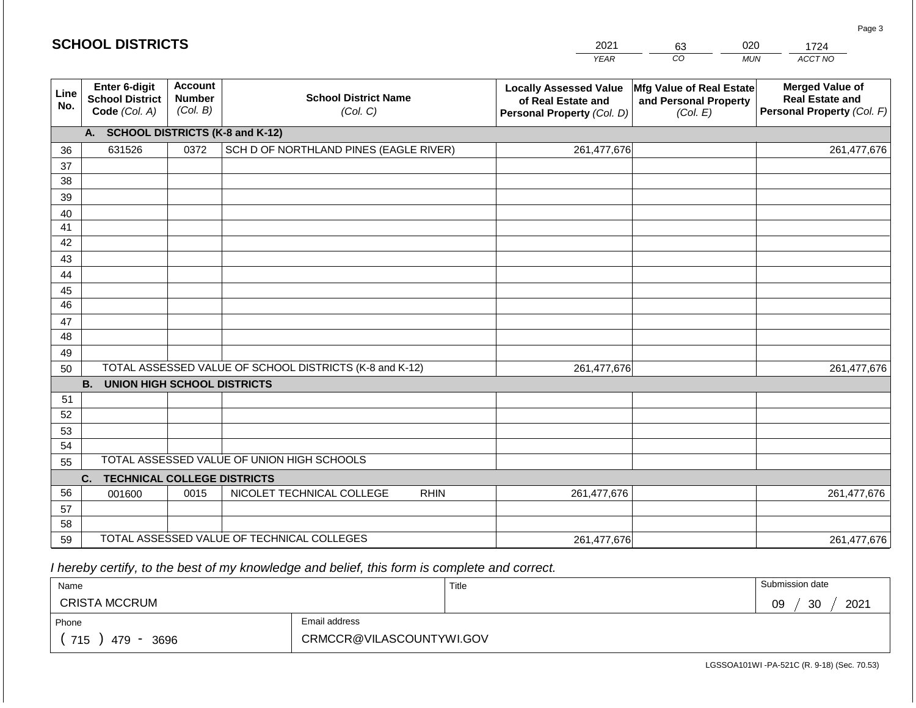## SCHOOL DISTRICTS

| 2021 | 63 | 020 | 1724 |
|---|---|---|---|
| *YEAR* | *CO* | *MUN* | *ACCT NO* |

| Line No. | Enter 6-digit School District Code *(Col. A)* | Account Number *(Col. B)* | School District Name *(Col. C)* | Locally Assessed Value of Real Estate and Personal Property *(Col. D)* | Mfg Value of Real Estate and Personal Property *(Col. E)* | Merged Value of Real Estate and Personal Property *(Col. F)* |
|---|---|---|---|---|---|---|
| | **A. SCHOOL DISTRICTS (K-8 and K-12)** | | | | | |
| 36 | 631526 | 0372 | SCH D OF NORTHLAND PINES (EAGLE RIVER) | 261,477,676 | | 261,477,676 |
| 37 | | | | | | |
| 38 | | | | | | |
| 39 | | | | | | |
| 40 | | | | | | |
| 41 | | | | | | |
| 42 | | | | | | |
| 43 | | | | | | |
| 44 | | | | | | |
| 45 | | | | | | |
| 46 | | | | | | |
| 47 | | | | | | |
| 48 | | | | | | |
| 49 | | | | | | |
| 50 | TOTAL ASSESSED VALUE OF SCHOOL DISTRICTS (K-8 and K-12) | | | 261,477,676 | | 261,477,676 |
| | **B. UNION HIGH SCHOOL DISTRICTS** | | | | | |
| 51 | | | | | | |
| 52 | | | | | | |
| 53 | | | | | | |
| 54 | | | | | | |
| 55 | TOTAL ASSESSED VALUE OF UNION HIGH SCHOOLS | | | | | |
| | **C. TECHNICAL COLLEGE DISTRICTS** | | | | | |
| 56 | 001600 | 0015 | NICOLET TECHNICAL COLLEGE RHIN | 261,477,676 | | 261,477,676 |
| 57 | | | | | | |
| 58 | | | | | | |
| 59 | TOTAL ASSESSED VALUE OF TECHNICAL COLLEGES | | | 261,477,676 | | 261,477,676 |

*I hereby certify, to the best of my knowledge and belief, this form is complete and correct.*

| Name | Title | Submission date |
|---|---|---|
| CRISTA MCCRUM | | 09 / 30 / 2021 |
| **Phone** | **Email address** | |
| ( 715 ) 479 - 3696 | CRMCCR@VILASCOUNTYWI.GOV | |

LGSSOA101WI -PA-521C (R. 9-18) (Sec. 70.53)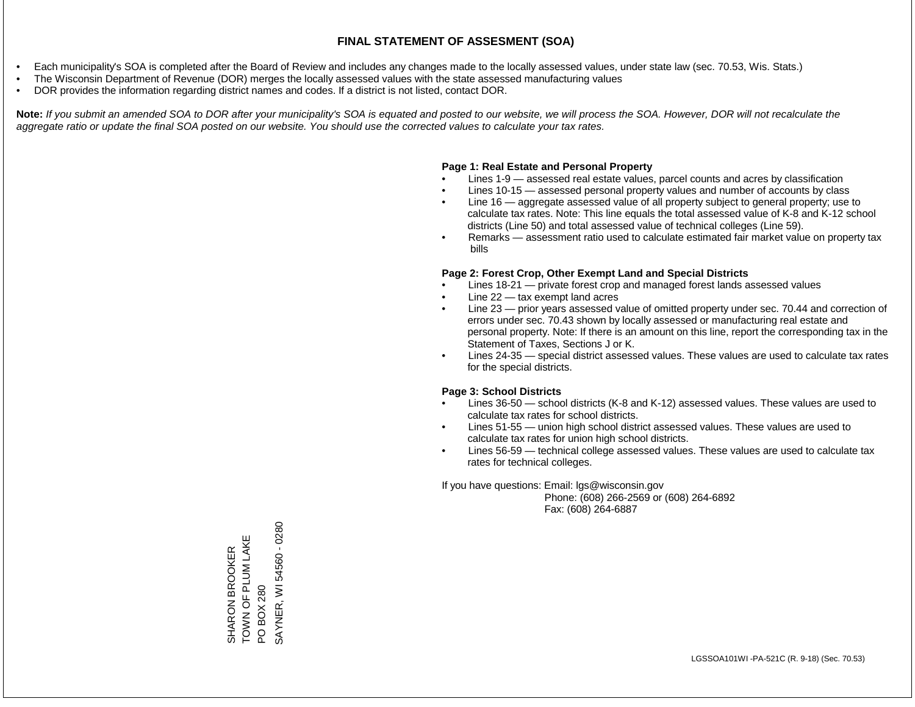# FINAL STATEMENT OF ASSESMENT (SOA)

- Each municipality's SOA is completed after the Board of Review and includes any changes made to the locally assessed values, under state law (sec. 70.53, Wis. Stats.)
- The Wisconsin Department of Revenue (DOR) merges the locally assessed values with the state assessed manufacturing values
- DOR provides the information regarding district names and codes. If a district is not listed, contact DOR.

**Note:** *If you submit an amended SOA to DOR after your municipality's SOA is equated and posted to our website, we will process the SOA. However, DOR will not recalculate the aggregate ratio or update the final SOA posted on our website. You should use the corrected values to calculate your tax rates.*

**Page 1: Real Estate and Personal Property**

- Lines 1-9 — assessed real estate values, parcel counts and acres by classification
- Lines 10-15 — assessed personal property values and number of accounts by class
- Line 16 — aggregate assessed value of all property subject to general property; use to calculate tax rates. Note: This line equals the total assessed value of K-8 and K-12 school districts (Line 50) and total assessed value of technical colleges (Line 59).
- Remarks — assessment ratio used to calculate estimated fair market value on property tax bills

**Page 2: Forest Crop, Other Exempt Land and Special Districts**

- Lines 18-21 — private forest crop and managed forest lands assessed values
- Line 22 — tax exempt land acres
- Line 23 — prior years assessed value of omitted property under sec. 70.44 and correction of errors under sec. 70.43 shown by locally assessed or manufacturing real estate and personal property. Note: If there is an amount on this line, report the corresponding tax in the Statement of Taxes, Sections J or K.
- Lines 24-35 — special district assessed values. These values are used to calculate tax rates for the special districts.

**Page 3: School Districts**

- Lines 36-50 — school districts (K-8 and K-12) assessed values. These values are used to calculate tax rates for school districts.
- Lines 51-55 — union high school district assessed values. These values are used to calculate tax rates for union high school districts.
- Lines 56-59 — technical college assessed values. These values are used to calculate tax rates for technical colleges.

If you have questions: Email: lgs@wisconsin.gov
Phone: (608) 266-2569 or (608) 264-6892
Fax: (608) 264-6887

SHARON BROOKER
TOWN OF PLUM LAKE
PO BOX 280
SAYNER, WI 54560 - 0280

LGSSOA101WI -PA-521C (R. 9-18) (Sec. 70.53)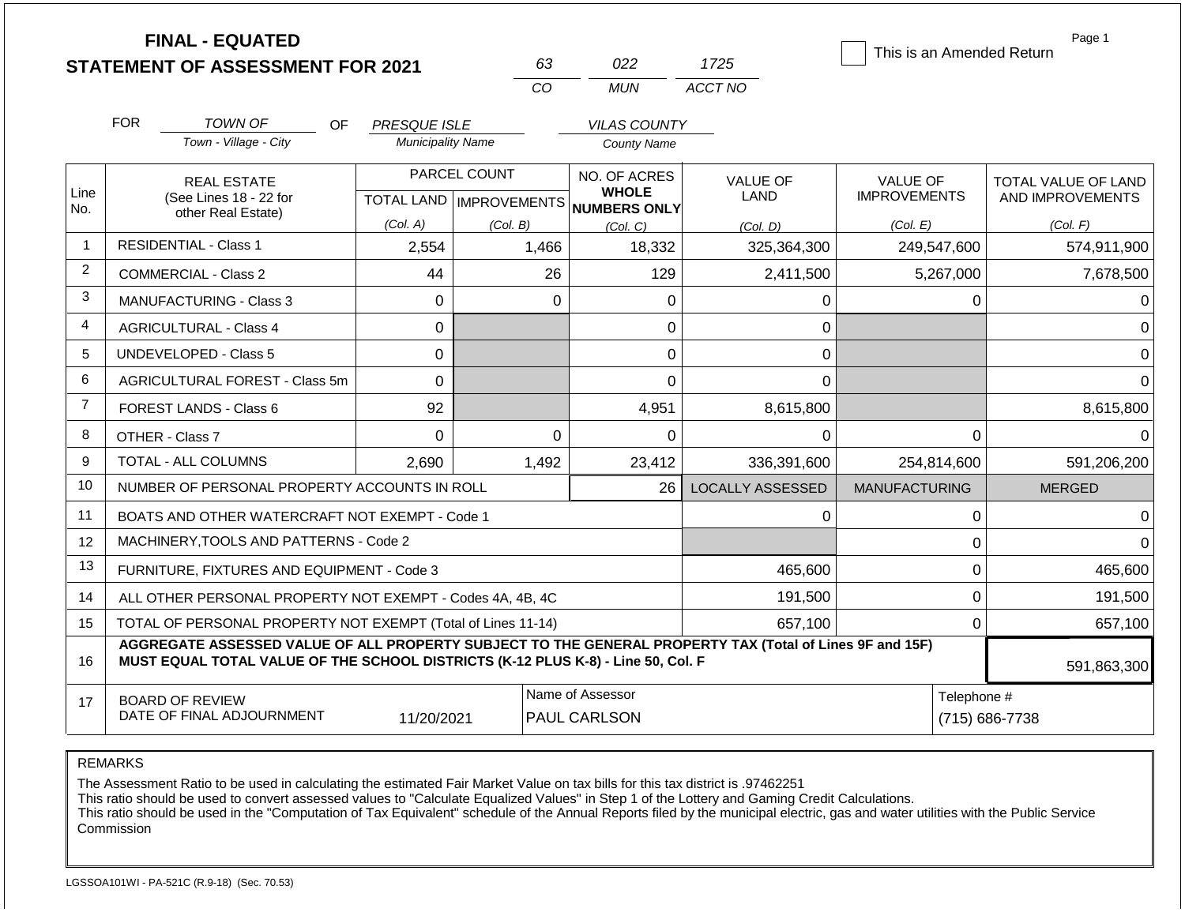# FINAL - EQUATED
## STATEMENT OF ASSESSMENT FOR 2021

| 63 | 022 | 1725 |
|---|---|---|
| CO | MUN | ACCT NO |

☐ This is an Amended Return

Page 1

FOR *TOWN OF* (Town - Village - City) OF *PRESQUE ISLE* (Municipality Name) *VILAS COUNTY* (County Name)

| Line No. | REAL ESTATE (See Lines 18 - 22 for other Real Estate) | PARCEL COUNT TOTAL LAND (Col. A) | PARCEL COUNT IMPROVEMENTS (Col. B) | NO. OF ACRES WHOLE NUMBERS ONLY (Col. C) | VALUE OF LAND (Col. D) | VALUE OF IMPROVEMENTS (Col. E) | TOTAL VALUE OF LAND AND IMPROVEMENTS (Col. F) |
|---|---|---|---|---|---|---|---|
| 1 | RESIDENTIAL - Class 1 | 2,554 | 1,466 | 18,332 | 325,364,300 | 249,547,600 | 574,911,900 |
| 2 | COMMERCIAL - Class 2 | 44 | 26 | 129 | 2,411,500 | 5,267,000 | 7,678,500 |
| 3 | MANUFACTURING - Class 3 | 0 | 0 | 0 | 0 | 0 | 0 |
| 4 | AGRICULTURAL - Class 4 | 0 | | 0 | 0 | | 0 |
| 5 | UNDEVELOPED - Class 5 | 0 | | 0 | 0 | | 0 |
| 6 | AGRICULTURAL FOREST - Class 5m | 0 | | 0 | 0 | | 0 |
| 7 | FOREST LANDS - Class 6 | 92 | | 4,951 | 8,615,800 | | 8,615,800 |
| 8 | OTHER - Class 7 | 0 | 0 | 0 | 0 | 0 | 0 |
| 9 | TOTAL - ALL COLUMNS | 2,690 | 1,492 | 23,412 | 336,391,600 | 254,814,600 | 591,206,200 |
| 10 | NUMBER OF PERSONAL PROPERTY ACCOUNTS IN ROLL | | | 26 | LOCALLY ASSESSED | MANUFACTURING | MERGED |
| 11 | BOATS AND OTHER WATERCRAFT NOT EXEMPT - Code 1 | | | | 0 | 0 | 0 |
| 12 | MACHINERY,TOOLS AND PATTERNS - Code 2 | | | | | 0 | 0 |
| 13 | FURNITURE, FIXTURES AND EQUIPMENT - Code 3 | | | | 465,600 | 0 | 465,600 |
| 14 | ALL OTHER PERSONAL PROPERTY NOT EXEMPT - Codes 4A, 4B, 4C | | | | 191,500 | 0 | 191,500 |
| 15 | TOTAL OF PERSONAL PROPERTY NOT EXEMPT (Total of Lines 11-14) | | | | 657,100 | 0 | 657,100 |
| 16 | **AGGREGATE ASSESSED VALUE OF ALL PROPERTY SUBJECT TO THE GENERAL PROPERTY TAX (Total of Lines 9F and 15F) MUST EQUAL TOTAL VALUE OF THE SCHOOL DISTRICTS (K-12 PLUS K-8) - Line 50, Col. F** | | | | | | 591,863,300 |
| 17 | BOARD OF REVIEW DATE OF FINAL ADJOURNMENT | 11/20/2021 | | Name of Assessor: PAUL CARLSON | | | Telephone #: (715) 686-7738 |

REMARKS

The Assessment Ratio to be used in calculating the estimated Fair Market Value on tax bills for this tax district is .97462251
This ratio should be used to convert assessed values to "Calculate Equalized Values" in Step 1 of the Lottery and Gaming Credit Calculations.
This ratio should be used in the "Computation of Tax Equivalent" schedule of the Annual Reports filed by the municipal electric, gas and water utilities with the Public Service Commission

LGSSOA101WI - PA-521C (R.9-18) (Sec. 70.53)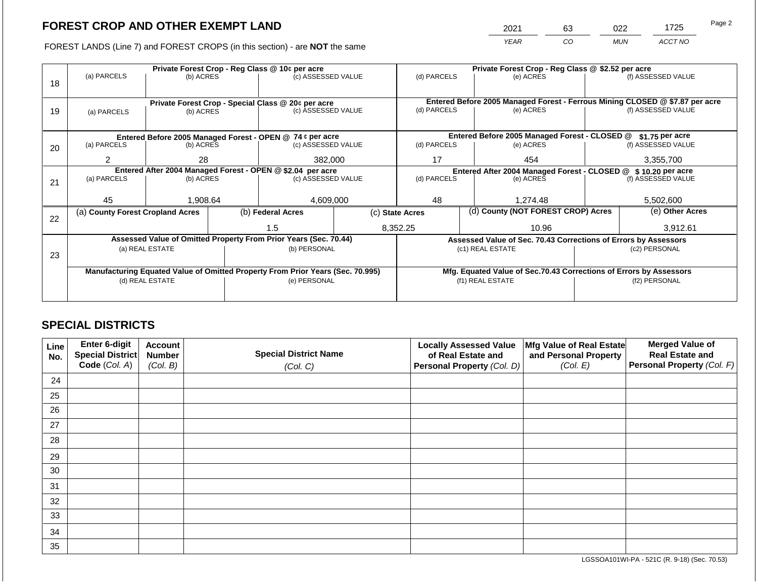# FOREST CROP AND OTHER EXEMPT LAND

| 2021 | 63 | 022 | 1725 |
|---|---|---|---|
| YEAR | CO | MUN | ACCT NO |

FOREST LANDS (Line 7) and FOREST CROPS (in this section) - are **NOT** the same

| Line | Private Forest Crop - Reg Class @ 10¢ per acre | | | Private Forest Crop - Reg Class @ $2.52 per acre | | |
|---|---|---|---|---|---|---|
| 18 | (a) PARCELS | (b) ACRES | (c) ASSESSED VALUE | (d) PARCELS | (e) ACRES | (f) ASSESSED VALUE |
| | | | | | | |
| | **Private Forest Crop - Special Class @ 20¢ per acre** | | | **Entered Before 2005 Managed Forest - Ferrous Mining CLOSED @ $7.87 per acre** | | |
| 19 | (a) PARCELS | (b) ACRES | (c) ASSESSED VALUE | (d) PARCELS | (e) ACRES | (f) ASSESSED VALUE |
| | | | | | | |
| | **Entered Before 2005 Managed Forest - OPEN @ 74 ¢ per acre** | | | **Entered Before 2005 Managed Forest - CLOSED @ $1.75 per acre** | | |
| 20 | (a) PARCELS | (b) ACRES | (c) ASSESSED VALUE | (d) PARCELS | (e) ACRES | (f) ASSESSED VALUE |
| | 2 | 28 | 382,000 | 17 | 454 | 3,355,700 |
| | **Entered After 2004 Managed Forest - OPEN @ $2.04 per acre** | | | **Entered After 2004 Managed Forest - CLOSED @ $ 10.20 per acre** | | |
| 21 | (a) PARCELS | (b) ACRES | (c) ASSESSED VALUE | (d) PARCELS | (e) ACRES | (f) ASSESSED VALUE |
| | 45 | 1,908.64 | 4,609,000 | 48 | 1,274.48 | 5,502,600 |

| Line | (a) County Forest Cropland Acres | (b) Federal Acres | (c) State Acres | (d) County (NOT FOREST CROP) Acres | (e) Other Acres |
|---|---|---|---|---|---|
| 22 | | 1.5 | 8,352.25 | 10.96 | 3,912.61 |

| Line | Assessed Value of Omitted Property From Prior Years (Sec. 70.44) | | Assessed Value of Sec. 70.43 Corrections of Errors by Assessors | |
|---|---|---|---|---|
| 23 | (a) REAL ESTATE | (b) PERSONAL | (c1) REAL ESTATE | (c2) PERSONAL |
| | | | | |
| | **Manufacturing Equated Value of Omitted Property From Prior Years (Sec. 70.995)** | | **Mfg. Equated Value of Sec.70.43 Corrections of Errors by Assessors** | |
| | (d) REAL ESTATE | (e) PERSONAL | (f1) REAL ESTATE | (f2) PERSONAL |
| | | | | |

## SPECIAL DISTRICTS

| Line No. | Enter 6-digit Special District Code (Col. A) | Account Number (Col. B) | Special District Name (Col. C) | Locally Assessed Value of Real Estate and Personal Property (Col. D) | Mfg Value of Real Estate and Personal Property (Col. E) | Merged Value of Real Estate and Personal Property (Col. F) |
|---|---|---|---|---|---|---|
| 24 | | | | | | |
| 25 | | | | | | |
| 26 | | | | | | |
| 27 | | | | | | |
| 28 | | | | | | |
| 29 | | | | | | |
| 30 | | | | | | |
| 31 | | | | | | |
| 32 | | | | | | |
| 33 | | | | | | |
| 34 | | | | | | |
| 35 | | | | | | |

LGSSOA101WI-PA - 521C (R. 9-18) (Sec. 70.53)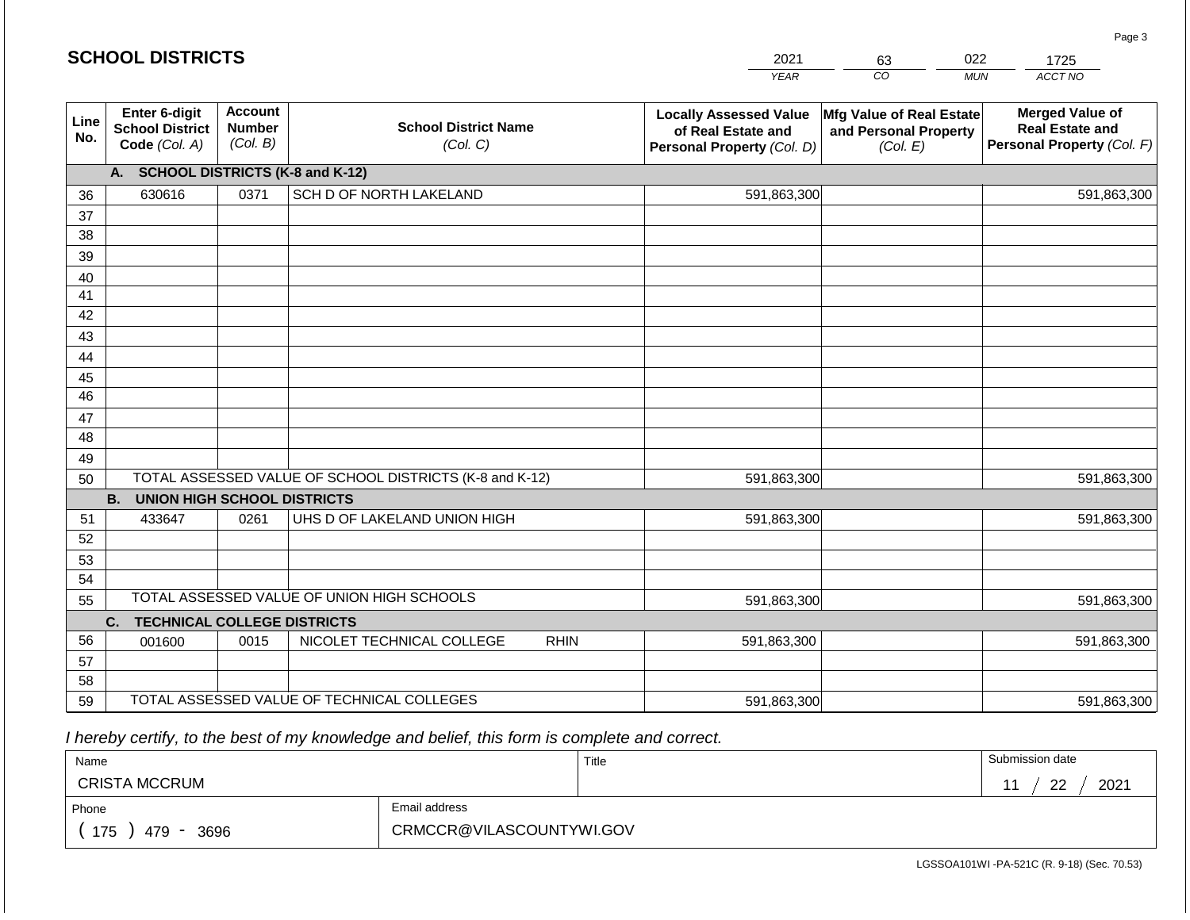# SCHOOL DISTRICTS

| 2021 | 63 | 022 | 1725 |
|---|---|---|---|
| *YEAR* | *CO* | *MUN* | *ACCT NO* |

| Line No. | Enter 6-digit School District Code *(Col. A)* | Account Number *(Col. B)* | School District Name *(Col. C)* | Locally Assessed Value of Real Estate and Personal Property *(Col. D)* | Mfg Value of Real Estate and Personal Property *(Col. E)* | Merged Value of Real Estate and Personal Property *(Col. F)* |
|---|---|---|---|---|---|---|
| | **A. SCHOOL DISTRICTS (K-8 and K-12)** | | | | | |
| 36 | 630616 | 0371 | SCH D OF NORTH LAKELAND | 591,863,300 | | 591,863,300 |
| 37 | | | | | | |
| 38 | | | | | | |
| 39 | | | | | | |
| 40 | | | | | | |
| 41 | | | | | | |
| 42 | | | | | | |
| 43 | | | | | | |
| 44 | | | | | | |
| 45 | | | | | | |
| 46 | | | | | | |
| 47 | | | | | | |
| 48 | | | | | | |
| 49 | | | | | | |
| 50 | TOTAL ASSESSED VALUE OF SCHOOL DISTRICTS (K-8 and K-12) | | | 591,863,300 | | 591,863,300 |
| | **B. UNION HIGH SCHOOL DISTRICTS** | | | | | |
| 51 | 433647 | 0261 | UHS D OF LAKELAND UNION HIGH | 591,863,300 | | 591,863,300 |
| 52 | | | | | | |
| 53 | | | | | | |
| 54 | | | | | | |
| 55 | TOTAL ASSESSED VALUE OF UNION HIGH SCHOOLS | | | 591,863,300 | | 591,863,300 |
| | **C. TECHNICAL COLLEGE DISTRICTS** | | | | | |
| 56 | 001600 | 0015 | NICOLET TECHNICAL COLLEGE RHIN | 591,863,300 | | 591,863,300 |
| 57 | | | | | | |
| 58 | | | | | | |
| 59 | TOTAL ASSESSED VALUE OF TECHNICAL COLLEGES | | | 591,863,300 | | 591,863,300 |

*I hereby certify, to the best of my knowledge and belief, this form is complete and correct.*

| Name | Title | Submission date |
|---|---|---|
| CRISTA MCCRUM | | 11 / 22 / 2021 |
| **Phone** | **Email address** | |
| ( 175 ) 479 - 3696 | CRMCCR@VILASCOUNTYWI.GOV | |

LGSSOA101WI -PA-521C (R. 9-18) (Sec. 70.53)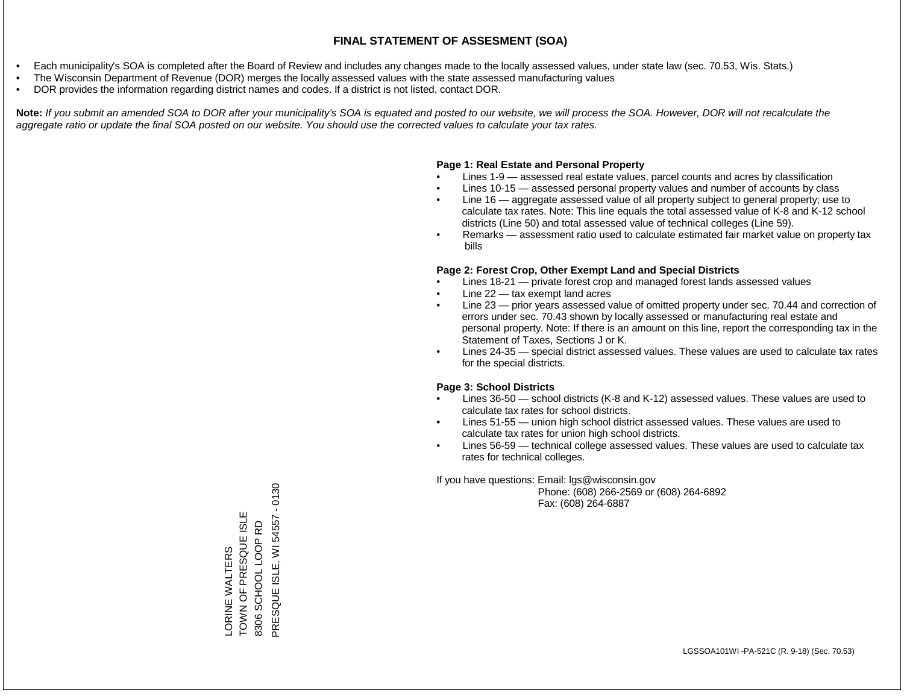# FINAL STATEMENT OF ASSESMENT (SOA)

- Each municipality's SOA is completed after the Board of Review and includes any changes made to the locally assessed values, under state law (sec. 70.53, Wis. Stats.)
- The Wisconsin Department of Revenue (DOR) merges the locally assessed values with the state assessed manufacturing values
- DOR provides the information regarding district names and codes. If a district is not listed, contact DOR.

**Note:** *If you submit an amended SOA to DOR after your municipality's SOA is equated and posted to our website, we will process the SOA. However, DOR will not recalculate the aggregate ratio or update the final SOA posted on our website. You should use the corrected values to calculate your tax rates.*

**Page 1: Real Estate and Personal Property**

- Lines 1-9 — assessed real estate values, parcel counts and acres by classification
- Lines 10-15 — assessed personal property values and number of accounts by class
- Line 16 — aggregate assessed value of all property subject to general property; use to calculate tax rates. Note: This line equals the total assessed value of K-8 and K-12 school districts (Line 50) and total assessed value of technical colleges (Line 59).
- Remarks — assessment ratio used to calculate estimated fair market value on property tax bills

**Page 2: Forest Crop, Other Exempt Land and Special Districts**

- Lines 18-21 — private forest crop and managed forest lands assessed values
- Line 22 — tax exempt land acres
- Line 23 — prior years assessed value of omitted property under sec. 70.44 and correction of errors under sec. 70.43 shown by locally assessed or manufacturing real estate and personal property. Note: If there is an amount on this line, report the corresponding tax in the Statement of Taxes, Sections J or K.
- Lines 24-35 — special district assessed values. These values are used to calculate tax rates for the special districts.

**Page 3: School Districts**

- Lines 36-50 — school districts (K-8 and K-12) assessed values. These values are used to calculate tax rates for school districts.
- Lines 51-55 — union high school district assessed values. These values are used to calculate tax rates for union high school districts.
- Lines 56-59 — technical college assessed values. These values are used to calculate tax rates for technical colleges.

If you have questions: Email: lgs@wisconsin.gov
Phone: (608) 266-2569 or (608) 264-6892
Fax: (608) 264-6887

LORINE WALTERS
TOWN OF PRESQUE ISLE
8306 SCHOOL LOOP RD
PRESQUE ISLE, WI 54557 - 0130

LGSSOA101WI -PA-521C (R. 9-18) (Sec. 70.53)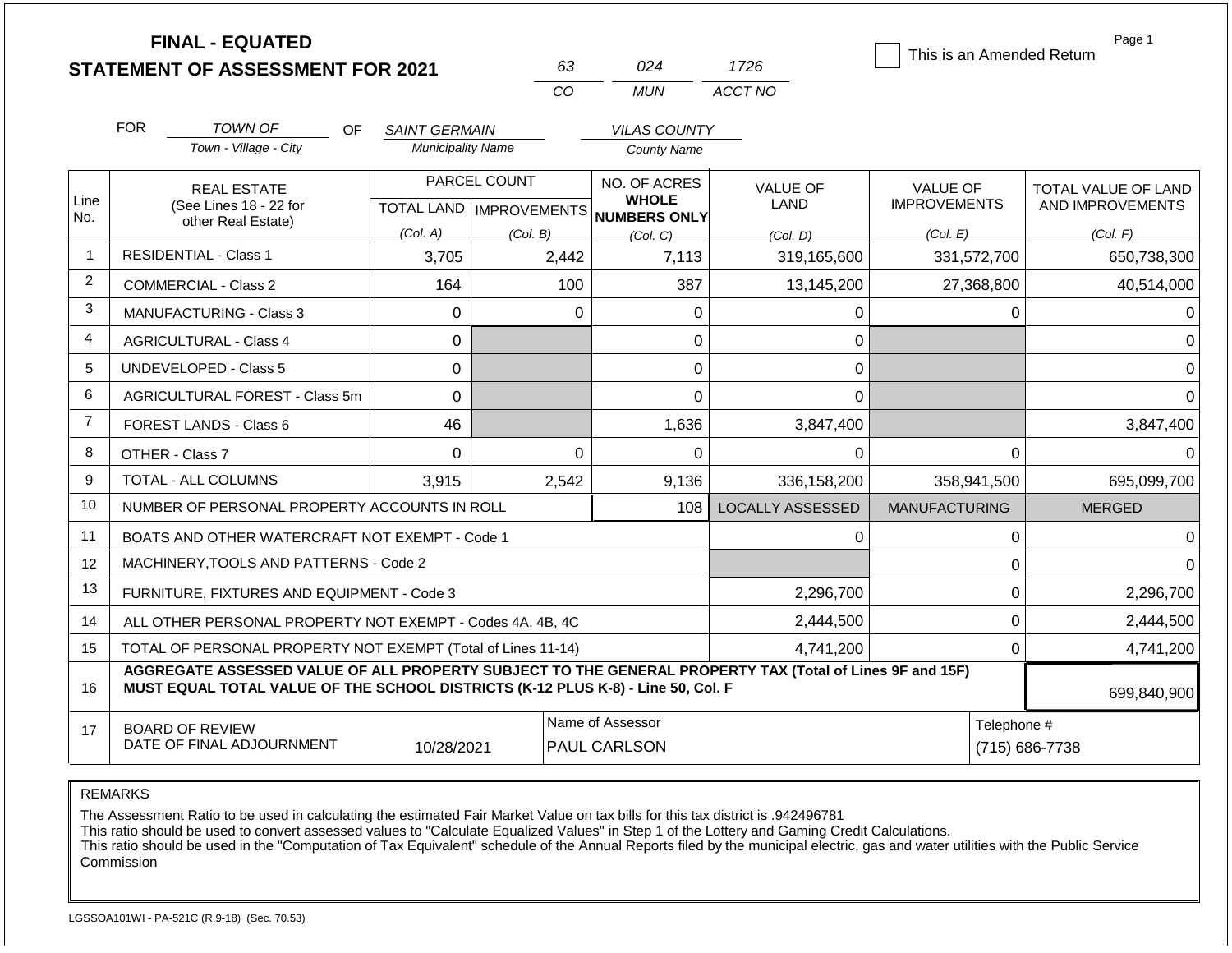# FINAL - EQUATED
# STATEMENT OF ASSESSMENT FOR 2021

| 63 | 024 | 1726 |
|---|---|---|
| CO | MUN | ACCT NO |

This is an Amended Return

FOR TOWN OF (Town - Village - City) OF SAINT GERMAIN (Municipality Name) VILAS COUNTY (County Name)

| Line No. | REAL ESTATE (See Lines 18 - 22 for other Real Estate) | PARCEL COUNT TOTAL LAND (Col. A) | PARCEL COUNT IMPROVEMENTS (Col. B) | NO. OF ACRES WHOLE NUMBERS ONLY (Col. C) | VALUE OF LAND (Col. D) | VALUE OF IMPROVEMENTS (Col. E) | TOTAL VALUE OF LAND AND IMPROVEMENTS (Col. F) |
|---|---|---|---|---|---|---|---|
| 1 | RESIDENTIAL - Class 1 | 3,705 | 2,442 | 7,113 | 319,165,600 | 331,572,700 | 650,738,300 |
| 2 | COMMERCIAL - Class 2 | 164 | 100 | 387 | 13,145,200 | 27,368,800 | 40,514,000 |
| 3 | MANUFACTURING - Class 3 | 0 | 0 | 0 | 0 | 0 | 0 |
| 4 | AGRICULTURAL - Class 4 | 0 | | 0 | 0 | | 0 |
| 5 | UNDEVELOPED - Class 5 | 0 | | 0 | 0 | | 0 |
| 6 | AGRICULTURAL FOREST - Class 5m | 0 | | 0 | 0 | | 0 |
| 7 | FOREST LANDS - Class 6 | 46 | | 1,636 | 3,847,400 | | 3,847,400 |
| 8 | OTHER - Class 7 | 0 | 0 | 0 | 0 | 0 | 0 |
| 9 | TOTAL - ALL COLUMNS | 3,915 | 2,542 | 9,136 | 336,158,200 | 358,941,500 | 695,099,700 |
| 10 | NUMBER OF PERSONAL PROPERTY ACCOUNTS IN ROLL | | | 108 | LOCALLY ASSESSED | MANUFACTURING | MERGED |
| 11 | BOATS AND OTHER WATERCRAFT NOT EXEMPT - Code 1 | | | | 0 | 0 | 0 |
| 12 | MACHINERY,TOOLS AND PATTERNS - Code 2 | | | | | 0 | 0 |
| 13 | FURNITURE, FIXTURES AND EQUIPMENT - Code 3 | | | | 2,296,700 | 0 | 2,296,700 |
| 14 | ALL OTHER PERSONAL PROPERTY NOT EXEMPT - Codes 4A, 4B, 4C | | | | 2,444,500 | 0 | 2,444,500 |
| 15 | TOTAL OF PERSONAL PROPERTY NOT EXEMPT (Total of Lines 11-14) | | | | 4,741,200 | 0 | 4,741,200 |
| 16 | **AGGREGATE ASSESSED VALUE OF ALL PROPERTY SUBJECT TO THE GENERAL PROPERTY TAX (Total of Lines 9F and 15F) MUST EQUAL TOTAL VALUE OF THE SCHOOL DISTRICTS (K-12 PLUS K-8) - Line 50, Col. F** | | | | | | 699,840,900 |
| 17 | BOARD OF REVIEW DATE OF FINAL ADJOURNMENT | 10/28/2021 | | Name of Assessor: PAUL CARLSON | | | Telephone #: (715) 686-7738 |

REMARKS

The Assessment Ratio to be used in calculating the estimated Fair Market Value on tax bills for this tax district is .942496781
This ratio should be used to convert assessed values to "Calculate Equalized Values" in Step 1 of the Lottery and Gaming Credit Calculations.
This ratio should be used in the "Computation of Tax Equivalent" schedule of the Annual Reports filed by the municipal electric, gas and water utilities with the Public Service Commission

LGSSOA101WI - PA-521C (R.9-18) (Sec. 70.53)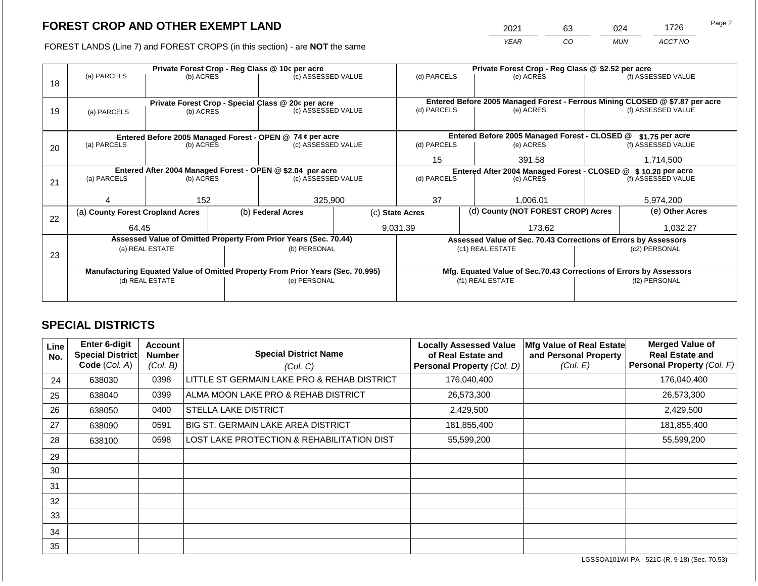## FOREST CROP AND OTHER EXEMPT LAND

| 2021 | 63 | 024 | 1726 |
|---|---|---|---|
| YEAR | CO | MUN | ACCT NO |

FOREST LANDS (Line 7) and FOREST CROPS (in this section) - are **NOT** the same

| Line | (a) PARCELS | (b) ACRES | (c) ASSESSED VALUE | (d) PARCELS | (e) ACRES | (f) ASSESSED VALUE |
|---|---|---|---|---|---|---|
| 18 | Private Forest Crop - Reg Class @ 10¢ per acre | | | Private Forest Crop - Reg Class @ $2.52 per acre | | |
| | | | | | | |
| 19 | Private Forest Crop - Special Class @ 20¢ per acre | | | Entered Before 2005 Managed Forest - Ferrous Mining CLOSED @ $7.87 per acre | | |
| | | | | | | |
| 20 | Entered Before 2005 Managed Forest - OPEN @ 74 ¢ per acre | | | Entered Before 2005 Managed Forest - CLOSED @ $1.75 per acre | | |
| | | | | 15 | 391.58 | 1,714,500 |
| 21 | Entered After 2004 Managed Forest - OPEN @ $2.04 per acre | | | Entered After 2004 Managed Forest - CLOSED @ $ 10.20 per acre | | |
| | 4 | 152 | 325,900 | 37 | 1,006.01 | 5,974,200 |

| Line | (a) County Forest Cropland Acres | (b) Federal Acres | (c) State Acres | (d) County (NOT FOREST CROP) Acres | (e) Other Acres |
|---|---|---|---|---|---|
| 22 | 64.45 | | 9,031.39 | 173.62 | 1,032.27 |

| Line | Assessed Value of Omitted Property From Prior Years (Sec. 70.44) (a) REAL ESTATE | (b) PERSONAL | Assessed Value of Sec. 70.43 Corrections of Errors by Assessors (c1) REAL ESTATE | (c2) PERSONAL |
|---|---|---|---|---|
| 23 | | | | |
| | **Manufacturing Equated Value of Omitted Property From Prior Years (Sec. 70.995)** (d) REAL ESTATE | (e) PERSONAL | **Mfg. Equated Value of Sec.70.43 Corrections of Errors by Assessors** (f1) REAL ESTATE | (f2) PERSONAL |
| | | | | |

## SPECIAL DISTRICTS

| Line No. | Enter 6-digit Special District Code (Col. A) | Account Number (Col. B) | Special District Name (Col. C) | Locally Assessed Value of Real Estate and Personal Property (Col. D) | Mfg Value of Real Estate and Personal Property (Col. E) | Merged Value of Real Estate and Personal Property (Col. F) |
|---|---|---|---|---|---|---|
| 24 | 638030 | 0398 | LITTLE ST GERMAIN LAKE PRO & REHAB DISTRICT | 176,040,400 | | 176,040,400 |
| 25 | 638040 | 0399 | ALMA MOON LAKE PRO & REHAB DISTRICT | 26,573,300 | | 26,573,300 |
| 26 | 638050 | 0400 | STELLA LAKE DISTRICT | 2,429,500 | | 2,429,500 |
| 27 | 638090 | 0591 | BIG ST. GERMAIN LAKE AREA DISTRICT | 181,855,400 | | 181,855,400 |
| 28 | 638100 | 0598 | LOST LAKE PROTECTION & REHABILITATION DIST | 55,599,200 | | 55,599,200 |
| 29 | | | | | | |
| 30 | | | | | | |
| 31 | | | | | | |
| 32 | | | | | | |
| 33 | | | | | | |
| 34 | | | | | | |
| 35 | | | | | | |

LGSSOA101WI-PA - 521C (R. 9-18) (Sec. 70.53)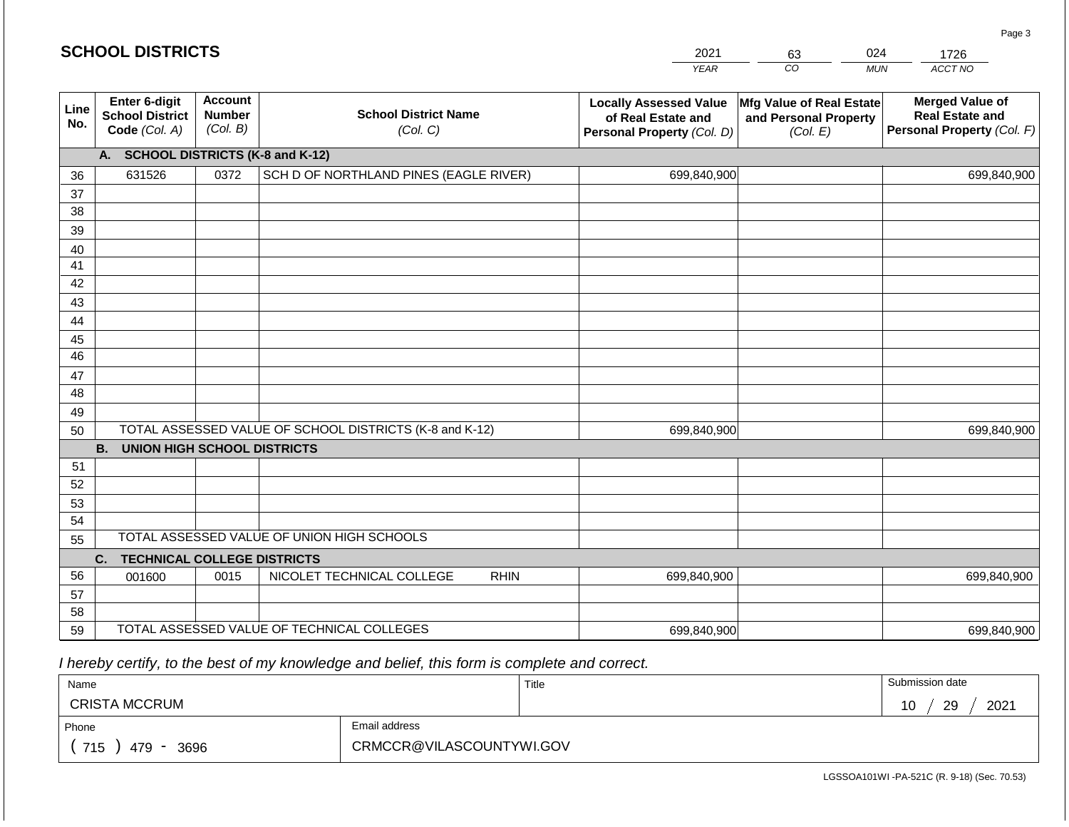# SCHOOL DISTRICTS

| 2021 | 63 | 024 | 1726 |
|---|---|---|---|
| YEAR | CO | MUN | ACCT NO |

| Line No. | Enter 6-digit School District Code (Col. A) | Account Number (Col. B) | School District Name (Col. C) | Locally Assessed Value of Real Estate and Personal Property (Col. D) | Mfg Value of Real Estate and Personal Property (Col. E) | Merged Value of Real Estate and Personal Property (Col. F) |
|---|---|---|---|---|---|---|
| | **A. SCHOOL DISTRICTS (K-8 and K-12)** | | | | | |
| 36 | 631526 | 0372 | SCH D OF NORTHLAND PINES (EAGLE RIVER) | 699,840,900 | | 699,840,900 |
| 37 | | | | | | |
| 38 | | | | | | |
| 39 | | | | | | |
| 40 | | | | | | |
| 41 | | | | | | |
| 42 | | | | | | |
| 43 | | | | | | |
| 44 | | | | | | |
| 45 | | | | | | |
| 46 | | | | | | |
| 47 | | | | | | |
| 48 | | | | | | |
| 49 | | | | | | |
| 50 | TOTAL ASSESSED VALUE OF SCHOOL DISTRICTS (K-8 and K-12) | | | 699,840,900 | | 699,840,900 |
| | **B. UNION HIGH SCHOOL DISTRICTS** | | | | | |
| 51 | | | | | | |
| 52 | | | | | | |
| 53 | | | | | | |
| 54 | | | | | | |
| 55 | TOTAL ASSESSED VALUE OF UNION HIGH SCHOOLS | | | | | |
| | **C. TECHNICAL COLLEGE DISTRICTS** | | | | | |
| 56 | 001600 | 0015 | NICOLET TECHNICAL COLLEGE RHIN | 699,840,900 | | 699,840,900 |
| 57 | | | | | | |
| 58 | | | | | | |
| 59 | TOTAL ASSESSED VALUE OF TECHNICAL COLLEGES | | | 699,840,900 | | 699,840,900 |

*I hereby certify, to the best of my knowledge and belief, this form is complete and correct.*

| Name | Title | Submission date |
|---|---|---|
| CRISTA MCCRUM | | 10 / 29 / 2021 |

| Phone | Email address |
|---|---|
| ( 715 ) 479 - 3696 | CRMCCR@VILASCOUNTYWI.GOV |

LGSSOA101WI -PA-521C (R. 9-18) (Sec. 70.53)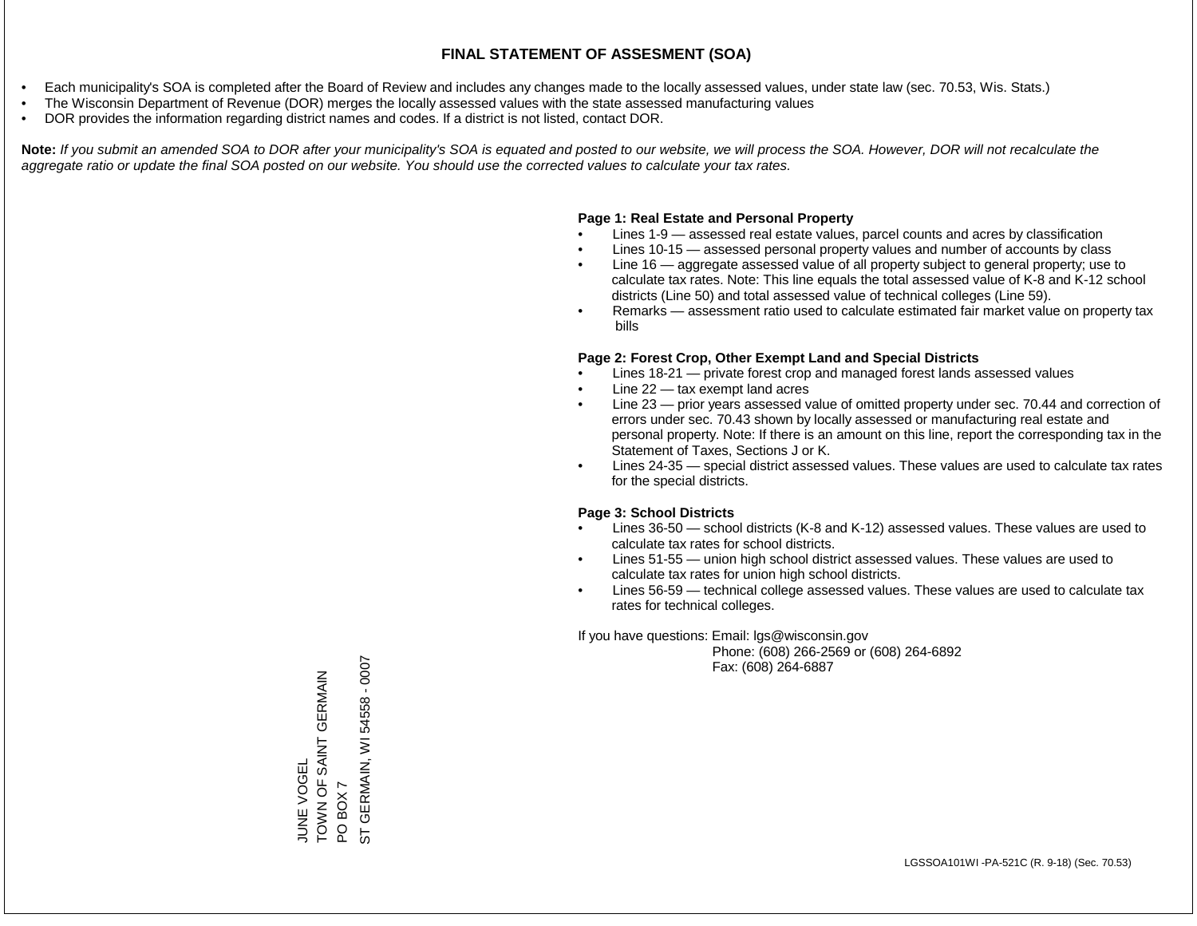# FINAL STATEMENT OF ASSESMENT (SOA)

- Each municipality's SOA is completed after the Board of Review and includes any changes made to the locally assessed values, under state law (sec. 70.53, Wis. Stats.)
- The Wisconsin Department of Revenue (DOR) merges the locally assessed values with the state assessed manufacturing values
- DOR provides the information regarding district names and codes. If a district is not listed, contact DOR.

**Note:** *If you submit an amended SOA to DOR after your municipality's SOA is equated and posted to our website, we will process the SOA. However, DOR will not recalculate the aggregate ratio or update the final SOA posted on our website. You should use the corrected values to calculate your tax rates.*

**Page 1: Real Estate and Personal Property**

- Lines 1-9 — assessed real estate values, parcel counts and acres by classification
- Lines 10-15 — assessed personal property values and number of accounts by class
- Line 16 — aggregate assessed value of all property subject to general property; use to calculate tax rates. Note: This line equals the total assessed value of K-8 and K-12 school districts (Line 50) and total assessed value of technical colleges (Line 59).
- Remarks — assessment ratio used to calculate estimated fair market value on property tax bills

**Page 2: Forest Crop, Other Exempt Land and Special Districts**

- Lines 18-21 — private forest crop and managed forest lands assessed values
- Line 22 — tax exempt land acres
- Line 23 — prior years assessed value of omitted property under sec. 70.44 and correction of errors under sec. 70.43 shown by locally assessed or manufacturing real estate and personal property. Note: If there is an amount on this line, report the corresponding tax in the Statement of Taxes, Sections J or K.
- Lines 24-35 — special district assessed values. These values are used to calculate tax rates for the special districts.

**Page 3: School Districts**

- Lines 36-50 — school districts (K-8 and K-12) assessed values. These values are used to calculate tax rates for school districts.
- Lines 51-55 — union high school district assessed values. These values are used to calculate tax rates for union high school districts.
- Lines 56-59 — technical college assessed values. These values are used to calculate tax rates for technical colleges.

If you have questions: Email: lgs@wisconsin.gov
Phone: (608) 266-2569 or (608) 264-6892
Fax: (608) 264-6887

JUNE VOGEL
TOWN OF SAINT GERMAIN
PO BOX 7
ST GERMAIN, WI 54558 - 0007

LGSSOA101WI -PA-521C (R. 9-18) (Sec. 70.53)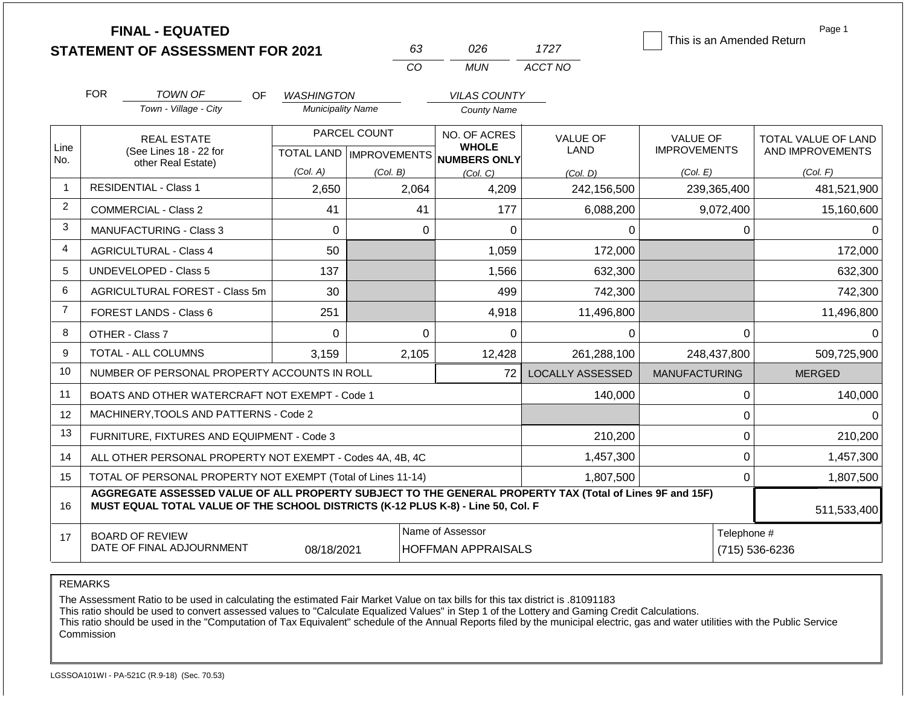# FINAL - EQUATED
## STATEMENT OF ASSESSMENT FOR 2021

| 63 | 026 | 1727 |
|---|---|---|
| CO | MUN | ACCT NO |

☐ This is an Amended Return

FOR *TOWN OF* (Town - Village - City) OF *WASHINGTON* (Municipality Name) *VILAS COUNTY* (County Name)

| Line No. | REAL ESTATE (See Lines 18 - 22 for other Real Estate) | PARCEL COUNT TOTAL LAND (Col. A) | PARCEL COUNT IMPROVEMENTS (Col. B) | NO. OF ACRES WHOLE NUMBERS ONLY (Col. C) | VALUE OF LAND (Col. D) | VALUE OF IMPROVEMENTS (Col. E) | TOTAL VALUE OF LAND AND IMPROVEMENTS (Col. F) |
|---|---|---|---|---|---|---|---|
| 1 | RESIDENTIAL - Class 1 | 2,650 | 2,064 | 4,209 | 242,156,500 | 239,365,400 | 481,521,900 |
| 2 | COMMERCIAL - Class 2 | 41 | 41 | 177 | 6,088,200 | 9,072,400 | 15,160,600 |
| 3 | MANUFACTURING - Class 3 | 0 | 0 | 0 | 0 | 0 | 0 |
| 4 | AGRICULTURAL - Class 4 | 50 | | 1,059 | 172,000 | | 172,000 |
| 5 | UNDEVELOPED - Class 5 | 137 | | 1,566 | 632,300 | | 632,300 |
| 6 | AGRICULTURAL FOREST - Class 5m | 30 | | 499 | 742,300 | | 742,300 |
| 7 | FOREST LANDS - Class 6 | 251 | | 4,918 | 11,496,800 | | 11,496,800 |
| 8 | OTHER - Class 7 | 0 | 0 | 0 | 0 | 0 | 0 |
| 9 | TOTAL - ALL COLUMNS | 3,159 | 2,105 | 12,428 | 261,288,100 | 248,437,800 | 509,725,900 |
| 10 | NUMBER OF PERSONAL PROPERTY ACCOUNTS IN ROLL | | | 72 | LOCALLY ASSESSED | MANUFACTURING | MERGED |
| 11 | BOATS AND OTHER WATERCRAFT NOT EXEMPT - Code 1 | | | | 140,000 | 0 | 140,000 |
| 12 | MACHINERY,TOOLS AND PATTERNS - Code 2 | | | | | 0 | 0 |
| 13 | FURNITURE, FIXTURES AND EQUIPMENT - Code 3 | | | | 210,200 | 0 | 210,200 |
| 14 | ALL OTHER PERSONAL PROPERTY NOT EXEMPT - Codes 4A, 4B, 4C | | | | 1,457,300 | 0 | 1,457,300 |
| 15 | TOTAL OF PERSONAL PROPERTY NOT EXEMPT (Total of Lines 11-14) | | | | 1,807,500 | 0 | 1,807,500 |
| 16 | **AGGREGATE ASSESSED VALUE OF ALL PROPERTY SUBJECT TO THE GENERAL PROPERTY TAX (Total of Lines 9F and 15F) MUST EQUAL TOTAL VALUE OF THE SCHOOL DISTRICTS (K-12 PLUS K-8) - Line 50, Col. F** | | | | | | 511,533,400 |
| 17 | BOARD OF REVIEW DATE OF FINAL ADJOURNMENT | 08/18/2021 | | Name of Assessor: HOFFMAN APPRAISALS | | | Telephone #: (715) 536-6236 |

REMARKS

The Assessment Ratio to be used in calculating the estimated Fair Market Value on tax bills for this tax district is .81091183
This ratio should be used to convert assessed values to "Calculate Equalized Values" in Step 1 of the Lottery and Gaming Credit Calculations.
This ratio should be used in the "Computation of Tax Equivalent" schedule of the Annual Reports filed by the municipal electric, gas and water utilities with the Public Service Commission

LGSSOA101WI - PA-521C (R.9-18) (Sec. 70.53)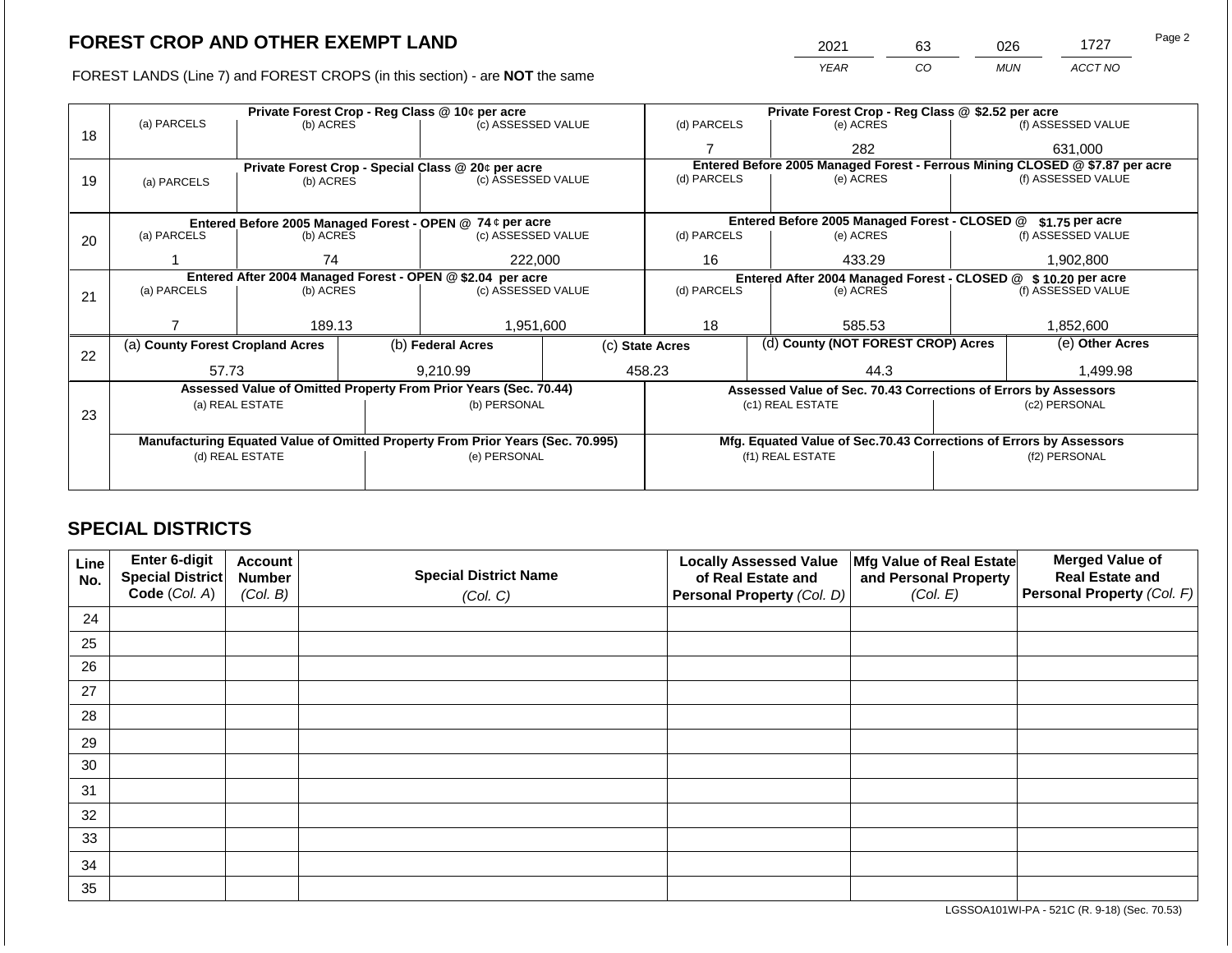# FOREST CROP AND OTHER EXEMPT LAND

| 2021 | 63 | 026 | 1727 |
|---|---|---|---|
| *YEAR* | *CO* | *MUN* | *ACCT NO* |

FOREST LANDS (Line 7) and FOREST CROPS (in this section) - are **NOT** the same

| Line | Private Forest Crop - Reg Class @ 10¢ per acre | | | Private Forest Crop - Reg Class @ $2.52 per acre | | |
|---|---|---|---|---|---|---|
| | (a) PARCELS | (b) ACRES | (c) ASSESSED VALUE | (d) PARCELS | (e) ACRES | (f) ASSESSED VALUE |
| 18 | | | | 7 | 282 | 631,000 |
| | **Private Forest Crop - Special Class @ 20¢ per acre** | | | **Entered Before 2005 Managed Forest - Ferrous Mining CLOSED @ $7.87 per acre** | | |
| | (a) PARCELS | (b) ACRES | (c) ASSESSED VALUE | (d) PARCELS | (e) ACRES | (f) ASSESSED VALUE |
| 19 | | | | | | |
| | **Entered Before 2005 Managed Forest - OPEN @ 74 ¢ per acre** | | | **Entered Before 2005 Managed Forest - CLOSED @ $1.75 per acre** | | |
| | (a) PARCELS | (b) ACRES | (c) ASSESSED VALUE | (d) PARCELS | (e) ACRES | (f) ASSESSED VALUE |
| 20 | 1 | 74 | 222,000 | 16 | 433.29 | 1,902,800 |
| | **Entered After 2004 Managed Forest - OPEN @ $2.04 per acre** | | | **Entered After 2004 Managed Forest - CLOSED @ $ 10.20 per acre** | | |
| | (a) PARCELS | (b) ACRES | (c) ASSESSED VALUE | (d) PARCELS | (e) ACRES | (f) ASSESSED VALUE |
| 21 | 7 | 189.13 | 1,951,600 | 18 | 585.53 | 1,852,600 |

| Line | (a) County Forest Cropland Acres | (b) Federal Acres | (c) State Acres | (d) County (NOT FOREST CROP) Acres | (e) Other Acres |
|---|---|---|---|---|---|
| 22 | 57.73 | 9,210.99 | 458.23 | 44.3 | 1,499.98 |

| Line | Assessed Value of Omitted Property From Prior Years (Sec. 70.44) | | Assessed Value of Sec. 70.43 Corrections of Errors by Assessors | |
|---|---|---|---|---|
| | (a) REAL ESTATE | (b) PERSONAL | (c1) REAL ESTATE | (c2) PERSONAL |
| 23 | | | | |
| | **Manufacturing Equated Value of Omitted Property From Prior Years (Sec. 70.995)** | | **Mfg. Equated Value of Sec.70.43 Corrections of Errors by Assessors** | |
| | (d) REAL ESTATE | (e) PERSONAL | (f1) REAL ESTATE | (f2) PERSONAL |
| | | | | |

## SPECIAL DISTRICTS

| Line No. | Enter 6-digit Special District Code (*Col. A*) | Account Number (*Col. B*) | Special District Name (*Col. C*) | Locally Assessed Value of Real Estate and Personal Property (*Col. D*) | Mfg Value of Real Estate and Personal Property (*Col. E*) | Merged Value of Real Estate and Personal Property (*Col. F*) |
|---|---|---|---|---|---|---|
| 24 | | | | | | |
| 25 | | | | | | |
| 26 | | | | | | |
| 27 | | | | | | |
| 28 | | | | | | |
| 29 | | | | | | |
| 30 | | | | | | |
| 31 | | | | | | |
| 32 | | | | | | |
| 33 | | | | | | |
| 34 | | | | | | |
| 35 | | | | | | |

LGSSOA101WI-PA - 521C (R. 9-18) (Sec. 70.53)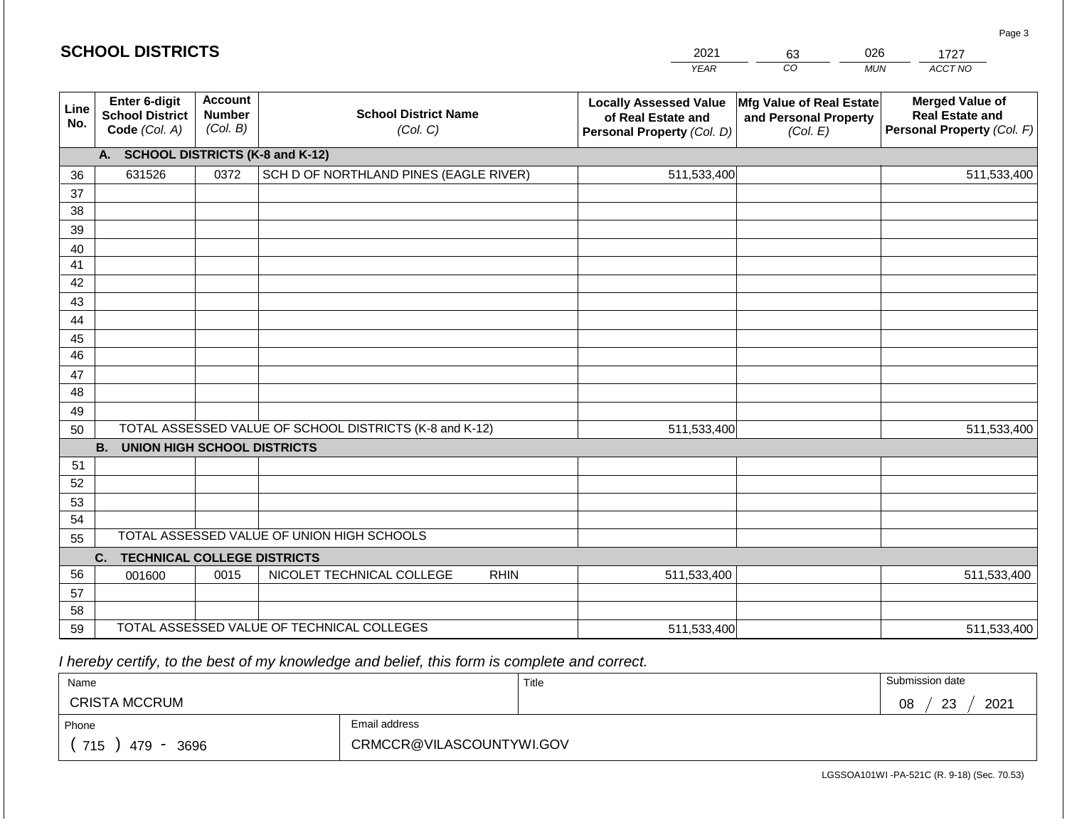## SCHOOL DISTRICTS

| YEAR | CO | MUN | ACCT NO |
|---|---|---|---|
| 2021 | 63 | 026 | 1727 |

| Line No. | Enter 6-digit School District Code (Col. A) | Account Number (Col. B) | School District Name (Col. C) | Locally Assessed Value of Real Estate and Personal Property (Col. D) | Mfg Value of Real Estate and Personal Property (Col. E) | Merged Value of Real Estate and Personal Property (Col. F) |
|---|---|---|---|---|---|---|
| | **A. SCHOOL DISTRICTS (K-8 and K-12)** | | | | | |
| 36 | 631526 | 0372 | SCH D OF NORTHLAND PINES (EAGLE RIVER) | 511,533,400 | | 511,533,400 |
| 37 | | | | | | |
| 38 | | | | | | |
| 39 | | | | | | |
| 40 | | | | | | |
| 41 | | | | | | |
| 42 | | | | | | |
| 43 | | | | | | |
| 44 | | | | | | |
| 45 | | | | | | |
| 46 | | | | | | |
| 47 | | | | | | |
| 48 | | | | | | |
| 49 | | | | | | |
| 50 | TOTAL ASSESSED VALUE OF SCHOOL DISTRICTS (K-8 and K-12) | | | 511,533,400 | | 511,533,400 |
| | **B. UNION HIGH SCHOOL DISTRICTS** | | | | | |
| 51 | | | | | | |
| 52 | | | | | | |
| 53 | | | | | | |
| 54 | | | | | | |
| 55 | TOTAL ASSESSED VALUE OF UNION HIGH SCHOOLS | | | | | |
| | **C. TECHNICAL COLLEGE DISTRICTS** | | | | | |
| 56 | 001600 | 0015 | NICOLET TECHNICAL COLLEGE RHIN | 511,533,400 | | 511,533,400 |
| 57 | | | | | | |
| 58 | | | | | | |
| 59 | TOTAL ASSESSED VALUE OF TECHNICAL COLLEGES | | | 511,533,400 | | 511,533,400 |

*I hereby certify, to the best of my knowledge and belief, this form is complete and correct.*

| Name | Title | Submission date |
|---|---|---|
| CRISTA MCCRUM | | 08 / 23 / 2021 |

| Phone | Email address |
|---|---|
| ( 715 ) 479 - 3696 | CRMCCR@VILASCOUNTYWI.GOV |

LGSSOA101WI -PA-521C (R. 9-18) (Sec. 70.53)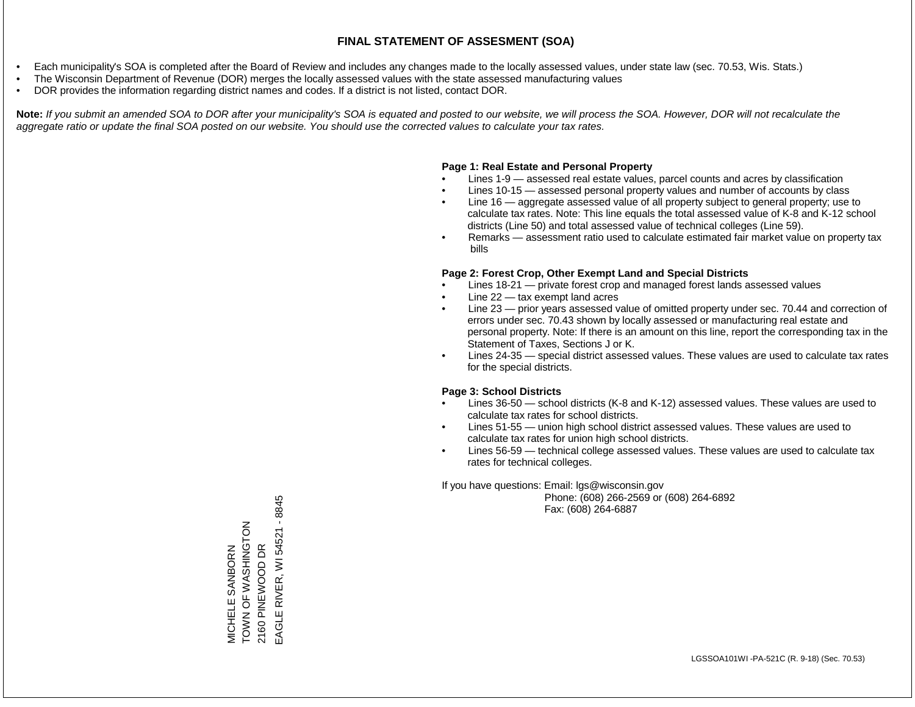# FINAL STATEMENT OF ASSESMENT (SOA)

- Each municipality's SOA is completed after the Board of Review and includes any changes made to the locally assessed values, under state law (sec. 70.53, Wis. Stats.)
- The Wisconsin Department of Revenue (DOR) merges the locally assessed values with the state assessed manufacturing values
- DOR provides the information regarding district names and codes. If a district is not listed, contact DOR.

**Note:** *If you submit an amended SOA to DOR after your municipality's SOA is equated and posted to our website, we will process the SOA. However, DOR will not recalculate the aggregate ratio or update the final SOA posted on our website. You should use the corrected values to calculate your tax rates.*

**Page 1: Real Estate and Personal Property**

- Lines 1-9 — assessed real estate values, parcel counts and acres by classification
- Lines 10-15 — assessed personal property values and number of accounts by class
- Line 16 — aggregate assessed value of all property subject to general property; use to calculate tax rates. Note: This line equals the total assessed value of K-8 and K-12 school districts (Line 50) and total assessed value of technical colleges (Line 59).
- Remarks — assessment ratio used to calculate estimated fair market value on property tax bills

**Page 2: Forest Crop, Other Exempt Land and Special Districts**

- Lines 18-21 — private forest crop and managed forest lands assessed values
- Line 22 — tax exempt land acres
- Line 23 — prior years assessed value of omitted property under sec. 70.44 and correction of errors under sec. 70.43 shown by locally assessed or manufacturing real estate and personal property. Note: If there is an amount on this line, report the corresponding tax in the Statement of Taxes, Sections J or K.
- Lines 24-35 — special district assessed values. These values are used to calculate tax rates for the special districts.

**Page 3: School Districts**

- Lines 36-50 — school districts (K-8 and K-12) assessed values. These values are used to calculate tax rates for school districts.
- Lines 51-55 — union high school district assessed values. These values are used to calculate tax rates for union high school districts.
- Lines 56-59 — technical college assessed values. These values are used to calculate tax rates for technical colleges.

If you have questions: Email: lgs@wisconsin.gov
Phone: (608) 266-2569 or (608) 264-6892
Fax: (608) 264-6887

MICHELE SANBORN
TOWN OF WASHINGTON
2160 PINEWOOD DR
EAGLE RIVER, WI 54521 - 8845

LGSSOA101WI -PA-521C (R. 9-18) (Sec. 70.53)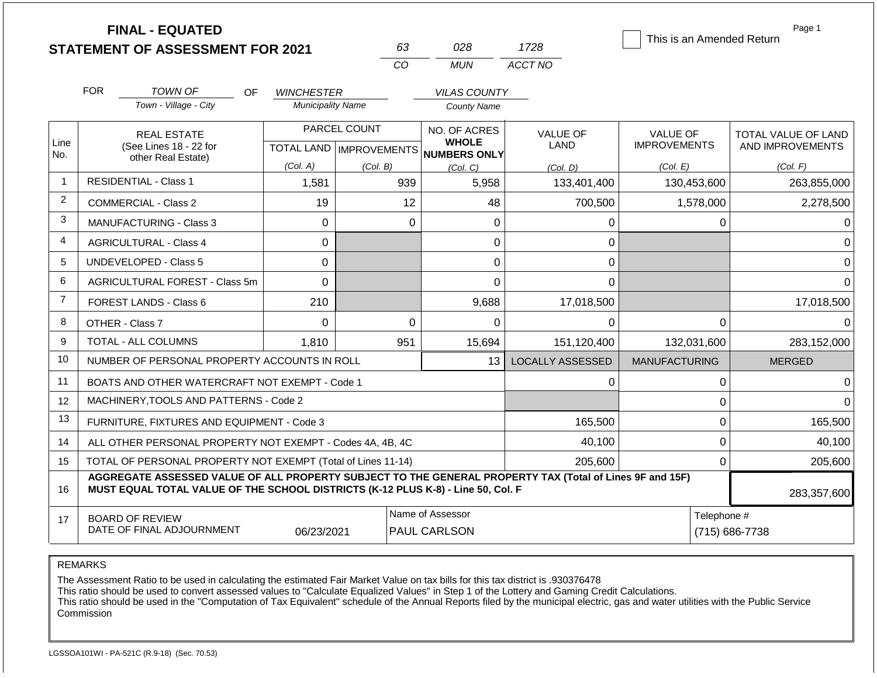# FINAL - EQUATED
## STATEMENT OF ASSESSMENT FOR 2021

| 63 | 028 | 1728 |
|---|---|---|
| CO | MUN | ACCT NO |

☐ This is an Amended Return

Page 1

FOR TOWN OF (Town - Village - City) OF WINCHESTER (Municipality Name) VILAS COUNTY (County Name)

| Line No. | REAL ESTATE (See Lines 18 - 22 for other Real Estate) | PARCEL COUNT TOTAL LAND (Col. A) | PARCEL COUNT IMPROVEMENTS (Col. B) | NO. OF ACRES WHOLE NUMBERS ONLY (Col. C) | VALUE OF LAND (Col. D) | VALUE OF IMPROVEMENTS (Col. E) | TOTAL VALUE OF LAND AND IMPROVEMENTS (Col. F) |
|---|---|---|---|---|---|---|---|
| 1 | RESIDENTIAL - Class 1 | 1,581 | 939 | 5,958 | 133,401,400 | 130,453,600 | 263,855,000 |
| 2 | COMMERCIAL - Class 2 | 19 | 12 | 48 | 700,500 | 1,578,000 | 2,278,500 |
| 3 | MANUFACTURING - Class 3 | 0 | 0 | 0 | 0 | 0 | 0 |
| 4 | AGRICULTURAL - Class 4 | 0 | | 0 | 0 | | 0 |
| 5 | UNDEVELOPED - Class 5 | 0 | | 0 | 0 | | 0 |
| 6 | AGRICULTURAL FOREST - Class 5m | 0 | | 0 | 0 | | 0 |
| 7 | FOREST LANDS - Class 6 | 210 | | 9,688 | 17,018,500 | | 17,018,500 |
| 8 | OTHER - Class 7 | 0 | 0 | 0 | 0 | 0 | 0 |
| 9 | TOTAL - ALL COLUMNS | 1,810 | 951 | 15,694 | 151,120,400 | 132,031,600 | 283,152,000 |
| 10 | NUMBER OF PERSONAL PROPERTY ACCOUNTS IN ROLL | | | 13 | LOCALLY ASSESSED | MANUFACTURING | MERGED |
| 11 | BOATS AND OTHER WATERCRAFT NOT EXEMPT - Code 1 | | | | 0 | 0 | 0 |
| 12 | MACHINERY,TOOLS AND PATTERNS - Code 2 | | | | | 0 | 0 |
| 13 | FURNITURE, FIXTURES AND EQUIPMENT - Code 3 | | | | 165,500 | 0 | 165,500 |
| 14 | ALL OTHER PERSONAL PROPERTY NOT EXEMPT - Codes 4A, 4B, 4C | | | | 40,100 | 0 | 40,100 |
| 15 | TOTAL OF PERSONAL PROPERTY NOT EXEMPT (Total of Lines 11-14) | | | | 205,600 | 0 | 205,600 |
| 16 | **AGGREGATE ASSESSED VALUE OF ALL PROPERTY SUBJECT TO THE GENERAL PROPERTY TAX (Total of Lines 9F and 15F) MUST EQUAL TOTAL VALUE OF THE SCHOOL DISTRICTS (K-12 PLUS K-8) - Line 50, Col. F** | | | | | | 283,357,600 |
| 17 | BOARD OF REVIEW DATE OF FINAL ADJOURNMENT | 06/23/2021 | | Name of Assessor: PAUL CARLSON | | Telephone #: (715) 686-7738 | |

REMARKS

The Assessment Ratio to be used in calculating the estimated Fair Market Value on tax bills for this tax district is .930376478
This ratio should be used to convert assessed values to "Calculate Equalized Values" in Step 1 of the Lottery and Gaming Credit Calculations.
This ratio should be used in the "Computation of Tax Equivalent" schedule of the Annual Reports filed by the municipal electric, gas and water utilities with the Public Service Commission

LGSSOA101WI - PA-521C (R.9-18) (Sec. 70.53)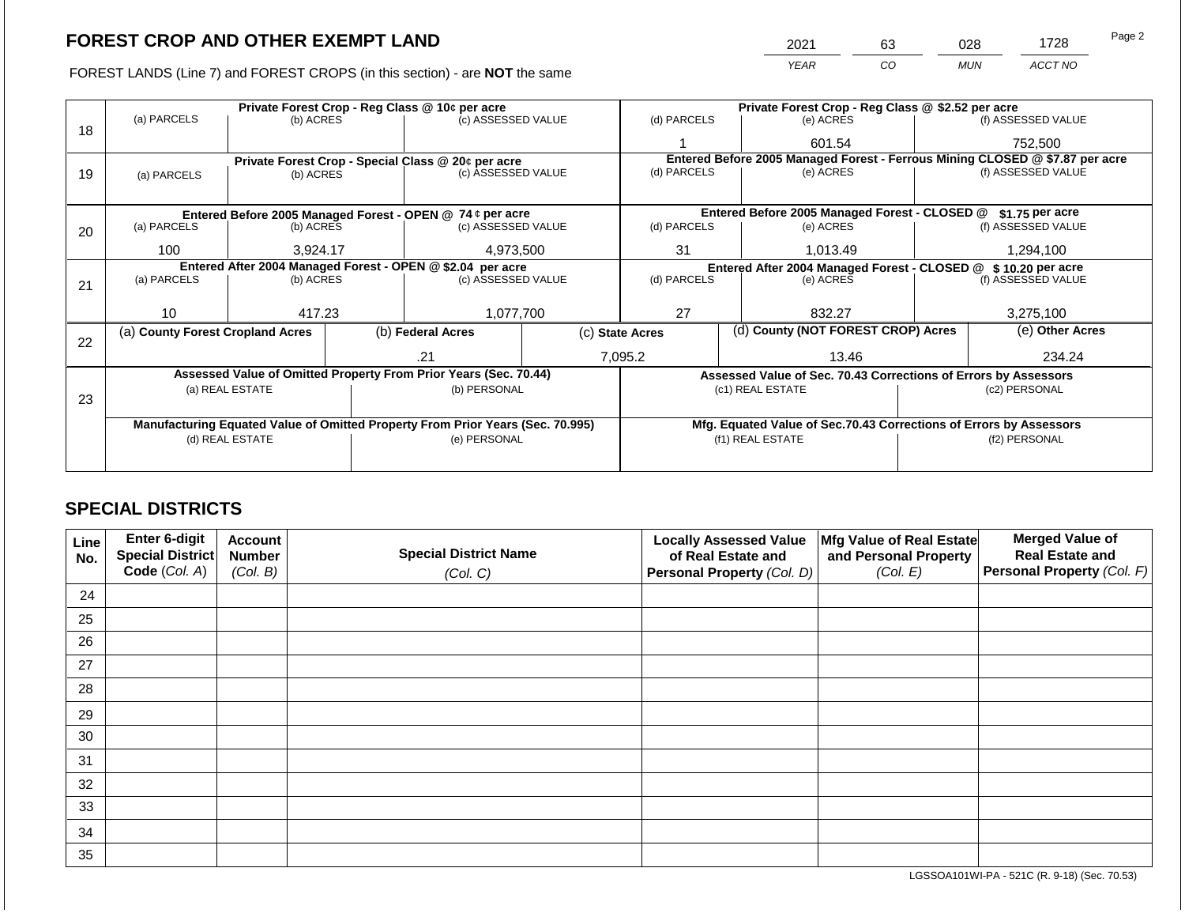# FOREST CROP AND OTHER EXEMPT LAND

FOREST LANDS (Line 7) and FOREST CROPS (in this section) - are **NOT** the same

| 2021 | 63 | 028 | 1728 |
|---|---|---|---|
| YEAR | CO | MUN | ACCT NO |

| | Private Forest Crop - Reg Class @ 10¢ per acre | | | Private Forest Crop - Reg Class @ $2.52 per acre | | |
|---|---|---|---|---|---|---|
| 18 | (a) PARCELS | (b) ACRES | (c) ASSESSED VALUE | (d) PARCELS | (e) ACRES | (f) ASSESSED VALUE |
| | | | | 1 | 601.54 | 752,500 |
| | Private Forest Crop - Special Class @ 20¢ per acre | | | Entered Before 2005 Managed Forest - Ferrous Mining CLOSED @ $7.87 per acre | | |
| 19 | (a) PARCELS | (b) ACRES | (c) ASSESSED VALUE | (d) PARCELS | (e) ACRES | (f) ASSESSED VALUE |
| | | | | | | |
| | Entered Before 2005 Managed Forest - OPEN @ 74 ¢ per acre | | | Entered Before 2005 Managed Forest - CLOSED @ $1.75 per acre | | |
| 20 | (a) PARCELS | (b) ACRES | (c) ASSESSED VALUE | (d) PARCELS | (e) ACRES | (f) ASSESSED VALUE |
| | 100 | 3,924.17 | 4,973,500 | 31 | 1,013.49 | 1,294,100 |
| | Entered After 2004 Managed Forest - OPEN @ $2.04 per acre | | | Entered After 2004 Managed Forest - CLOSED @ $ 10.20 per acre | | |
| 21 | (a) PARCELS | (b) ACRES | (c) ASSESSED VALUE | (d) PARCELS | (e) ACRES | (f) ASSESSED VALUE |
| | 10 | 417.23 | 1,077,700 | 27 | 832.27 | 3,275,100 |

| | (a) County Forest Cropland Acres | (b) Federal Acres | (c) State Acres | (d) County (NOT FOREST CROP) Acres | (e) Other Acres |
|---|---|---|---|---|---|
| 22 | | .21 | 7,095.2 | 13.46 | 234.24 |

| | Assessed Value of Omitted Property From Prior Years (Sec. 70.44) | | Assessed Value of Sec. 70.43 Corrections of Errors by Assessors | |
|---|---|---|---|---|
| 23 | (a) REAL ESTATE | (b) PERSONAL | (c1) REAL ESTATE | (c2) PERSONAL |
| | | | | |
| | Manufacturing Equated Value of Omitted Property From Prior Years (Sec. 70.995) | | Mfg. Equated Value of Sec.70.43 Corrections of Errors by Assessors | |
| | (d) REAL ESTATE | (e) PERSONAL | (f1) REAL ESTATE | (f2) PERSONAL |
| | | | | |

## SPECIAL DISTRICTS

| Line No. | Enter 6-digit Special District Code (Col. A) | Account Number (Col. B) | Special District Name (Col. C) | Locally Assessed Value of Real Estate and Personal Property (Col. D) | Mfg Value of Real Estate and Personal Property (Col. E) | Merged Value of Real Estate and Personal Property (Col. F) |
|---|---|---|---|---|---|---|
| 24 | | | | | | |
| 25 | | | | | | |
| 26 | | | | | | |
| 27 | | | | | | |
| 28 | | | | | | |
| 29 | | | | | | |
| 30 | | | | | | |
| 31 | | | | | | |
| 32 | | | | | | |
| 33 | | | | | | |
| 34 | | | | | | |
| 35 | | | | | | |

LGSSOA101WI-PA - 521C (R. 9-18) (Sec. 70.53)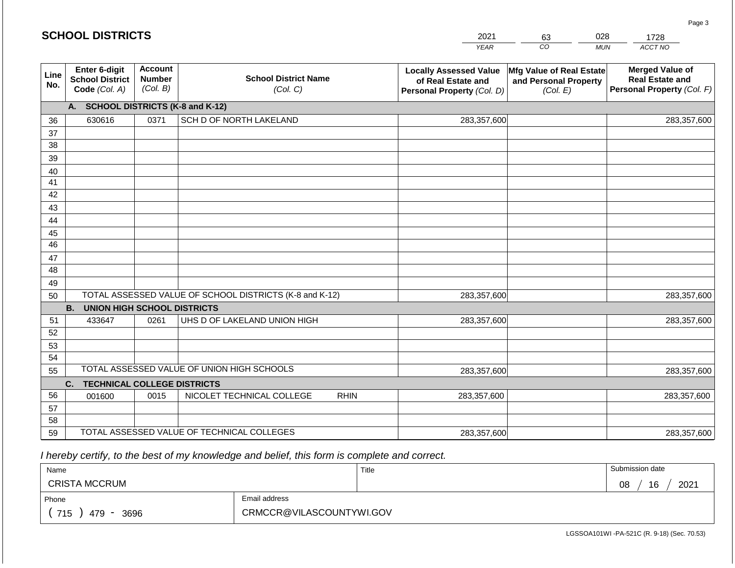## SCHOOL DISTRICTS

| 2021 | 63 | 028 | 1728 |
|---|---|---|---|
| *YEAR* | *CO* | *MUN* | *ACCT NO* |

| Line No. | Enter 6-digit School District Code *(Col. A)* | Account Number *(Col. B)* | School District Name *(Col. C)* | Locally Assessed Value of Real Estate and Personal Property *(Col. D)* | Mfg Value of Real Estate and Personal Property *(Col. E)* | Merged Value of Real Estate and Personal Property *(Col. F)* |
|---|---|---|---|---|---|---|
| | **A. SCHOOL DISTRICTS (K-8 and K-12)** | | | | | |
| 36 | 630616 | 0371 | SCH D OF NORTH LAKELAND | 283,357,600 | | 283,357,600 |
| 37 | | | | | | |
| 38 | | | | | | |
| 39 | | | | | | |
| 40 | | | | | | |
| 41 | | | | | | |
| 42 | | | | | | |
| 43 | | | | | | |
| 44 | | | | | | |
| 45 | | | | | | |
| 46 | | | | | | |
| 47 | | | | | | |
| 48 | | | | | | |
| 49 | | | | | | |
| 50 | TOTAL ASSESSED VALUE OF SCHOOL DISTRICTS (K-8 and K-12) | | | 283,357,600 | | 283,357,600 |
| | **B. UNION HIGH SCHOOL DISTRICTS** | | | | | |
| 51 | 433647 | 0261 | UHS D OF LAKELAND UNION HIGH | 283,357,600 | | 283,357,600 |
| 52 | | | | | | |
| 53 | | | | | | |
| 54 | | | | | | |
| 55 | TOTAL ASSESSED VALUE OF UNION HIGH SCHOOLS | | | 283,357,600 | | 283,357,600 |
| | **C. TECHNICAL COLLEGE DISTRICTS** | | | | | |
| 56 | 001600 | 0015 | NICOLET TECHNICAL COLLEGE RHIN | 283,357,600 | | 283,357,600 |
| 57 | | | | | | |
| 58 | | | | | | |
| 59 | TOTAL ASSESSED VALUE OF TECHNICAL COLLEGES | | | 283,357,600 | | 283,357,600 |

*I hereby certify, to the best of my knowledge and belief, this form is complete and correct.*

| Name | | Title | Submission date |
|---|---|---|---|
| CRISTA MCCRUM | | | 08 / 16 / 2021 |
| Phone | Email address | | |
| ( 715 ) 479 - 3696 | CRMCCR@VILASCOUNTYWI.GOV | | |

LGSSOA101WI -PA-521C (R. 9-18) (Sec. 70.53)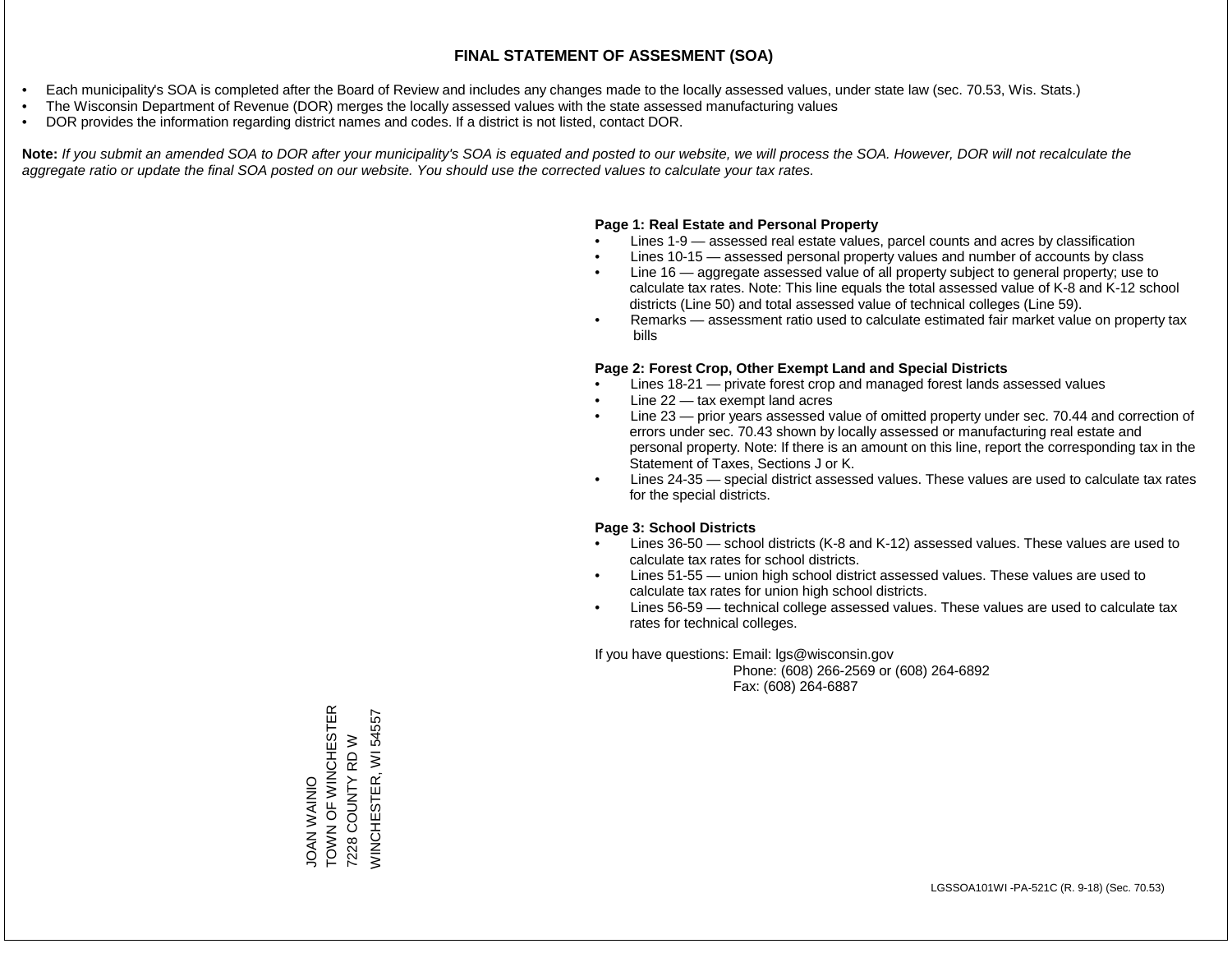# FINAL STATEMENT OF ASSESMENT (SOA)

- Each municipality's SOA is completed after the Board of Review and includes any changes made to the locally assessed values, under state law (sec. 70.53, Wis. Stats.)
- The Wisconsin Department of Revenue (DOR) merges the locally assessed values with the state assessed manufacturing values
- DOR provides the information regarding district names and codes. If a district is not listed, contact DOR.

**Note:** *If you submit an amended SOA to DOR after your municipality's SOA is equated and posted to our website, we will process the SOA. However, DOR will not recalculate the aggregate ratio or update the final SOA posted on our website. You should use the corrected values to calculate your tax rates.*

**Page 1: Real Estate and Personal Property**

- Lines 1-9 — assessed real estate values, parcel counts and acres by classification
- Lines 10-15 — assessed personal property values and number of accounts by class
- Line 16 — aggregate assessed value of all property subject to general property; use to calculate tax rates. Note: This line equals the total assessed value of K-8 and K-12 school districts (Line 50) and total assessed value of technical colleges (Line 59).
- Remarks — assessment ratio used to calculate estimated fair market value on property tax bills

**Page 2: Forest Crop, Other Exempt Land and Special Districts**

- Lines 18-21 — private forest crop and managed forest lands assessed values
- Line 22 — tax exempt land acres
- Line 23 — prior years assessed value of omitted property under sec. 70.44 and correction of errors under sec. 70.43 shown by locally assessed or manufacturing real estate and personal property. Note: If there is an amount on this line, report the corresponding tax in the Statement of Taxes, Sections J or K.
- Lines 24-35 — special district assessed values. These values are used to calculate tax rates for the special districts.

**Page 3: School Districts**

- Lines 36-50 — school districts (K-8 and K-12) assessed values. These values are used to calculate tax rates for school districts.
- Lines 51-55 — union high school district assessed values. These values are used to calculate tax rates for union high school districts.
- Lines 56-59 — technical college assessed values. These values are used to calculate tax rates for technical colleges.

If you have questions: Email: lgs@wisconsin.gov
Phone: (608) 266-2569 or (608) 264-6892
Fax: (608) 264-6887

JOAN WAINIO
TOWN OF WINCHESTER
7228 COUNTY RD W
WINCHESTER, WI 54557

LGSSOA101WI -PA-521C (R. 9-18) (Sec. 70.53)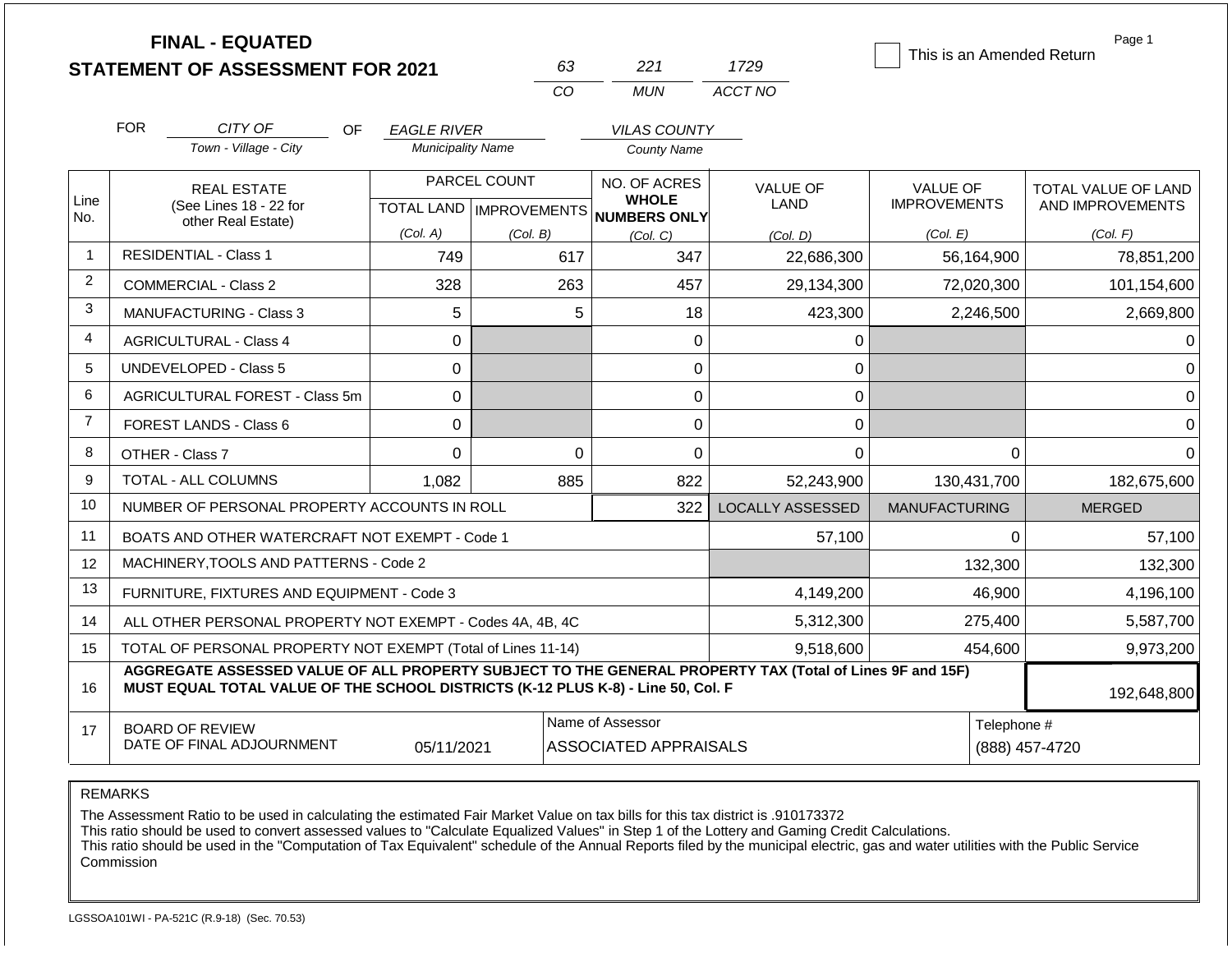# FINAL - EQUATED
## STATEMENT OF ASSESSMENT FOR 2021

| 63 | 221 | 1729 |
|---|---|---|
| CO | MUN | ACCT NO |

☐ This is an Amended Return

Page 1

FOR *CITY OF* OF *EAGLE RIVER* *VILAS COUNTY*

Town - Village - City / Municipality Name / County Name

| Line No. | REAL ESTATE (See Lines 18 - 22 for other Real Estate) | PARCEL COUNT TOTAL LAND (Col. A) | PARCEL COUNT IMPROVEMENTS (Col. B) | NO. OF ACRES WHOLE NUMBERS ONLY (Col. C) | VALUE OF LAND (Col. D) | VALUE OF IMPROVEMENTS (Col. E) | TOTAL VALUE OF LAND AND IMPROVEMENTS (Col. F) |
|---|---|---|---|---|---|---|---|
| 1 | RESIDENTIAL - Class 1 | 749 | 617 | 347 | 22,686,300 | 56,164,900 | 78,851,200 |
| 2 | COMMERCIAL - Class 2 | 328 | 263 | 457 | 29,134,300 | 72,020,300 | 101,154,600 |
| 3 | MANUFACTURING - Class 3 | 5 | 5 | 18 | 423,300 | 2,246,500 | 2,669,800 |
| 4 | AGRICULTURAL - Class 4 | 0 | | 0 | 0 | | 0 |
| 5 | UNDEVELOPED - Class 5 | 0 | | 0 | 0 | | 0 |
| 6 | AGRICULTURAL FOREST - Class 5m | 0 | | 0 | 0 | | 0 |
| 7 | FOREST LANDS - Class 6 | 0 | | 0 | 0 | | 0 |
| 8 | OTHER - Class 7 | 0 | 0 | 0 | 0 | 0 | 0 |
| 9 | TOTAL - ALL COLUMNS | 1,082 | 885 | 822 | 52,243,900 | 130,431,700 | 182,675,600 |
| 10 | NUMBER OF PERSONAL PROPERTY ACCOUNTS IN ROLL | | | 322 | LOCALLY ASSESSED | MANUFACTURING | MERGED |
| 11 | BOATS AND OTHER WATERCRAFT NOT EXEMPT - Code 1 | | | | 57,100 | 0 | 57,100 |
| 12 | MACHINERY,TOOLS AND PATTERNS - Code 2 | | | | | 132,300 | 132,300 |
| 13 | FURNITURE, FIXTURES AND EQUIPMENT - Code 3 | | | | 4,149,200 | 46,900 | 4,196,100 |
| 14 | ALL OTHER PERSONAL PROPERTY NOT EXEMPT - Codes 4A, 4B, 4C | | | | 5,312,300 | 275,400 | 5,587,700 |
| 15 | TOTAL OF PERSONAL PROPERTY NOT EXEMPT (Total of Lines 11-14) | | | | 9,518,600 | 454,600 | 9,973,200 |
| 16 | AGGREGATE ASSESSED VALUE OF ALL PROPERTY SUBJECT TO THE GENERAL PROPERTY TAX (Total of Lines 9F and 15F) MUST EQUAL TOTAL VALUE OF THE SCHOOL DISTRICTS (K-12 PLUS K-8) - Line 50, Col. F | | | | | | 192,648,800 |
| 17 | BOARD OF REVIEW DATE OF FINAL ADJOURNMENT | 05/11/2021 | | Name of Assessor: ASSOCIATED APPRAISALS | | | Telephone #: (888) 457-4720 |

REMARKS

The Assessment Ratio to be used in calculating the estimated Fair Market Value on tax bills for this tax district is .910173372
This ratio should be used to convert assessed values to "Calculate Equalized Values" in Step 1 of the Lottery and Gaming Credit Calculations.
This ratio should be used in the "Computation of Tax Equivalent" schedule of the Annual Reports filed by the municipal electric, gas and water utilities with the Public Service Commission

LGSSOA101WI - PA-521C (R.9-18) (Sec. 70.53)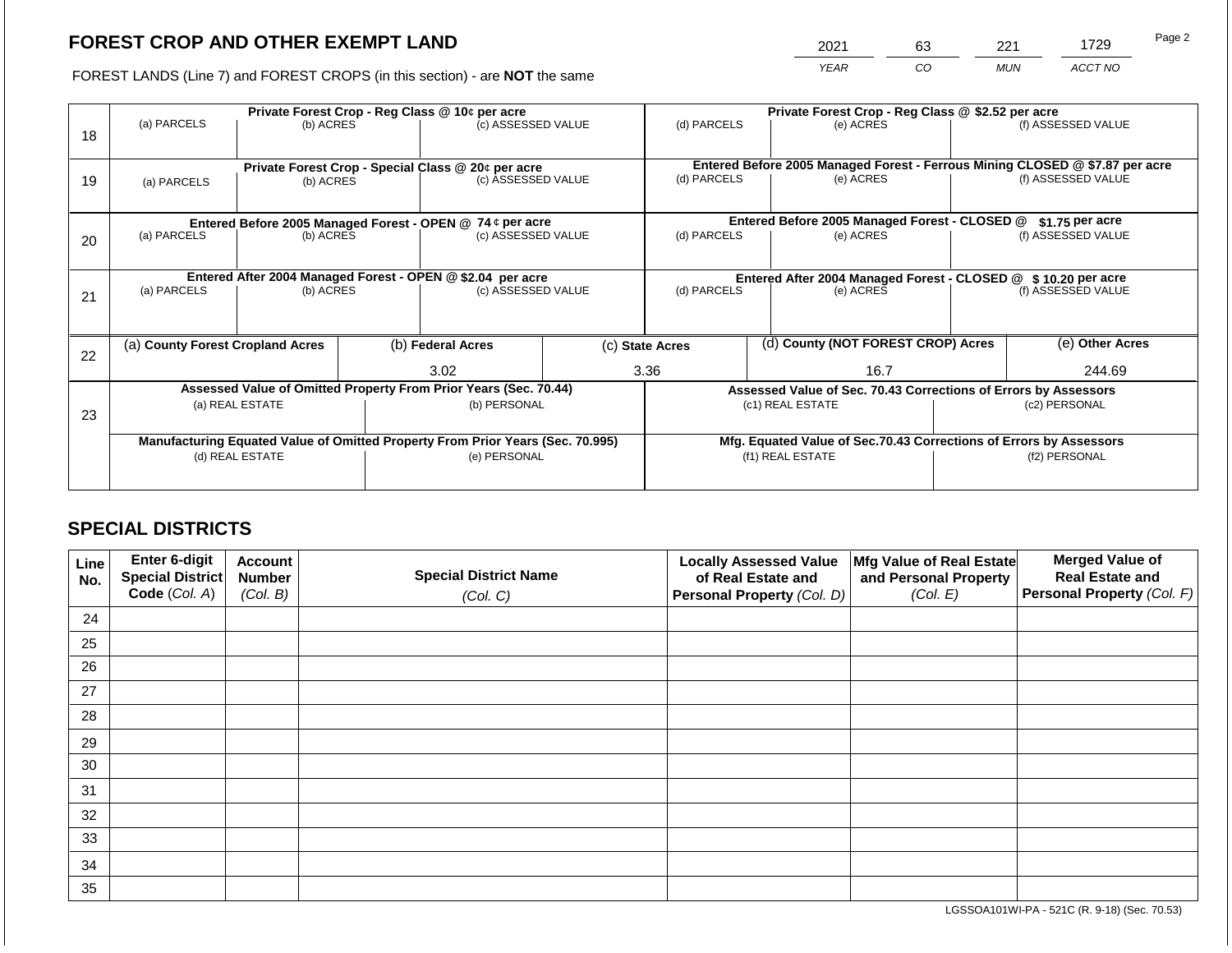# FOREST CROP AND OTHER EXEMPT LAND

FOREST LANDS (Line 7) and FOREST CROPS (in this section) - are **NOT** the same

| 2021 | 63 | 221 | 1729 |
|---|---|---|---|
| *YEAR* | *CO* | *MUN* | *ACCT NO* |

| | Private Forest Crop - Reg Class @ 10¢ per acre | | | Private Forest Crop - Reg Class @ $2.52 per acre | | |
|---|---|---|---|---|---|---|
| 18 | (a) PARCELS | (b) ACRES | (c) ASSESSED VALUE | (d) PARCELS | (e) ACRES | (f) ASSESSED VALUE |
| | **Private Forest Crop - Special Class @ 20¢ per acre** | | | **Entered Before 2005 Managed Forest - Ferrous Mining CLOSED @ $7.87 per acre** | | |
| 19 | (a) PARCELS | (b) ACRES | (c) ASSESSED VALUE | (d) PARCELS | (e) ACRES | (f) ASSESSED VALUE |
| | **Entered Before 2005 Managed Forest - OPEN @ 74 ¢ per acre** | | | **Entered Before 2005 Managed Forest - CLOSED @ $1.75 per acre** | | |
| 20 | (a) PARCELS | (b) ACRES | (c) ASSESSED VALUE | (d) PARCELS | (e) ACRES | (f) ASSESSED VALUE |
| | **Entered After 2004 Managed Forest - OPEN @ $2.04 per acre** | | | **Entered After 2004 Managed Forest - CLOSED @ $ 10.20 per acre** | | |
| 21 | (a) PARCELS | (b) ACRES | (c) ASSESSED VALUE | (d) PARCELS | (e) ACRES | (f) ASSESSED VALUE |

| | (a) **County Forest Cropland Acres** | (b) **Federal Acres** | (c) **State Acres** | (d) **County (NOT FOREST CROP) Acres** | (e) **Other Acres** |
|---|---|---|---|---|---|
| 22 | | 3.02 | 3.36 | 16.7 | 244.69 |

| | Assessed Value of Omitted Property From Prior Years (Sec. 70.44) | | Assessed Value of Sec. 70.43 Corrections of Errors by Assessors | |
|---|---|---|---|---|
| 23 | (a) REAL ESTATE | (b) PERSONAL | (c1) REAL ESTATE | (c2) PERSONAL |
| | **Manufacturing Equated Value of Omitted Property From Prior Years (Sec. 70.995)** | | **Mfg. Equated Value of Sec.70.43 Corrections of Errors by Assessors** | |
| | (d) REAL ESTATE | (e) PERSONAL | (f1) REAL ESTATE | (f2) PERSONAL |

## SPECIAL DISTRICTS

| Line No. | Enter 6-digit Special District Code (*Col. A*) | Account Number (*Col. B*) | Special District Name (*Col. C*) | Locally Assessed Value of Real Estate and Personal Property (*Col. D*) | Mfg Value of Real Estate and Personal Property (*Col. E*) | Merged Value of Real Estate and Personal Property (*Col. F*) |
|---|---|---|---|---|---|---|
| 24 | | | | | | |
| 25 | | | | | | |
| 26 | | | | | | |
| 27 | | | | | | |
| 28 | | | | | | |
| 29 | | | | | | |
| 30 | | | | | | |
| 31 | | | | | | |
| 32 | | | | | | |
| 33 | | | | | | |
| 34 | | | | | | |
| 35 | | | | | | |

LGSSOA101WI-PA - 521C (R. 9-18) (Sec. 70.53)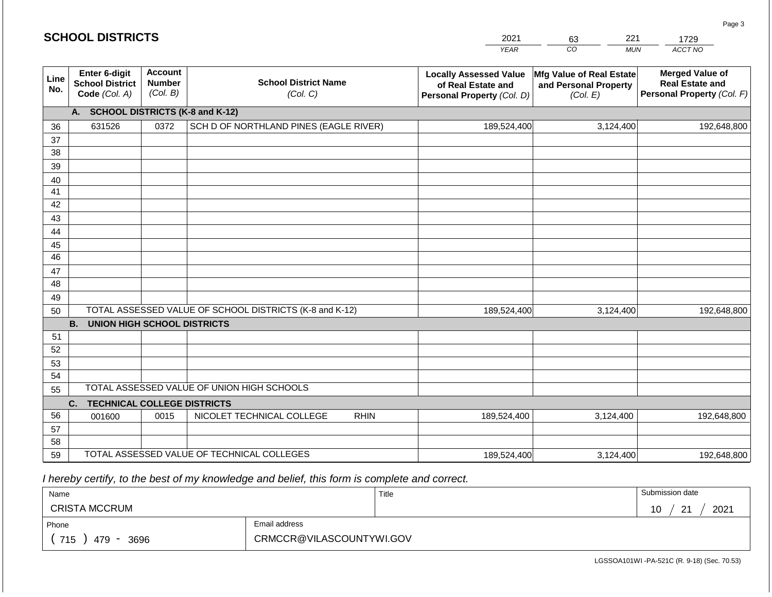## SCHOOL DISTRICTS

| 2021 | 63 | 221 | 1729 |
|---|---|---|---|
| YEAR | CO | MUN | ACCT NO |

| Line No. | Enter 6-digit School District Code (Col. A) | Account Number (Col. B) | School District Name (Col. C) | Locally Assessed Value of Real Estate and Personal Property (Col. D) | Mfg Value of Real Estate and Personal Property (Col. E) | Merged Value of Real Estate and Personal Property (Col. F) |
|---|---|---|---|---|---|---|
| | **A. SCHOOL DISTRICTS (K-8 and K-12)** | | | | | |
| 36 | 631526 | 0372 | SCH D OF NORTHLAND PINES (EAGLE RIVER) | 189,524,400 | 3,124,400 | 192,648,800 |
| 37 | | | | | | |
| 38 | | | | | | |
| 39 | | | | | | |
| 40 | | | | | | |
| 41 | | | | | | |
| 42 | | | | | | |
| 43 | | | | | | |
| 44 | | | | | | |
| 45 | | | | | | |
| 46 | | | | | | |
| 47 | | | | | | |
| 48 | | | | | | |
| 49 | | | | | | |
| 50 | TOTAL ASSESSED VALUE OF SCHOOL DISTRICTS (K-8 and K-12) | | | 189,524,400 | 3,124,400 | 192,648,800 |
| | **B. UNION HIGH SCHOOL DISTRICTS** | | | | | |
| 51 | | | | | | |
| 52 | | | | | | |
| 53 | | | | | | |
| 54 | | | | | | |
| 55 | TOTAL ASSESSED VALUE OF UNION HIGH SCHOOLS | | | | | |
| | **C. TECHNICAL COLLEGE DISTRICTS** | | | | | |
| 56 | 001600 | 0015 | NICOLET TECHNICAL COLLEGE RHIN | 189,524,400 | 3,124,400 | 192,648,800 |
| 57 | | | | | | |
| 58 | | | | | | |
| 59 | TOTAL ASSESSED VALUE OF TECHNICAL COLLEGES | | | 189,524,400 | 3,124,400 | 192,648,800 |

*I hereby certify, to the best of my knowledge and belief, this form is complete and correct.*

| Name | | Title | Submission date |
|---|---|---|---|
| CRISTA MCCRUM | | | 10 / 21 / 2021 |
| Phone | Email address | | |
| ( 715 ) 479 - 3696 | CRMCCR@VILASCOUNTYWI.GOV | | |

LGSSOA101WI -PA-521C (R. 9-18) (Sec. 70.53)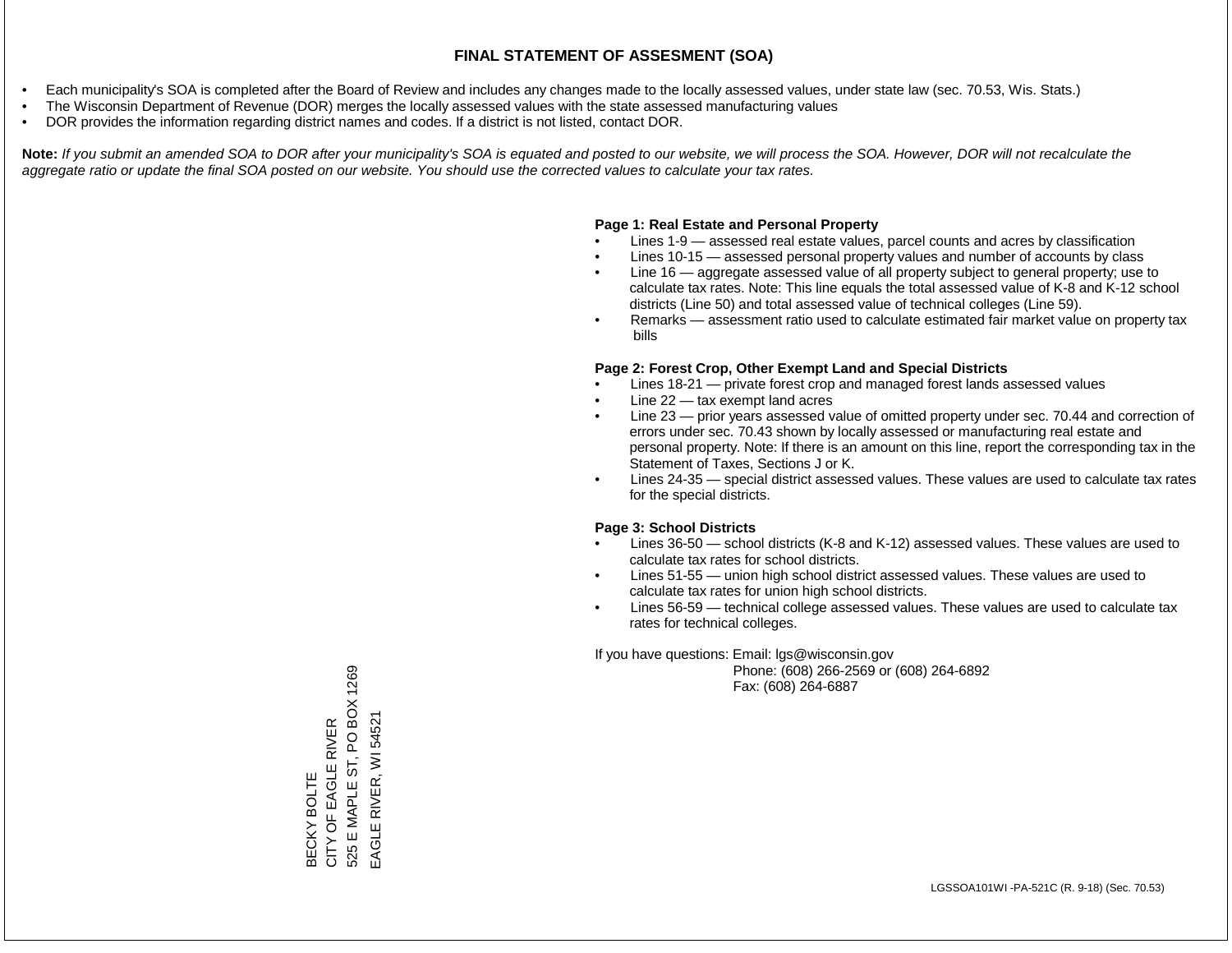# FINAL STATEMENT OF ASSESMENT (SOA)

- Each municipality's SOA is completed after the Board of Review and includes any changes made to the locally assessed values, under state law (sec. 70.53, Wis. Stats.)
- The Wisconsin Department of Revenue (DOR) merges the locally assessed values with the state assessed manufacturing values
- DOR provides the information regarding district names and codes. If a district is not listed, contact DOR.

**Note:** *If you submit an amended SOA to DOR after your municipality's SOA is equated and posted to our website, we will process the SOA. However, DOR will not recalculate the aggregate ratio or update the final SOA posted on our website. You should use the corrected values to calculate your tax rates.*

**Page 1: Real Estate and Personal Property**

- Lines 1-9 — assessed real estate values, parcel counts and acres by classification
- Lines 10-15 — assessed personal property values and number of accounts by class
- Line 16 — aggregate assessed value of all property subject to general property; use to calculate tax rates. Note: This line equals the total assessed value of K-8 and K-12 school districts (Line 50) and total assessed value of technical colleges (Line 59).
- Remarks — assessment ratio used to calculate estimated fair market value on property tax bills

**Page 2: Forest Crop, Other Exempt Land and Special Districts**

- Lines 18-21 — private forest crop and managed forest lands assessed values
- Line 22 — tax exempt land acres
- Line 23 — prior years assessed value of omitted property under sec. 70.44 and correction of errors under sec. 70.43 shown by locally assessed or manufacturing real estate and personal property. Note: If there is an amount on this line, report the corresponding tax in the Statement of Taxes, Sections J or K.
- Lines 24-35 — special district assessed values. These values are used to calculate tax rates for the special districts.

**Page 3: School Districts**

- Lines 36-50 — school districts (K-8 and K-12) assessed values. These values are used to calculate tax rates for school districts.
- Lines 51-55 — union high school district assessed values. These values are used to calculate tax rates for union high school districts.
- Lines 56-59 — technical college assessed values. These values are used to calculate tax rates for technical colleges.

If you have questions: Email: lgs@wisconsin.gov
Phone: (608) 266-2569 or (608) 264-6892
Fax: (608) 264-6887

BECKY BOLTE
CITY OF EAGLE RIVER
525 E MAPLE ST, PO BOX 1269
EAGLE RIVER, WI 54521

LGSSOA101WI -PA-521C (R. 9-18) (Sec. 70.53)